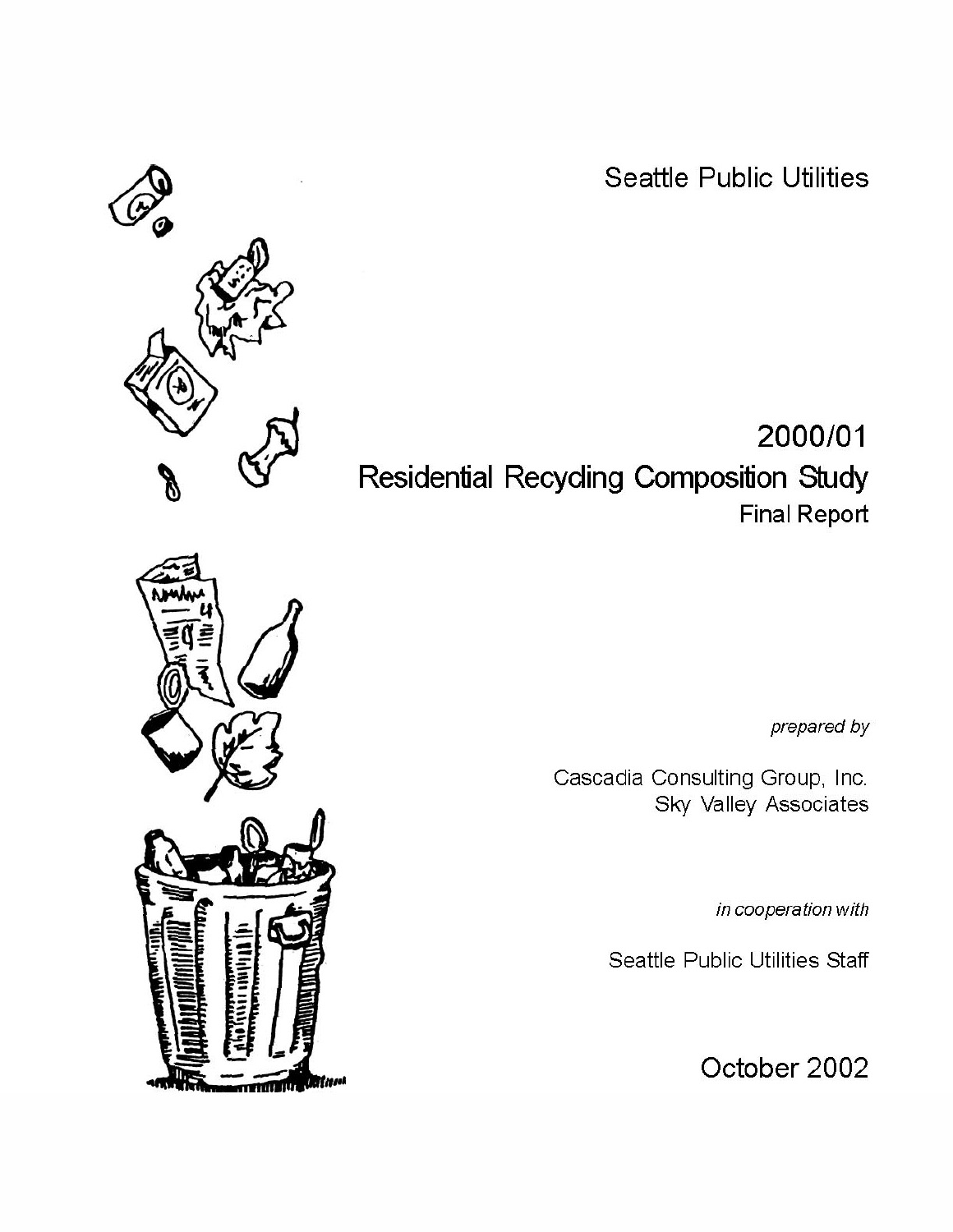Seattle Public Utilities

# 2000/01 Residential Recycling Composition Study

## Final Report

*prepared by*

Cascadia Consulting Group, Inc.
Sky Valley Associates

*in cooperation with*

Seattle Public Utilities Staff

October 2002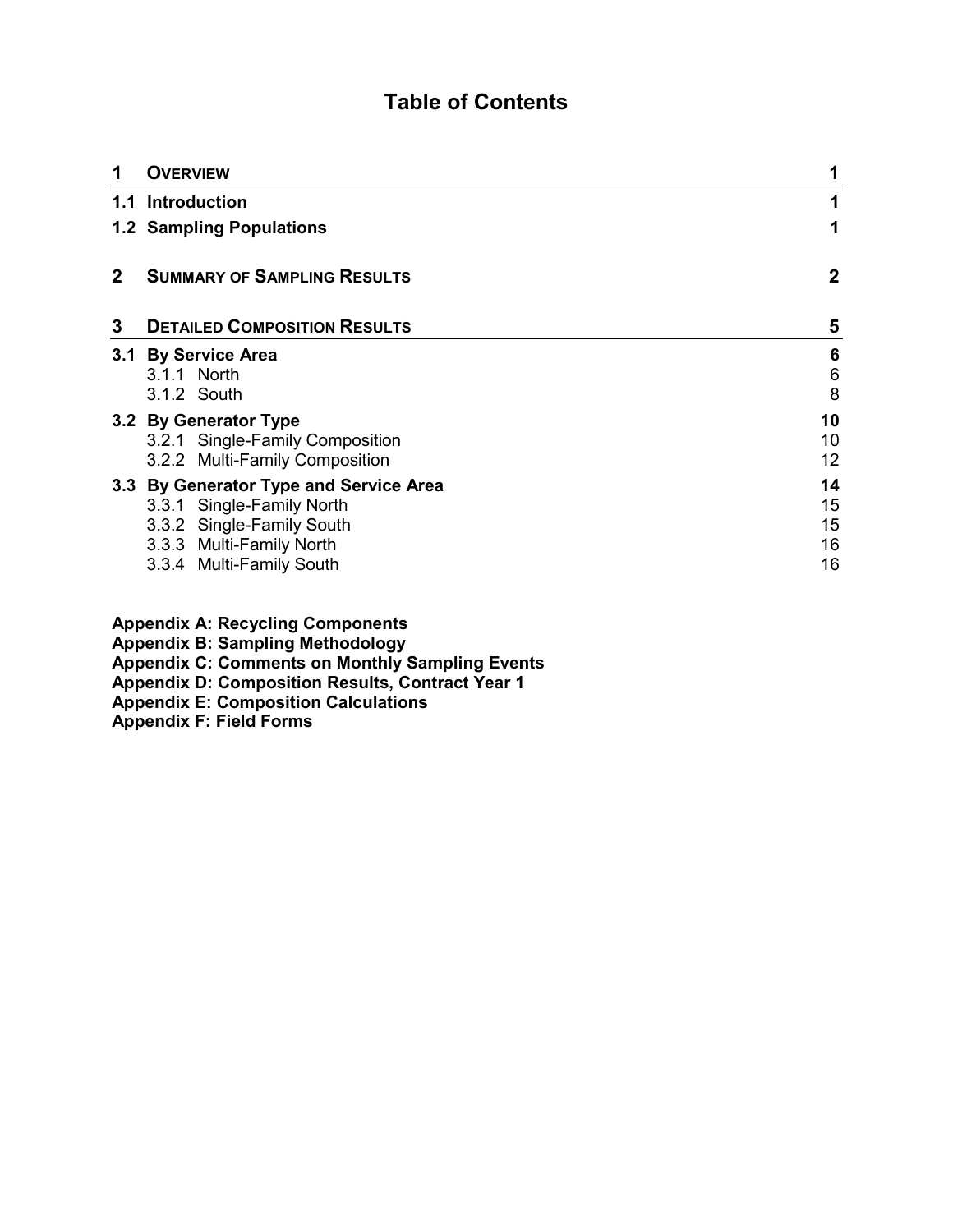# Table of Contents

| | | |
|---|---|---|
| **1** | **OVERVIEW** | **1** |
| **1.1** | **Introduction** | **1** |
| **1.2** | **Sampling Populations** | **1** |
| **2** | **SUMMARY OF SAMPLING RESULTS** | **2** |
| **3** | **DETAILED COMPOSITION RESULTS** | **5** |
| **3.1** | **By Service Area** | **6** |
| | 3.1.1 North | 6 |
| | 3.1.2 South | 8 |
| **3.2** | **By Generator Type** | **10** |
| | 3.2.1 Single-Family Composition | 10 |
| | 3.2.2 Multi-Family Composition | 12 |
| **3.3** | **By Generator Type and Service Area** | **14** |
| | 3.3.1 Single-Family North | 15 |
| | 3.3.2 Single-Family South | 15 |
| | 3.3.3 Multi-Family North | 16 |
| | 3.3.4 Multi-Family South | 16 |

**Appendix A: Recycling Components**
**Appendix B: Sampling Methodology**
**Appendix C: Comments on Monthly Sampling Events**
**Appendix D: Composition Results, Contract Year 1**
**Appendix E: Composition Calculations**
**Appendix F: Field Forms**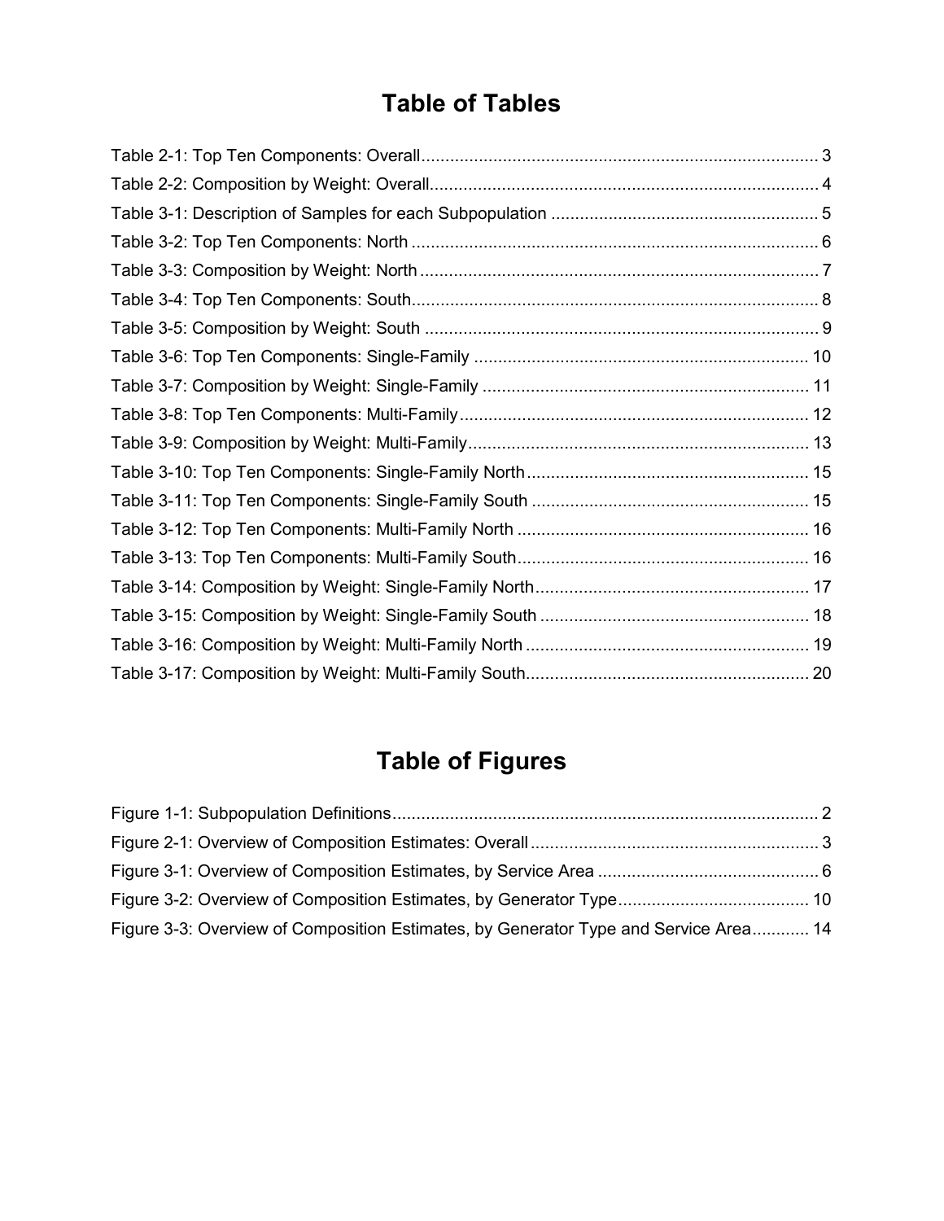# Table of Tables

Table 2-1: Top Ten Components: Overall .................................................................................... 3
Table 2-2: Composition by Weight: Overall.................................................................................. 4
Table 3-1: Description of Samples for each Subpopulation ........................................................ 5
Table 3-2: Top Ten Components: North ...................................................................................... 6
Table 3-3: Composition by Weight: North .................................................................................... 7
Table 3-4: Top Ten Components: South....................................................................................... 8
Table 3-5: Composition by Weight: South .................................................................................... 9
Table 3-6: Top Ten Components: Single-Family ....................................................................... 10
Table 3-7: Composition by Weight: Single-Family ..................................................................... 11
Table 3-8: Top Ten Components: Multi-Family.......................................................................... 12
Table 3-9: Composition by Weight: Multi-Family........................................................................ 13
Table 3-10: Top Ten Components: Single-Family North............................................................ 15
Table 3-11: Top Ten Components: Single-Family South ........................................................... 15
Table 3-12: Top Ten Components: Multi-Family North .............................................................. 16
Table 3-13: Top Ten Components: Multi-Family South.............................................................. 16
Table 3-14: Composition by Weight: Single-Family North.......................................................... 17
Table 3-15: Composition by Weight: Single-Family South ......................................................... 18
Table 3-16: Composition by Weight: Multi-Family North ............................................................ 19
Table 3-17: Composition by Weight: Multi-Family South............................................................ 20

# Table of Figures

Figure 1-1: Subpopulation Definitions.......................................................................................... 2
Figure 2-1: Overview of Composition Estimates: Overall ............................................................ 3
Figure 3-1: Overview of Composition Estimates, by Service Area ............................................... 6
Figure 3-2: Overview of Composition Estimates, by Generator Type......................................... 10
Figure 3-3: Overview of Composition Estimates, by Generator Type and Service Area............ 14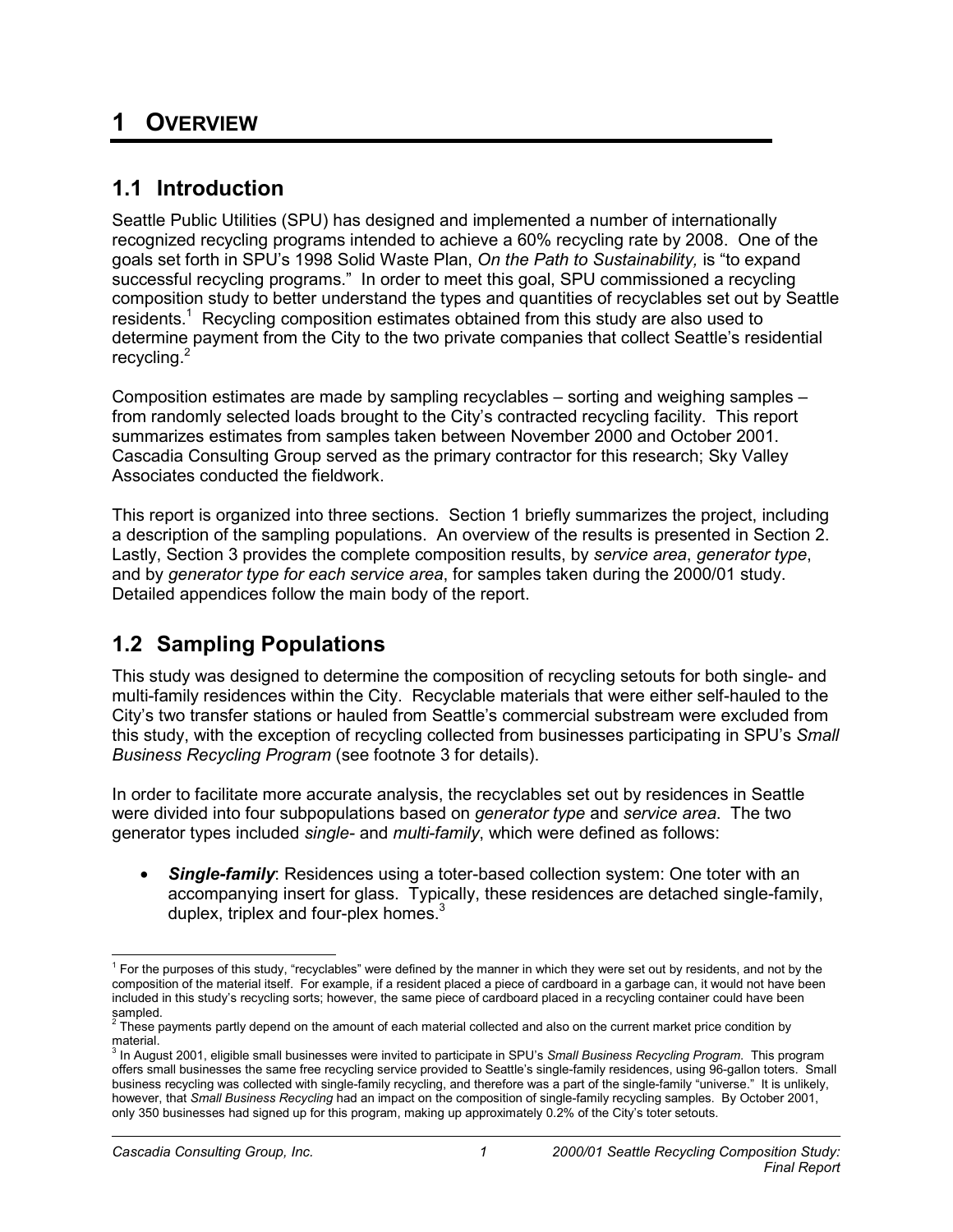# 1 OVERVIEW

## 1.1 Introduction

Seattle Public Utilities (SPU) has designed and implemented a number of internationally recognized recycling programs intended to achieve a 60% recycling rate by 2008. One of the goals set forth in SPU's 1998 Solid Waste Plan, *On the Path to Sustainability,* is "to expand successful recycling programs." In order to meet this goal, SPU commissioned a recycling composition study to better understand the types and quantities of recyclables set out by Seattle residents.[1] Recycling composition estimates obtained from this study are also used to determine payment from the City to the two private companies that collect Seattle's residential recycling.[2]

Composition estimates are made by sampling recyclables – sorting and weighing samples – from randomly selected loads brought to the City's contracted recycling facility. This report summarizes estimates from samples taken between November 2000 and October 2001. Cascadia Consulting Group served as the primary contractor for this research; Sky Valley Associates conducted the fieldwork.

This report is organized into three sections. Section 1 briefly summarizes the project, including a description of the sampling populations. An overview of the results is presented in Section 2. Lastly, Section 3 provides the complete composition results, by *service area*, *generator type*, and by *generator type for each service area*, for samples taken during the 2000/01 study. Detailed appendices follow the main body of the report.

## 1.2 Sampling Populations

This study was designed to determine the composition of recycling setouts for both single- and multi-family residences within the City. Recyclable materials that were either self-hauled to the City's two transfer stations or hauled from Seattle's commercial substream were excluded from this study, with the exception of recycling collected from businesses participating in SPU's *Small Business Recycling Program* (see footnote 3 for details).

In order to facilitate more accurate analysis, the recyclables set out by residences in Seattle were divided into four subpopulations based on *generator type* and *service area*. The two generator types included *single*- and *multi-family*, which were defined as follows:

- ***Single-family***: Residences using a toter-based collection system: One toter with an accompanying insert for glass. Typically, these residences are detached single-family, duplex, triplex and four-plex homes.[3]

---

[1] For the purposes of this study, "recyclables" were defined by the manner in which they were set out by residents, and not by the composition of the material itself. For example, if a resident placed a piece of cardboard in a garbage can, it would not have been included in this study's recycling sorts; however, the same piece of cardboard placed in a recycling container could have been sampled.

[2] These payments partly depend on the amount of each material collected and also on the current market price condition by material.

[3] In August 2001, eligible small businesses were invited to participate in SPU's *Small Business Recycling Program*. This program offers small businesses the same free recycling service provided to Seattle's single-family residences, using 96-gallon toters. Small business recycling was collected with single-family recycling, and therefore was a part of the single-family "universe." It is unlikely, however, that *Small Business Recycling* had an impact on the composition of single-family recycling samples. By October 2001, only 350 businesses had signed up for this program, making up approximately 0.2% of the City's toter setouts.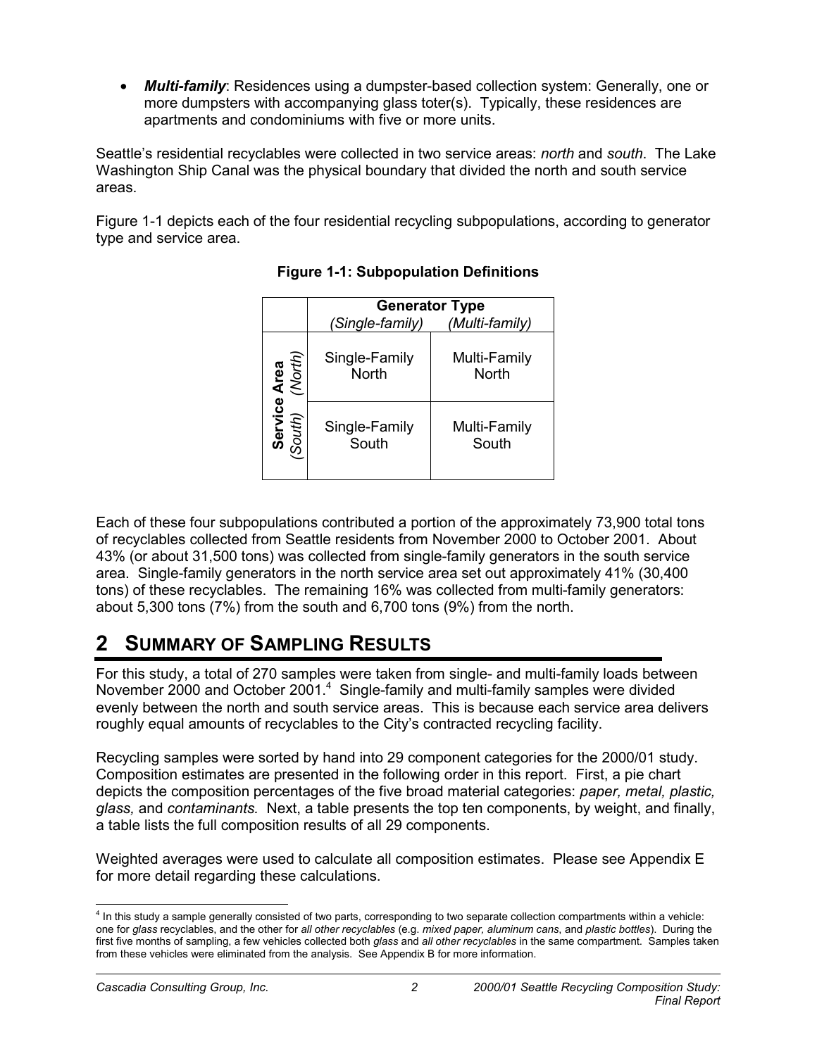- ***Multi-family***: Residences using a dumpster-based collection system: Generally, one or more dumpsters with accompanying glass toter(s). Typically, these residences are apartments and condominiums with five or more units.

Seattle's residential recyclables were collected in two service areas: *north* and *south*. The Lake Washington Ship Canal was the physical boundary that divided the north and south service areas.

Figure 1-1 depicts each of the four residential recycling subpopulations, according to generator type and service area.

**Figure 1-1: Subpopulation Definitions**

| | **Generator Type** | |
|---|---|---|
| | *(Single-family)* | *(Multi-family)* |
| **Service Area** *(North)* | Single-Family North | Multi-Family North |
| **Service Area** *(South)* | Single-Family South | Multi-Family South |

Each of these four subpopulations contributed a portion of the approximately 73,900 total tons of recyclables collected from Seattle residents from November 2000 to October 2001. About 43% (or about 31,500 tons) was collected from single-family generators in the south service area. Single-family generators in the north service area set out approximately 41% (30,400 tons) of these recyclables. The remaining 16% was collected from multi-family generators: about 5,300 tons (7%) from the south and 6,700 tons (9%) from the north.

# 2 SUMMARY OF SAMPLING RESULTS

For this study, a total of 270 samples were taken from single- and multi-family loads between November 2000 and October 2001.[4] Single-family and multi-family samples were divided evenly between the north and south service areas. This is because each service area delivers roughly equal amounts of recyclables to the City's contracted recycling facility.

Recycling samples were sorted by hand into 29 component categories for the 2000/01 study. Composition estimates are presented in the following order in this report. First, a pie chart depicts the composition percentages of the five broad material categories: *paper, metal, plastic, glass,* and *contaminants.* Next, a table presents the top ten components, by weight, and finally, a table lists the full composition results of all 29 components.

Weighted averages were used to calculate all composition estimates. Please see Appendix E for more detail regarding these calculations.

[4] In this study a sample generally consisted of two parts, corresponding to two separate collection compartments within a vehicle: one for *glass* recyclables, and the other for *all other recyclables* (e.g. *mixed paper, aluminum cans*, and *plastic bottles*). During the first five months of sampling, a few vehicles collected both *glass* and *all other recyclables* in the same compartment. Samples taken from these vehicles were eliminated from the analysis. See Appendix B for more information.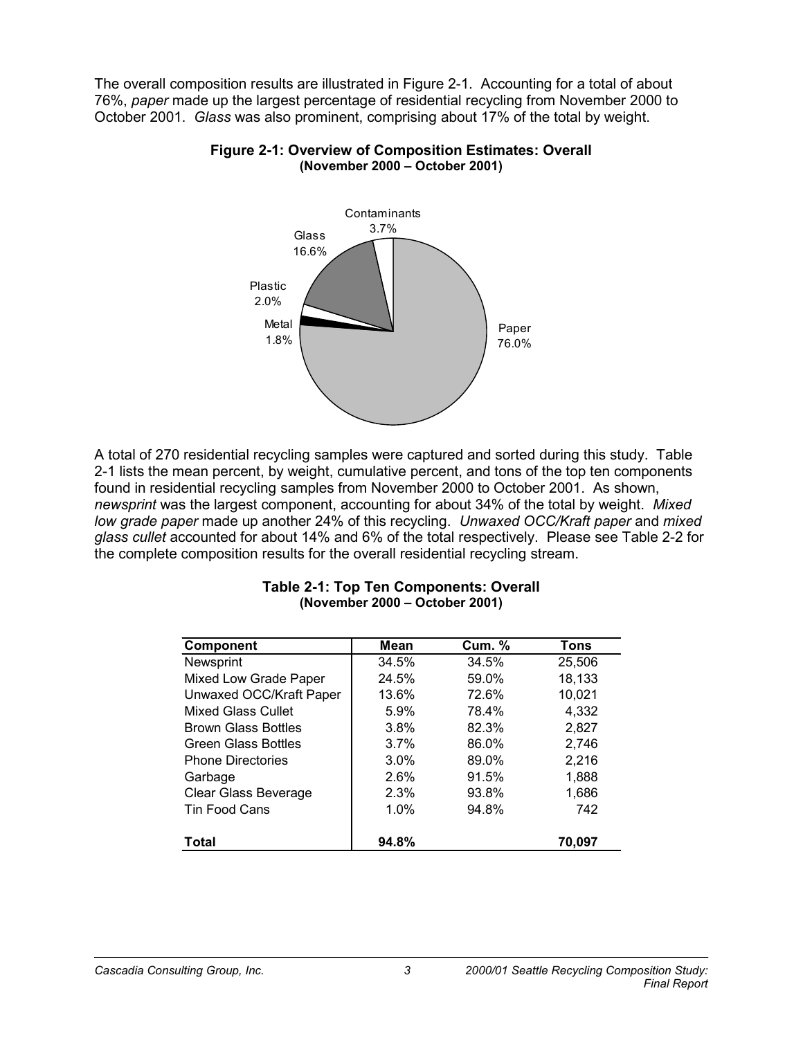The overall composition results are illustrated in Figure 2-1. Accounting for a total of about 76%, *paper* made up the largest percentage of residential recycling from November 2000 to October 2001. *Glass* was also prominent, comprising about 17% of the total by weight.

**Figure 2-1: Overview of Composition Estimates: Overall (November 2000 – October 2001)**

Contaminants 3.7%
Glass 16.6%
Plastic 2.0%
Metal 1.8%
Paper 76.0%

A total of 270 residential recycling samples were captured and sorted during this study. Table 2-1 lists the mean percent, by weight, cumulative percent, and tons of the top ten components found in residential recycling samples from November 2000 to October 2001. As shown, *newsprint* was the largest component, accounting for about 34% of the total by weight. *Mixed low grade paper* made up another 24% of this recycling. *Unwaxed OCC/Kraft paper* and *mixed glass cullet* accounted for about 14% and 6% of the total respectively. Please see Table 2-2 for the complete composition results for the overall residential recycling stream.

**Table 2-1: Top Ten Components: Overall (November 2000 – October 2001)**

| Component | Mean | Cum. % | Tons |
|---|---|---|---|
| Newsprint | 34.5% | 34.5% | 25,506 |
| Mixed Low Grade Paper | 24.5% | 59.0% | 18,133 |
| Unwaxed OCC/Kraft Paper | 13.6% | 72.6% | 10,021 |
| Mixed Glass Cullet | 5.9% | 78.4% | 4,332 |
| Brown Glass Bottles | 3.8% | 82.3% | 2,827 |
| Green Glass Bottles | 3.7% | 86.0% | 2,746 |
| Phone Directories | 3.0% | 89.0% | 2,216 |
| Garbage | 2.6% | 91.5% | 1,888 |
| Clear Glass Beverage | 2.3% | 93.8% | 1,686 |
| Tin Food Cans | 1.0% | 94.8% | 742 |
| **Total** | **94.8%** | | **70,097** |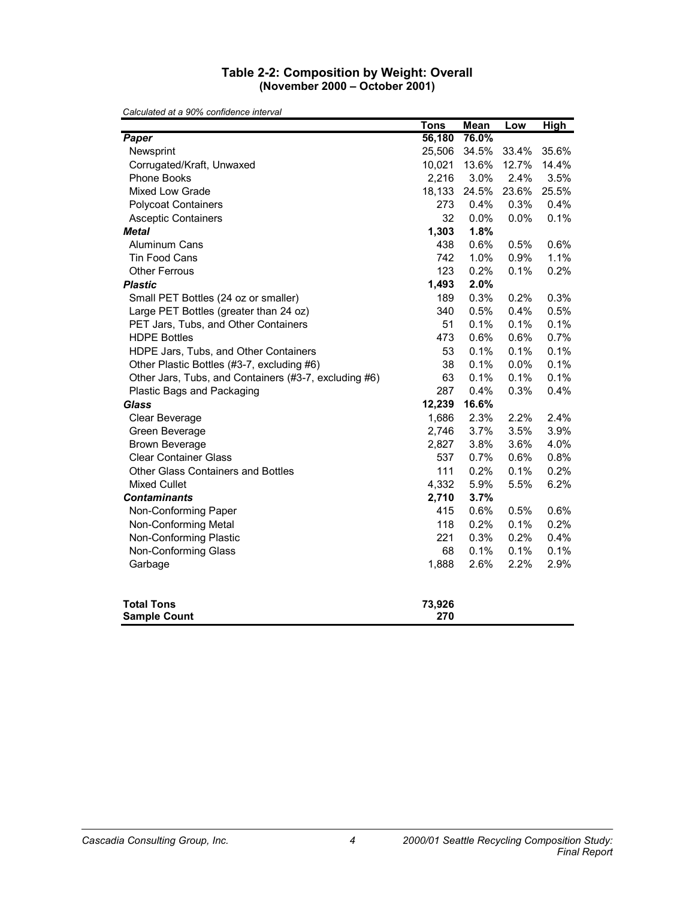### Table 2-2: Composition by Weight: Overall
**(November 2000 – October 2001)**

*Calculated at a 90% confidence interval*

| | Tons | Mean | Low | High |
|---|---|---|---|---|
| ***Paper*** | **56,180** | **76.0%** | | |
| Newsprint | 25,506 | 34.5% | 33.4% | 35.6% |
| Corrugated/Kraft, Unwaxed | 10,021 | 13.6% | 12.7% | 14.4% |
| Phone Books | 2,216 | 3.0% | 2.4% | 3.5% |
| Mixed Low Grade | 18,133 | 24.5% | 23.6% | 25.5% |
| Polycoat Containers | 273 | 0.4% | 0.3% | 0.4% |
| Asceptic Containers | 32 | 0.0% | 0.0% | 0.1% |
| ***Metal*** | **1,303** | **1.8%** | | |
| Aluminum Cans | 438 | 0.6% | 0.5% | 0.6% |
| Tin Food Cans | 742 | 1.0% | 0.9% | 1.1% |
| Other Ferrous | 123 | 0.2% | 0.1% | 0.2% |
| ***Plastic*** | **1,493** | **2.0%** | | |
| Small PET Bottles (24 oz or smaller) | 189 | 0.3% | 0.2% | 0.3% |
| Large PET Bottles (greater than 24 oz) | 340 | 0.5% | 0.4% | 0.5% |
| PET Jars, Tubs, and Other Containers | 51 | 0.1% | 0.1% | 0.1% |
| HDPE Bottles | 473 | 0.6% | 0.6% | 0.7% |
| HDPE Jars, Tubs, and Other Containers | 53 | 0.1% | 0.1% | 0.1% |
| Other Plastic Bottles (#3-7, excluding #6) | 38 | 0.1% | 0.0% | 0.1% |
| Other Jars, Tubs, and Containers (#3-7, excluding #6) | 63 | 0.1% | 0.1% | 0.1% |
| Plastic Bags and Packaging | 287 | 0.4% | 0.3% | 0.4% |
| ***Glass*** | **12,239** | **16.6%** | | |
| Clear Beverage | 1,686 | 2.3% | 2.2% | 2.4% |
| Green Beverage | 2,746 | 3.7% | 3.5% | 3.9% |
| Brown Beverage | 2,827 | 3.8% | 3.6% | 4.0% |
| Clear Container Glass | 537 | 0.7% | 0.6% | 0.8% |
| Other Glass Containers and Bottles | 111 | 0.2% | 0.1% | 0.2% |
| Mixed Cullet | 4,332 | 5.9% | 5.5% | 6.2% |
| ***Contaminants*** | **2,710** | **3.7%** | | |
| Non-Conforming Paper | 415 | 0.6% | 0.5% | 0.6% |
| Non-Conforming Metal | 118 | 0.2% | 0.1% | 0.2% |
| Non-Conforming Plastic | 221 | 0.3% | 0.2% | 0.4% |
| Non-Conforming Glass | 68 | 0.1% | 0.1% | 0.1% |
| Garbage | 1,888 | 2.6% | 2.2% | 2.9% |
| **Total Tons** | **73,926** | | | |
| **Sample Count** | **270** | | | |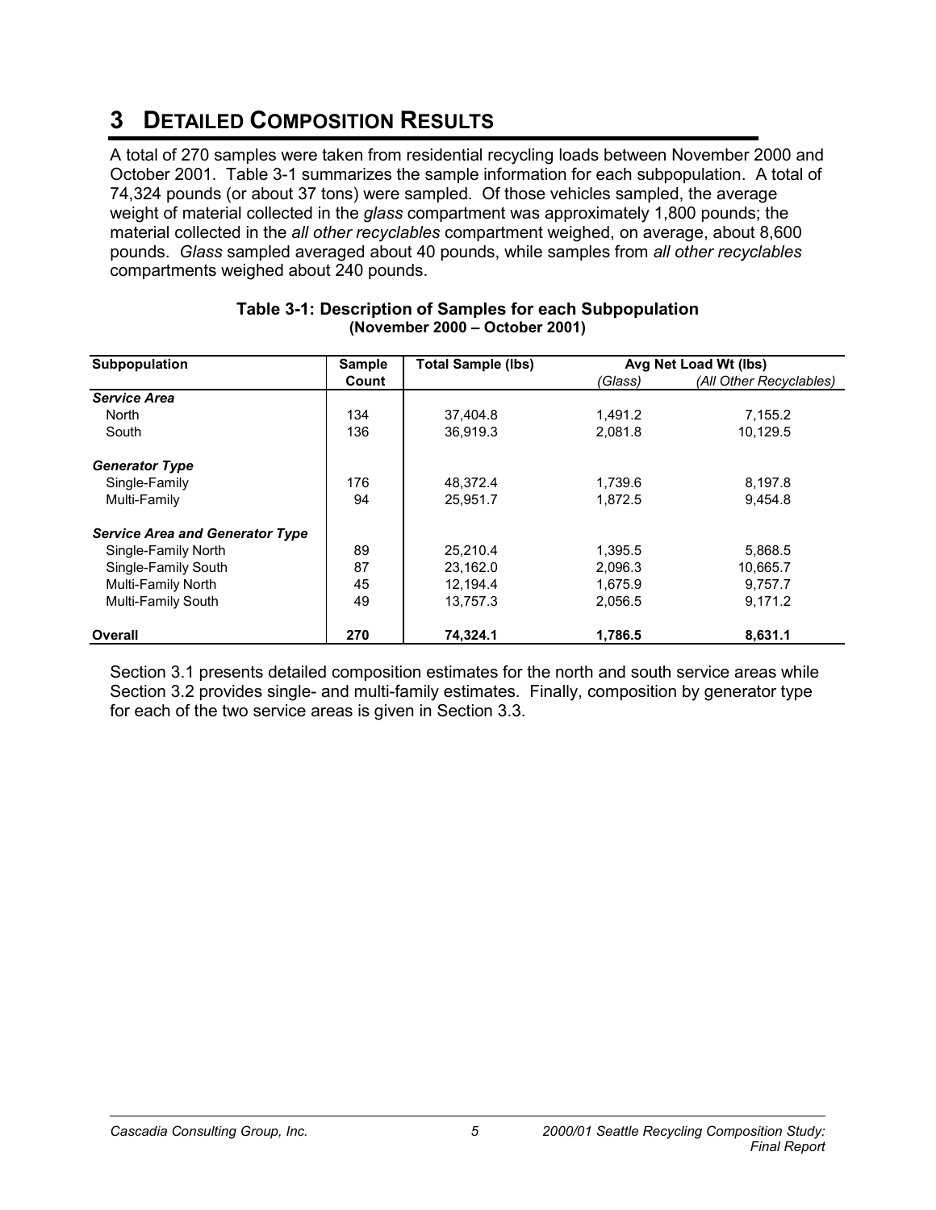# 3 DETAILED COMPOSITION RESULTS

A total of 270 samples were taken from residential recycling loads between November 2000 and October 2001. Table 3-1 summarizes the sample information for each subpopulation. A total of 74,324 pounds (or about 37 tons) were sampled. Of those vehicles sampled, the average weight of material collected in the *glass* compartment was approximately 1,800 pounds; the material collected in the *all other recyclables* compartment weighed, on average, about 8,600 pounds. *Glass* sampled averaged about 40 pounds, while samples from *all other recyclables* compartments weighed about 240 pounds.

**Table 3-1: Description of Samples for each Subpopulation (November 2000 – October 2001)**

| Subpopulation | Sample Count | Total Sample (lbs) | Avg Net Load Wt (lbs) | |
|---|---|---|---|---|
| | | | *(Glass)* | *(All Other Recyclables)* |
| ***Service Area*** | | | | |
| North | 134 | 37,404.8 | 1,491.2 | 7,155.2 |
| South | 136 | 36,919.3 | 2,081.8 | 10,129.5 |
| ***Generator Type*** | | | | |
| Single-Family | 176 | 48,372.4 | 1,739.6 | 8,197.8 |
| Multi-Family | 94 | 25,951.7 | 1,872.5 | 9,454.8 |
| ***Service Area and Generator Type*** | | | | |
| Single-Family North | 89 | 25,210.4 | 1,395.5 | 5,868.5 |
| Single-Family South | 87 | 23,162.0 | 2,096.3 | 10,665.7 |
| Multi-Family North | 45 | 12,194.4 | 1,675.9 | 9,757.7 |
| Multi-Family South | 49 | 13,757.3 | 2,056.5 | 9,171.2 |
| **Overall** | **270** | **74,324.1** | **1,786.5** | **8,631.1** |

Section 3.1 presents detailed composition estimates for the north and south service areas while Section 3.2 provides single- and multi-family estimates. Finally, composition by generator type for each of the two service areas is given in Section 3.3.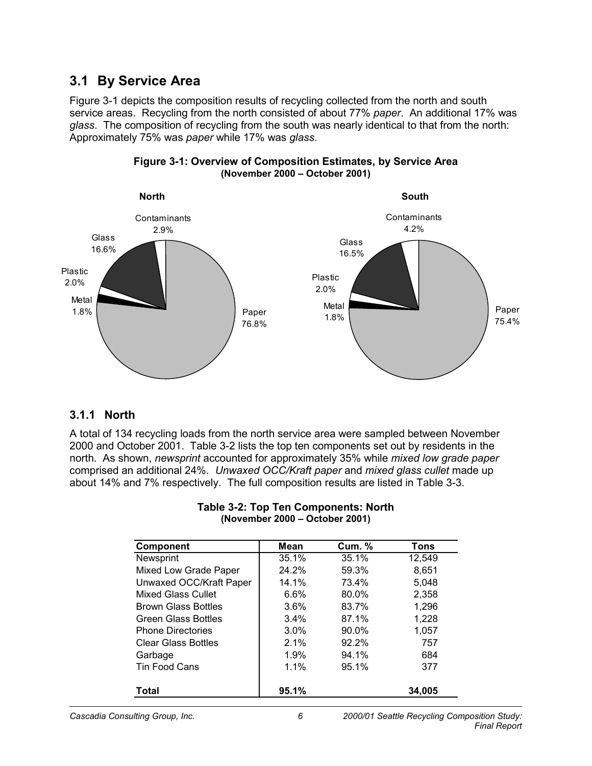## 3.1 By Service Area

Figure 3-1 depicts the composition results of recycling collected from the north and south service areas. Recycling from the north consisted of about 77% *paper*. An additional 17% was *glass*. The composition of recycling from the south was nearly identical to that from the north: Approximately 75% was *paper* while 17% was *glass*.

**Figure 3-1: Overview of Composition Estimates, by Service Area**
**(November 2000 – October 2001)**

**North**

Contaminants 2.9%
Glass 16.6%
Plastic 2.0%
Metal 1.8%
Paper 76.8%

**South**

Contaminants 4.2%
Glass 16.5%
Plastic 2.0%
Metal 1.8%
Paper 75.4%

### 3.1.1 North

A total of 134 recycling loads from the north service area were sampled between November 2000 and October 2001. Table 3-2 lists the top ten components set out by residents in the north. As shown, *newsprint* accounted for approximately 35% while *mixed low grade paper* comprised an additional 24%. *Unwaxed OCC/Kraft paper* and *mixed glass cullet* made up about 14% and 7% respectively. The full composition results are listed in Table 3-3.

**Table 3-2: Top Ten Components: North**
**(November 2000 – October 2001)**

| Component | Mean | Cum. % | Tons |
|---|---|---|---|
| Newsprint | 35.1% | 35.1% | 12,549 |
| Mixed Low Grade Paper | 24.2% | 59.3% | 8,651 |
| Unwaxed OCC/Kraft Paper | 14.1% | 73.4% | 5,048 |
| Mixed Glass Cullet | 6.6% | 80.0% | 2,358 |
| Brown Glass Bottles | 3.6% | 83.7% | 1,296 |
| Green Glass Bottles | 3.4% | 87.1% | 1,228 |
| Phone Directories | 3.0% | 90.0% | 1,057 |
| Clear Glass Bottles | 2.1% | 92.2% | 757 |
| Garbage | 1.9% | 94.1% | 684 |
| Tin Food Cans | 1.1% | 95.1% | 377 |
| **Total** | **95.1%** | | **34,005** |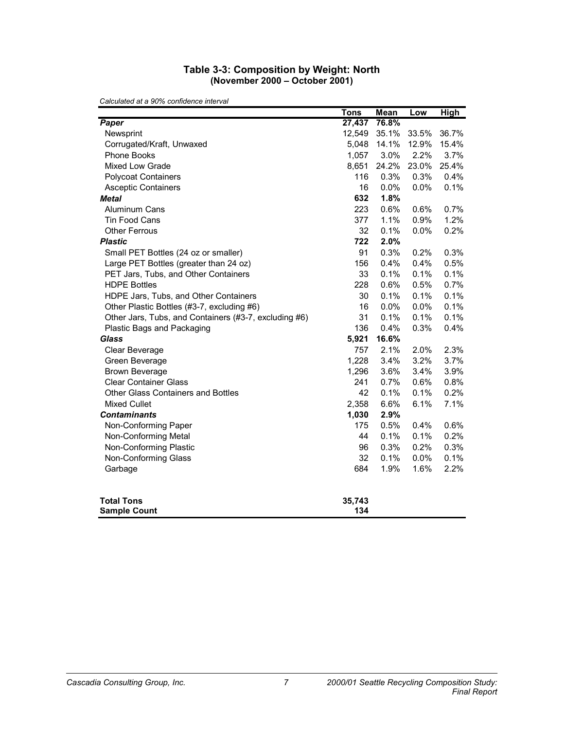### Table 3-3: Composition by Weight: North
### (November 2000 – October 2001)

*Calculated at a 90% confidence interval*

| | Tons | Mean | Low | High |
|---|---|---|---|---|
| ***Paper*** | **27,437** | **76.8%** | | |
| Newsprint | 12,549 | 35.1% | 33.5% | 36.7% |
| Corrugated/Kraft, Unwaxed | 5,048 | 14.1% | 12.9% | 15.4% |
| Phone Books | 1,057 | 3.0% | 2.2% | 3.7% |
| Mixed Low Grade | 8,651 | 24.2% | 23.0% | 25.4% |
| Polycoat Containers | 116 | 0.3% | 0.3% | 0.4% |
| Asceptic Containers | 16 | 0.0% | 0.0% | 0.1% |
| ***Metal*** | **632** | **1.8%** | | |
| Aluminum Cans | 223 | 0.6% | 0.6% | 0.7% |
| Tin Food Cans | 377 | 1.1% | 0.9% | 1.2% |
| Other Ferrous | 32 | 0.1% | 0.0% | 0.2% |
| ***Plastic*** | **722** | **2.0%** | | |
| Small PET Bottles (24 oz or smaller) | 91 | 0.3% | 0.2% | 0.3% |
| Large PET Bottles (greater than 24 oz) | 156 | 0.4% | 0.4% | 0.5% |
| PET Jars, Tubs, and Other Containers | 33 | 0.1% | 0.1% | 0.1% |
| HDPE Bottles | 228 | 0.6% | 0.5% | 0.7% |
| HDPE Jars, Tubs, and Other Containers | 30 | 0.1% | 0.1% | 0.1% |
| Other Plastic Bottles (#3-7, excluding #6) | 16 | 0.0% | 0.0% | 0.1% |
| Other Jars, Tubs, and Containers (#3-7, excluding #6) | 31 | 0.1% | 0.1% | 0.1% |
| Plastic Bags and Packaging | 136 | 0.4% | 0.3% | 0.4% |
| ***Glass*** | **5,921** | **16.6%** | | |
| Clear Beverage | 757 | 2.1% | 2.0% | 2.3% |
| Green Beverage | 1,228 | 3.4% | 3.2% | 3.7% |
| Brown Beverage | 1,296 | 3.6% | 3.4% | 3.9% |
| Clear Container Glass | 241 | 0.7% | 0.6% | 0.8% |
| Other Glass Containers and Bottles | 42 | 0.1% | 0.1% | 0.2% |
| Mixed Cullet | 2,358 | 6.6% | 6.1% | 7.1% |
| ***Contaminants*** | **1,030** | **2.9%** | | |
| Non-Conforming Paper | 175 | 0.5% | 0.4% | 0.6% |
| Non-Conforming Metal | 44 | 0.1% | 0.1% | 0.2% |
| Non-Conforming Plastic | 96 | 0.3% | 0.2% | 0.3% |
| Non-Conforming Glass | 32 | 0.1% | 0.0% | 0.1% |
| Garbage | 684 | 1.9% | 1.6% | 2.2% |
| | | | | |
| **Total Tons** | **35,743** | | | |
| **Sample Count** | **134** | | | |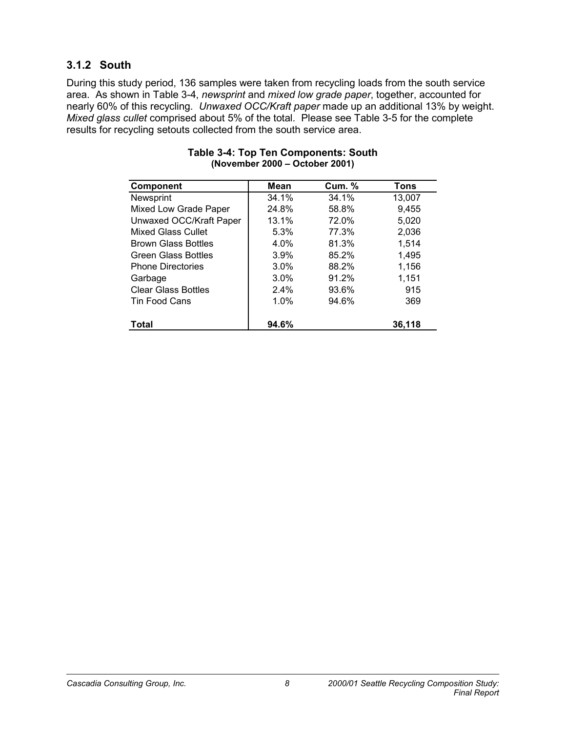### 3.1.2 South

During this study period, 136 samples were taken from recycling loads from the south service area. As shown in Table 3-4, *newsprint* and *mixed low grade paper*, together, accounted for nearly 60% of this recycling. *Unwaxed OCC/Kraft paper* made up an additional 13% by weight. *Mixed glass cullet* comprised about 5% of the total. Please see Table 3-5 for the complete results for recycling setouts collected from the south service area.

**Table 3-4: Top Ten Components: South**
**(November 2000 – October 2001)**

| Component | Mean | Cum. % | Tons |
|---|---|---|---|
| Newsprint | 34.1% | 34.1% | 13,007 |
| Mixed Low Grade Paper | 24.8% | 58.8% | 9,455 |
| Unwaxed OCC/Kraft Paper | 13.1% | 72.0% | 5,020 |
| Mixed Glass Cullet | 5.3% | 77.3% | 2,036 |
| Brown Glass Bottles | 4.0% | 81.3% | 1,514 |
| Green Glass Bottles | 3.9% | 85.2% | 1,495 |
| Phone Directories | 3.0% | 88.2% | 1,156 |
| Garbage | 3.0% | 91.2% | 1,151 |
| Clear Glass Bottles | 2.4% | 93.6% | 915 |
| Tin Food Cans | 1.0% | 94.6% | 369 |
| **Total** | **94.6%** | | **36,118** |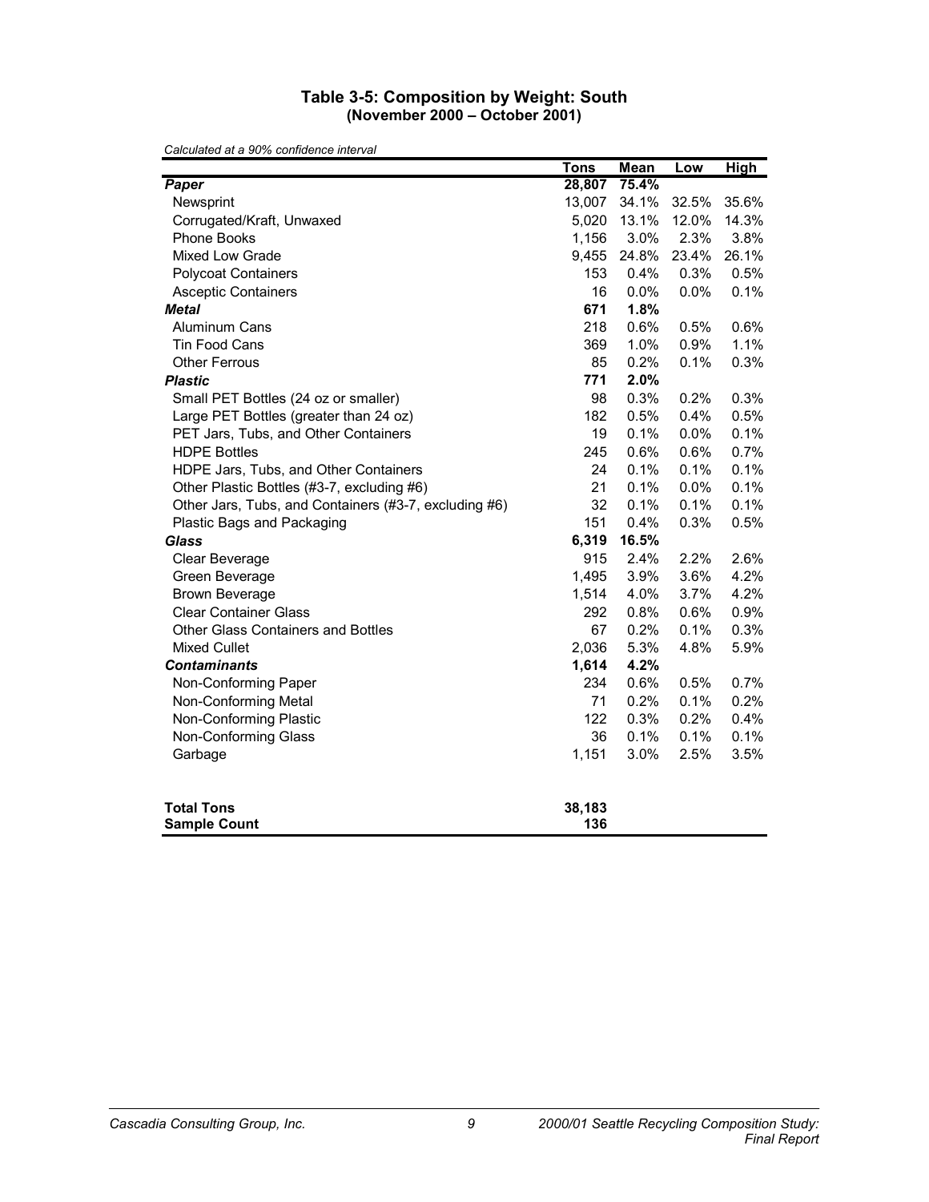### Table 3-5: Composition by Weight: South
### (November 2000 – October 2001)

*Calculated at a 90% confidence interval*

| | Tons | Mean | Low | High |
|---|---|---|---|---|
| ***Paper*** | **28,807** | **75.4%** | | |
| Newsprint | 13,007 | 34.1% | 32.5% | 35.6% |
| Corrugated/Kraft, Unwaxed | 5,020 | 13.1% | 12.0% | 14.3% |
| Phone Books | 1,156 | 3.0% | 2.3% | 3.8% |
| Mixed Low Grade | 9,455 | 24.8% | 23.4% | 26.1% |
| Polycoat Containers | 153 | 0.4% | 0.3% | 0.5% |
| Asceptic Containers | 16 | 0.0% | 0.0% | 0.1% |
| ***Metal*** | **671** | **1.8%** | | |
| Aluminum Cans | 218 | 0.6% | 0.5% | 0.6% |
| Tin Food Cans | 369 | 1.0% | 0.9% | 1.1% |
| Other Ferrous | 85 | 0.2% | 0.1% | 0.3% |
| ***Plastic*** | **771** | **2.0%** | | |
| Small PET Bottles (24 oz or smaller) | 98 | 0.3% | 0.2% | 0.3% |
| Large PET Bottles (greater than 24 oz) | 182 | 0.5% | 0.4% | 0.5% |
| PET Jars, Tubs, and Other Containers | 19 | 0.1% | 0.0% | 0.1% |
| HDPE Bottles | 245 | 0.6% | 0.6% | 0.7% |
| HDPE Jars, Tubs, and Other Containers | 24 | 0.1% | 0.1% | 0.1% |
| Other Plastic Bottles (#3-7, excluding #6) | 21 | 0.1% | 0.0% | 0.1% |
| Other Jars, Tubs, and Containers (#3-7, excluding #6) | 32 | 0.1% | 0.1% | 0.1% |
| Plastic Bags and Packaging | 151 | 0.4% | 0.3% | 0.5% |
| ***Glass*** | **6,319** | **16.5%** | | |
| Clear Beverage | 915 | 2.4% | 2.2% | 2.6% |
| Green Beverage | 1,495 | 3.9% | 3.6% | 4.2% |
| Brown Beverage | 1,514 | 4.0% | 3.7% | 4.2% |
| Clear Container Glass | 292 | 0.8% | 0.6% | 0.9% |
| Other Glass Containers and Bottles | 67 | 0.2% | 0.1% | 0.3% |
| Mixed Cullet | 2,036 | 5.3% | 4.8% | 5.9% |
| ***Contaminants*** | **1,614** | **4.2%** | | |
| Non-Conforming Paper | 234 | 0.6% | 0.5% | 0.7% |
| Non-Conforming Metal | 71 | 0.2% | 0.1% | 0.2% |
| Non-Conforming Plastic | 122 | 0.3% | 0.2% | 0.4% |
| Non-Conforming Glass | 36 | 0.1% | 0.1% | 0.1% |
| Garbage | 1,151 | 3.0% | 2.5% | 3.5% |
| **Total Tons** | **38,183** | | | |
| **Sample Count** | **136** | | | |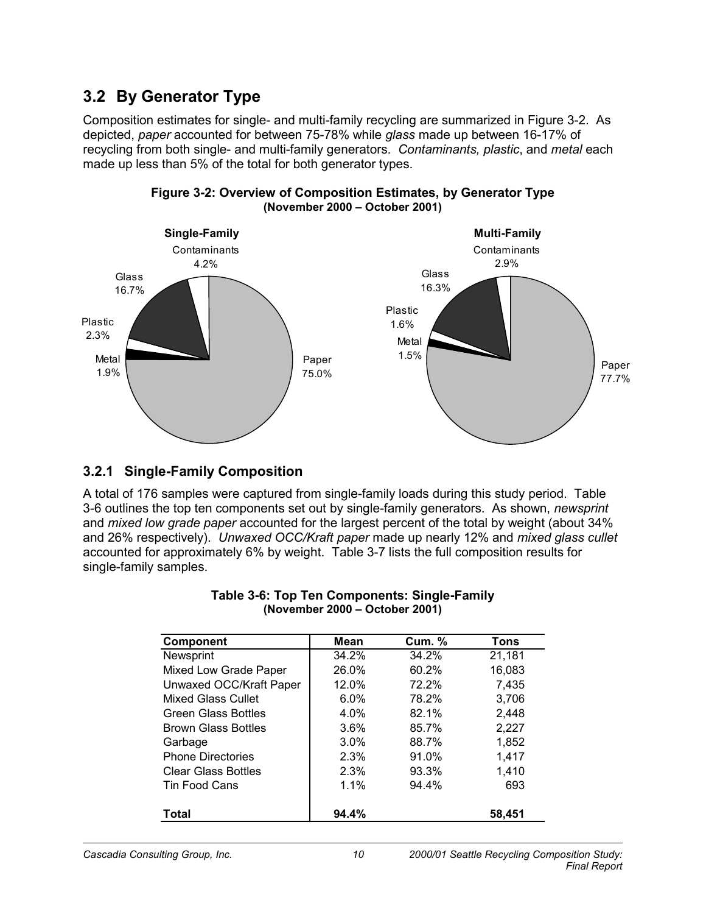## 3.2 By Generator Type

Composition estimates for single- and multi-family recycling are summarized in Figure 3-2. As depicted, *paper* accounted for between 75-78% while *glass* made up between 16-17% of recycling from both single- and multi-family generators. *Contaminants, plastic*, and *metal* each made up less than 5% of the total for both generator types.

**Figure 3-2: Overview of Composition Estimates, by Generator Type (November 2000 – October 2001)**

**Single-Family**

Contaminants 4.2%
Glass 16.7%
Plastic 2.3%
Metal 1.9%
Paper 75.0%

**Multi-Family**

Contaminants 2.9%
Glass 16.3%
Plastic 1.6%
Metal 1.5%
Paper 77.7%

### 3.2.1 Single-Family Composition

A total of 176 samples were captured from single-family loads during this study period. Table 3-6 outlines the top ten components set out by single-family generators. As shown, *newsprint* and *mixed low grade paper* accounted for the largest percent of the total by weight (about 34% and 26% respectively). *Unwaxed OCC/Kraft paper* made up nearly 12% and *mixed glass cullet* accounted for approximately 6% by weight. Table 3-7 lists the full composition results for single-family samples.

**Table 3-6: Top Ten Components: Single-Family (November 2000 – October 2001)**

| Component | Mean | Cum. % | Tons |
|---|---|---|---|
| Newsprint | 34.2% | 34.2% | 21,181 |
| Mixed Low Grade Paper | 26.0% | 60.2% | 16,083 |
| Unwaxed OCC/Kraft Paper | 12.0% | 72.2% | 7,435 |
| Mixed Glass Cullet | 6.0% | 78.2% | 3,706 |
| Green Glass Bottles | 4.0% | 82.1% | 2,448 |
| Brown Glass Bottles | 3.6% | 85.7% | 2,227 |
| Garbage | 3.0% | 88.7% | 1,852 |
| Phone Directories | 2.3% | 91.0% | 1,417 |
| Clear Glass Bottles | 2.3% | 93.3% | 1,410 |
| Tin Food Cans | 1.1% | 94.4% | 693 |
| **Total** | **94.4%** | | **58,451** |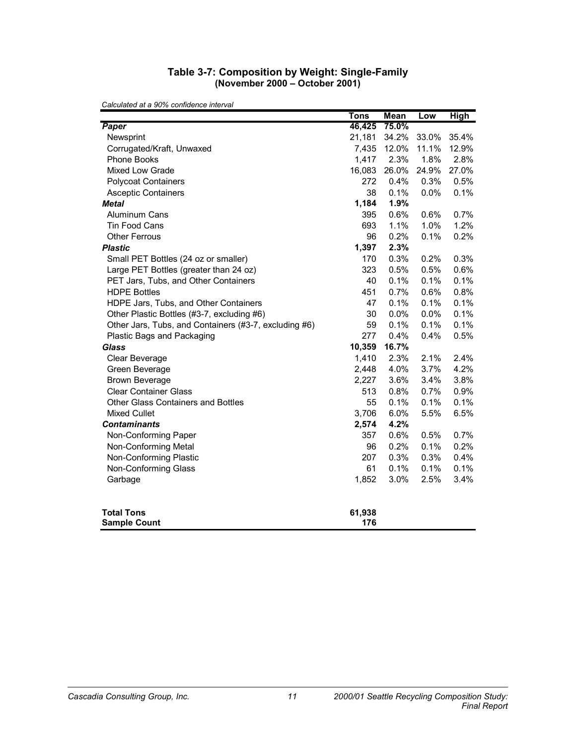### Table 3-7: Composition by Weight: Single-Family
### (November 2000 – October 2001)

*Calculated at a 90% confidence interval*

| | Tons | Mean | Low | High |
|---|---|---|---|---|
| ***Paper*** | **46,425** | **75.0%** | | |
| Newsprint | 21,181 | 34.2% | 33.0% | 35.4% |
| Corrugated/Kraft, Unwaxed | 7,435 | 12.0% | 11.1% | 12.9% |
| Phone Books | 1,417 | 2.3% | 1.8% | 2.8% |
| Mixed Low Grade | 16,083 | 26.0% | 24.9% | 27.0% |
| Polycoat Containers | 272 | 0.4% | 0.3% | 0.5% |
| Asceptic Containers | 38 | 0.1% | 0.0% | 0.1% |
| ***Metal*** | **1,184** | **1.9%** | | |
| Aluminum Cans | 395 | 0.6% | 0.6% | 0.7% |
| Tin Food Cans | 693 | 1.1% | 1.0% | 1.2% |
| Other Ferrous | 96 | 0.2% | 0.1% | 0.2% |
| ***Plastic*** | **1,397** | **2.3%** | | |
| Small PET Bottles (24 oz or smaller) | 170 | 0.3% | 0.2% | 0.3% |
| Large PET Bottles (greater than 24 oz) | 323 | 0.5% | 0.5% | 0.6% |
| PET Jars, Tubs, and Other Containers | 40 | 0.1% | 0.1% | 0.1% |
| HDPE Bottles | 451 | 0.7% | 0.6% | 0.8% |
| HDPE Jars, Tubs, and Other Containers | 47 | 0.1% | 0.1% | 0.1% |
| Other Plastic Bottles (#3-7, excluding #6) | 30 | 0.0% | 0.0% | 0.1% |
| Other Jars, Tubs, and Containers (#3-7, excluding #6) | 59 | 0.1% | 0.1% | 0.1% |
| Plastic Bags and Packaging | 277 | 0.4% | 0.4% | 0.5% |
| ***Glass*** | **10,359** | **16.7%** | | |
| Clear Beverage | 1,410 | 2.3% | 2.1% | 2.4% |
| Green Beverage | 2,448 | 4.0% | 3.7% | 4.2% |
| Brown Beverage | 2,227 | 3.6% | 3.4% | 3.8% |
| Clear Container Glass | 513 | 0.8% | 0.7% | 0.9% |
| Other Glass Containers and Bottles | 55 | 0.1% | 0.1% | 0.1% |
| Mixed Cullet | 3,706 | 6.0% | 5.5% | 6.5% |
| ***Contaminants*** | **2,574** | **4.2%** | | |
| Non-Conforming Paper | 357 | 0.6% | 0.5% | 0.7% |
| Non-Conforming Metal | 96 | 0.2% | 0.1% | 0.2% |
| Non-Conforming Plastic | 207 | 0.3% | 0.3% | 0.4% |
| Non-Conforming Glass | 61 | 0.1% | 0.1% | 0.1% |
| Garbage | 1,852 | 3.0% | 2.5% | 3.4% |
| **Total Tons** | **61,938** | | | |
| **Sample Count** | **176** | | | |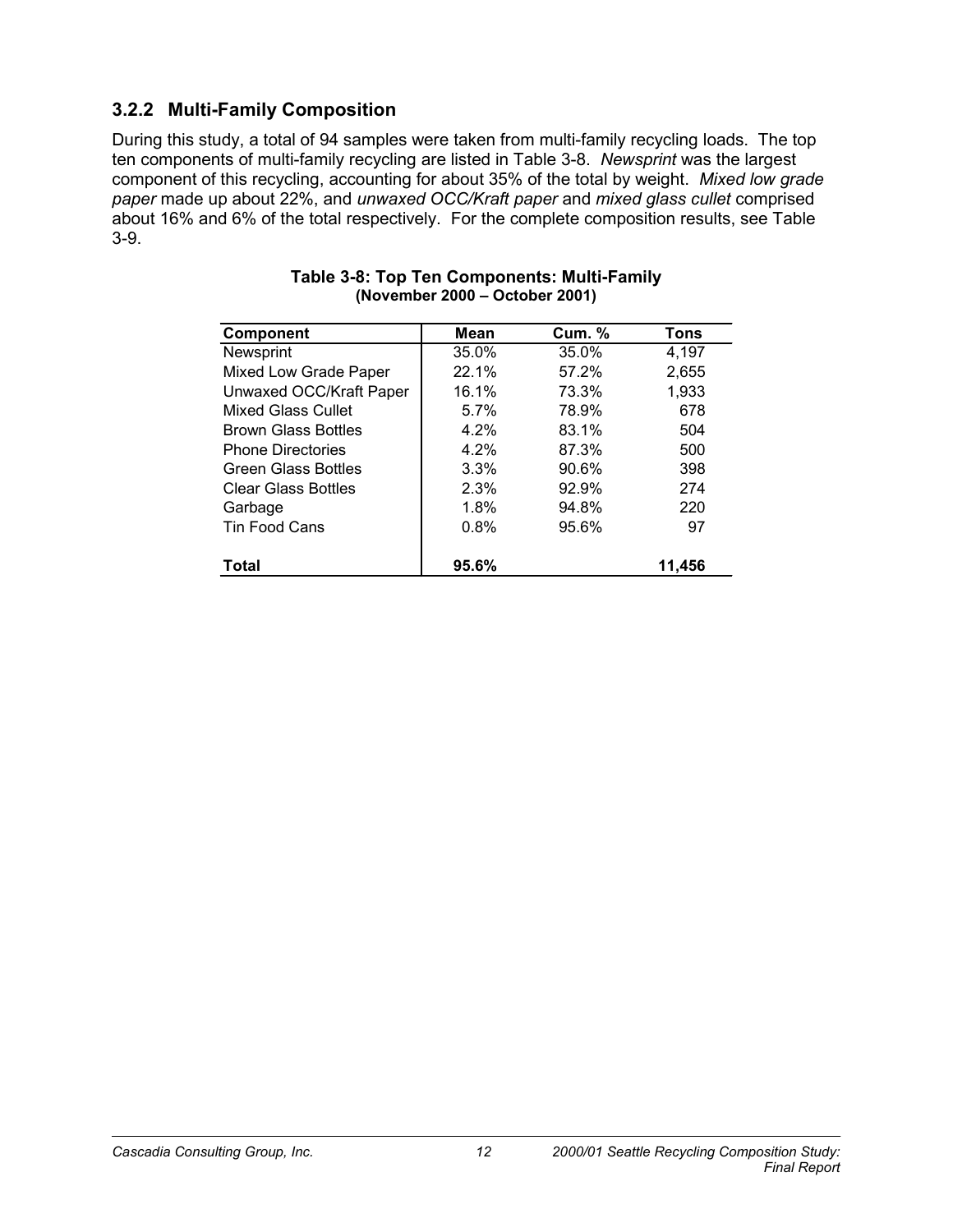### 3.2.2 Multi-Family Composition

During this study, a total of 94 samples were taken from multi-family recycling loads. The top ten components of multi-family recycling are listed in Table 3-8. *Newsprint* was the largest component of this recycling, accounting for about 35% of the total by weight. *Mixed low grade paper* made up about 22%, and *unwaxed OCC/Kraft paper* and *mixed glass cullet* comprised about 16% and 6% of the total respectively. For the complete composition results, see Table 3-9.

**Table 3-8: Top Ten Components: Multi-Family**
**(November 2000 – October 2001)**

| Component | Mean | Cum. % | Tons |
|---|---|---|---|
| Newsprint | 35.0% | 35.0% | 4,197 |
| Mixed Low Grade Paper | 22.1% | 57.2% | 2,655 |
| Unwaxed OCC/Kraft Paper | 16.1% | 73.3% | 1,933 |
| Mixed Glass Cullet | 5.7% | 78.9% | 678 |
| Brown Glass Bottles | 4.2% | 83.1% | 504 |
| Phone Directories | 4.2% | 87.3% | 500 |
| Green Glass Bottles | 3.3% | 90.6% | 398 |
| Clear Glass Bottles | 2.3% | 92.9% | 274 |
| Garbage | 1.8% | 94.8% | 220 |
| Tin Food Cans | 0.8% | 95.6% | 97 |
| **Total** | **95.6%** | | **11,456** |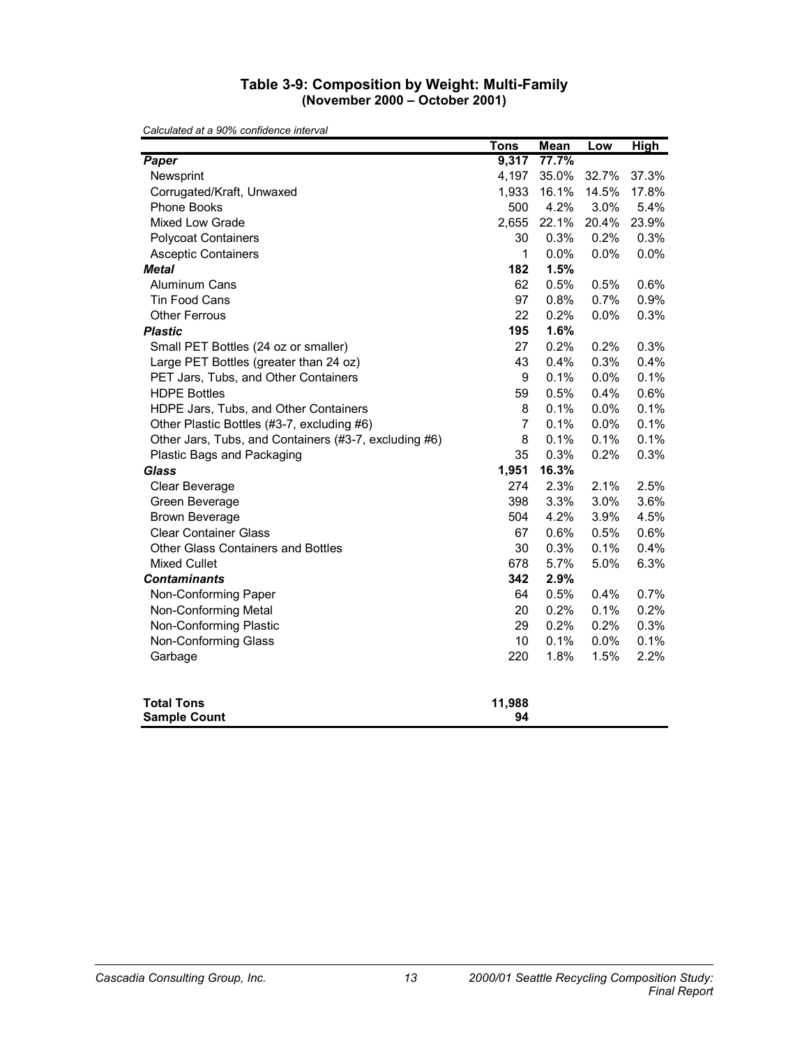### Table 3-9: Composition by Weight: Multi-Family
### (November 2000 – October 2001)

*Calculated at a 90% confidence interval*

| | Tons | Mean | Low | High |
|---|---|---|---|---|
| ***Paper*** | **9,317** | **77.7%** | | |
| Newsprint | 4,197 | 35.0% | 32.7% | 37.3% |
| Corrugated/Kraft, Unwaxed | 1,933 | 16.1% | 14.5% | 17.8% |
| Phone Books | 500 | 4.2% | 3.0% | 5.4% |
| Mixed Low Grade | 2,655 | 22.1% | 20.4% | 23.9% |
| Polycoat Containers | 30 | 0.3% | 0.2% | 0.3% |
| Asceptic Containers | 1 | 0.0% | 0.0% | 0.0% |
| ***Metal*** | **182** | **1.5%** | | |
| Aluminum Cans | 62 | 0.5% | 0.5% | 0.6% |
| Tin Food Cans | 97 | 0.8% | 0.7% | 0.9% |
| Other Ferrous | 22 | 0.2% | 0.0% | 0.3% |
| ***Plastic*** | **195** | **1.6%** | | |
| Small PET Bottles (24 oz or smaller) | 27 | 0.2% | 0.2% | 0.3% |
| Large PET Bottles (greater than 24 oz) | 43 | 0.4% | 0.3% | 0.4% |
| PET Jars, Tubs, and Other Containers | 9 | 0.1% | 0.0% | 0.1% |
| HDPE Bottles | 59 | 0.5% | 0.4% | 0.6% |
| HDPE Jars, Tubs, and Other Containers | 8 | 0.1% | 0.0% | 0.1% |
| Other Plastic Bottles (#3-7, excluding #6) | 7 | 0.1% | 0.0% | 0.1% |
| Other Jars, Tubs, and Containers (#3-7, excluding #6) | 8 | 0.1% | 0.1% | 0.1% |
| Plastic Bags and Packaging | 35 | 0.3% | 0.2% | 0.3% |
| ***Glass*** | **1,951** | **16.3%** | | |
| Clear Beverage | 274 | 2.3% | 2.1% | 2.5% |
| Green Beverage | 398 | 3.3% | 3.0% | 3.6% |
| Brown Beverage | 504 | 4.2% | 3.9% | 4.5% |
| Clear Container Glass | 67 | 0.6% | 0.5% | 0.6% |
| Other Glass Containers and Bottles | 30 | 0.3% | 0.1% | 0.4% |
| Mixed Cullet | 678 | 5.7% | 5.0% | 6.3% |
| ***Contaminants*** | **342** | **2.9%** | | |
| Non-Conforming Paper | 64 | 0.5% | 0.4% | 0.7% |
| Non-Conforming Metal | 20 | 0.2% | 0.1% | 0.2% |
| Non-Conforming Plastic | 29 | 0.2% | 0.2% | 0.3% |
| Non-Conforming Glass | 10 | 0.1% | 0.0% | 0.1% |
| Garbage | 220 | 1.8% | 1.5% | 2.2% |
| | | | | |
| **Total Tons** | **11,988** | | | |
| **Sample Count** | **94** | | | |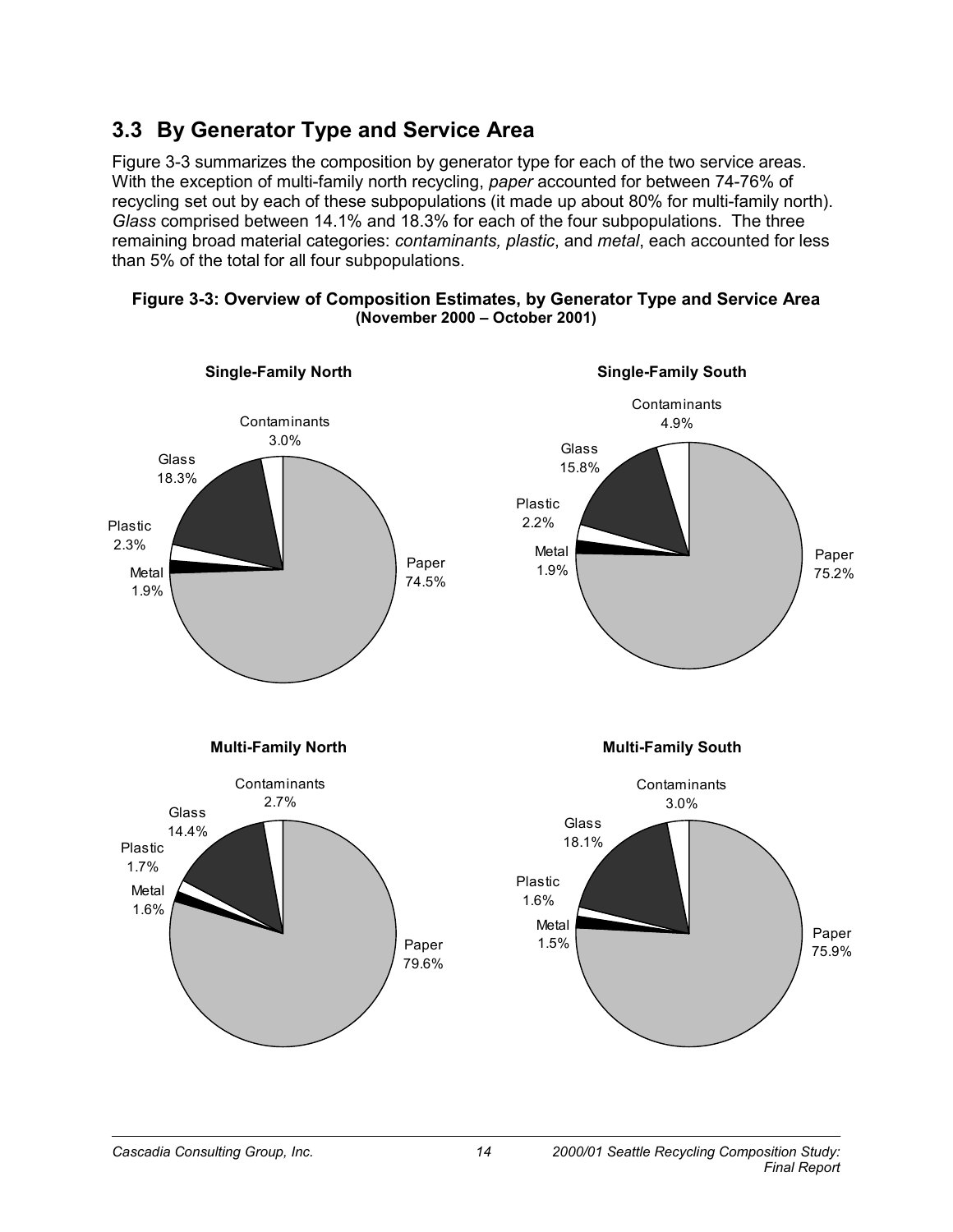## 3.3 By Generator Type and Service Area

Figure 3-3 summarizes the composition by generator type for each of the two service areas. With the exception of multi-family north recycling, *paper* accounted for between 74-76% of recycling set out by each of these subpopulations (it made up about 80% for multi-family north). *Glass* comprised between 14.1% and 18.3% for each of the four subpopulations. The three remaining broad material categories: *contaminants, plastic*, and *metal*, each accounted for less than 5% of the total for all four subpopulations.

**Figure 3-3: Overview of Composition Estimates, by Generator Type and Service Area (November 2000 – October 2001)**

| Material | Single-Family North | Single-Family South | Multi-Family North | Multi-Family South |
|---|---|---|---|---|
| Paper | 74.5% | 75.2% | 79.6% | 75.9% |
| Glass | 18.3% | 15.8% | 14.4% | 18.1% |
| Contaminants | 3.0% | 4.9% | 2.7% | 3.0% |
| Plastic | 2.3% | 2.2% | 1.7% | 1.6% |
| Metal | 1.9% | 1.9% | 1.6% | 1.5% |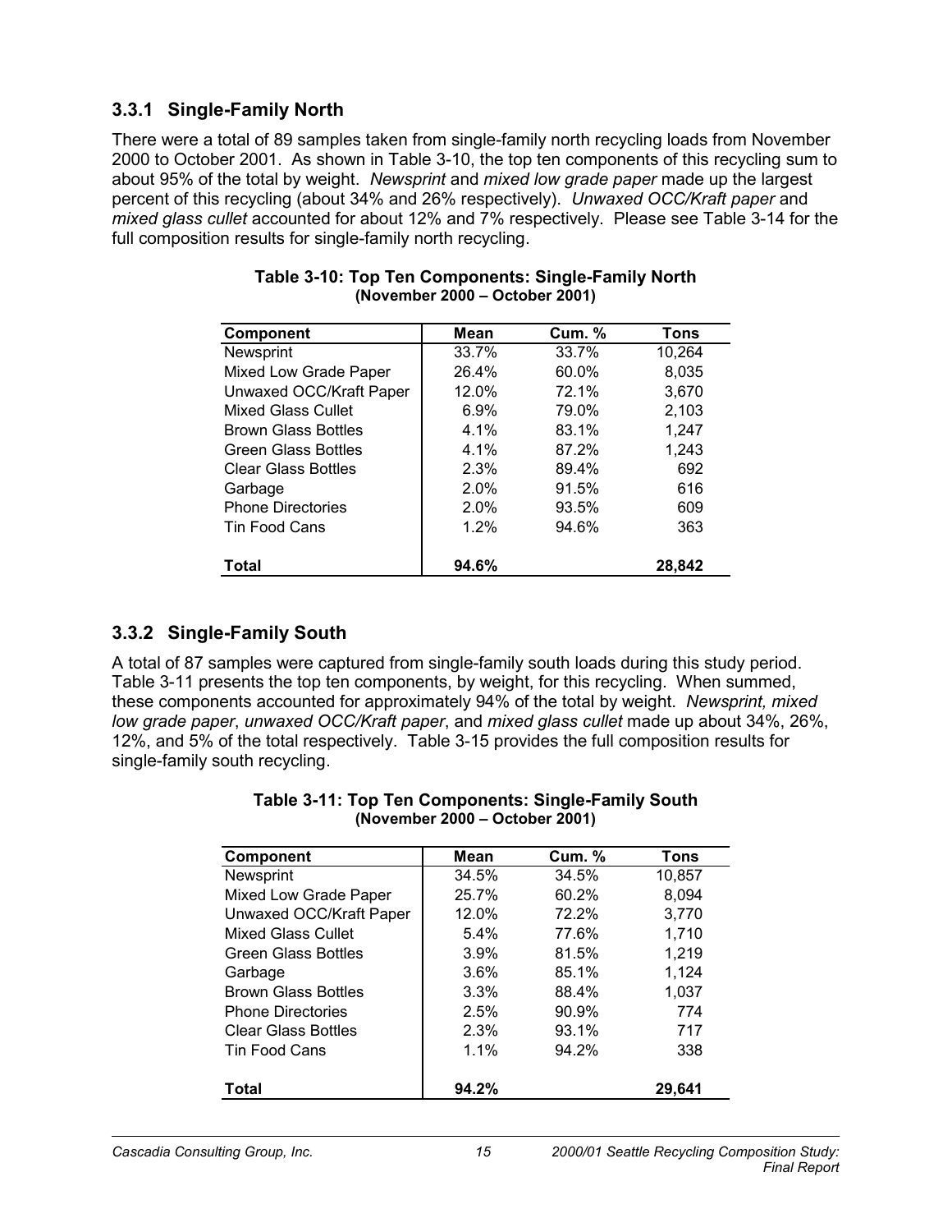### 3.3.1 Single-Family North

There were a total of 89 samples taken from single-family north recycling loads from November 2000 to October 2001. As shown in Table 3-10, the top ten components of this recycling sum to about 95% of the total by weight. *Newsprint* and *mixed low grade paper* made up the largest percent of this recycling (about 34% and 26% respectively). *Unwaxed OCC/Kraft paper* and *mixed glass cullet* accounted for about 12% and 7% respectively. Please see Table 3-14 for the full composition results for single-family north recycling.

**Table 3-10: Top Ten Components: Single-Family North**
**(November 2000 – October 2001)**

| Component | Mean | Cum. % | Tons |
|---|---|---|---|
| Newsprint | 33.7% | 33.7% | 10,264 |
| Mixed Low Grade Paper | 26.4% | 60.0% | 8,035 |
| Unwaxed OCC/Kraft Paper | 12.0% | 72.1% | 3,670 |
| Mixed Glass Cullet | 6.9% | 79.0% | 2,103 |
| Brown Glass Bottles | 4.1% | 83.1% | 1,247 |
| Green Glass Bottles | 4.1% | 87.2% | 1,243 |
| Clear Glass Bottles | 2.3% | 89.4% | 692 |
| Garbage | 2.0% | 91.5% | 616 |
| Phone Directories | 2.0% | 93.5% | 609 |
| Tin Food Cans | 1.2% | 94.6% | 363 |
| **Total** | **94.6%** | | **28,842** |

### 3.3.2 Single-Family South

A total of 87 samples were captured from single-family south loads during this study period. Table 3-11 presents the top ten components, by weight, for this recycling. When summed, these components accounted for approximately 94% of the total by weight. *Newsprint, mixed low grade paper*, *unwaxed OCC/Kraft paper*, and *mixed glass cullet* made up about 34%, 26%, 12%, and 5% of the total respectively. Table 3-15 provides the full composition results for single-family south recycling.

**Table 3-11: Top Ten Components: Single-Family South**
**(November 2000 – October 2001)**

| Component | Mean | Cum. % | Tons |
|---|---|---|---|
| Newsprint | 34.5% | 34.5% | 10,857 |
| Mixed Low Grade Paper | 25.7% | 60.2% | 8,094 |
| Unwaxed OCC/Kraft Paper | 12.0% | 72.2% | 3,770 |
| Mixed Glass Cullet | 5.4% | 77.6% | 1,710 |
| Green Glass Bottles | 3.9% | 81.5% | 1,219 |
| Garbage | 3.6% | 85.1% | 1,124 |
| Brown Glass Bottles | 3.3% | 88.4% | 1,037 |
| Phone Directories | 2.5% | 90.9% | 774 |
| Clear Glass Bottles | 2.3% | 93.1% | 717 |
| Tin Food Cans | 1.1% | 94.2% | 338 |
| **Total** | **94.2%** | | **29,641** |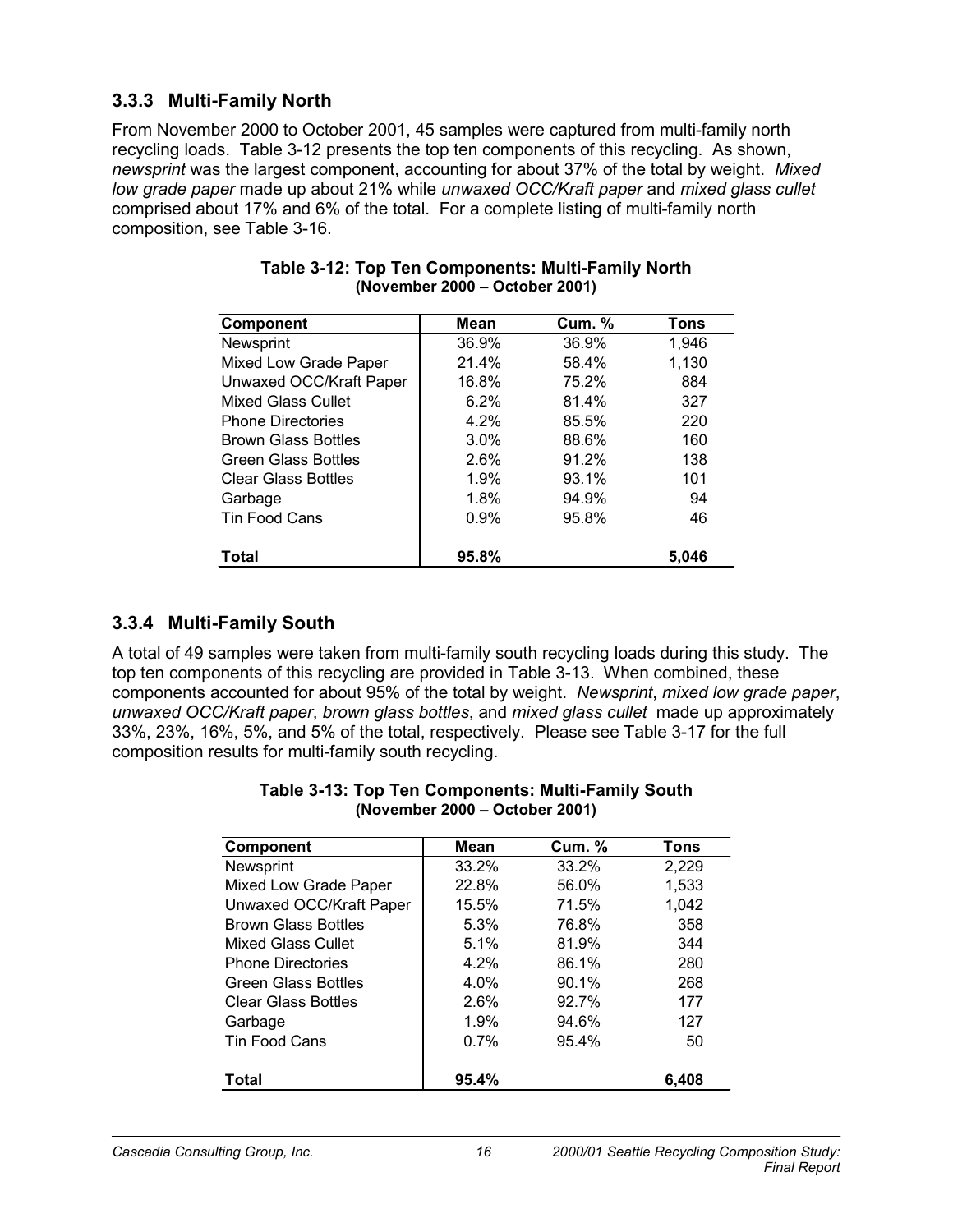### 3.3.3 Multi-Family North

From November 2000 to October 2001, 45 samples were captured from multi-family north recycling loads. Table 3-12 presents the top ten components of this recycling. As shown, *newsprint* was the largest component, accounting for about 37% of the total by weight. *Mixed low grade paper* made up about 21% while *unwaxed OCC/Kraft paper* and *mixed glass cullet* comprised about 17% and 6% of the total. For a complete listing of multi-family north composition, see Table 3-16.

**Table 3-12: Top Ten Components: Multi-Family North (November 2000 – October 2001)**

| Component | Mean | Cum. % | Tons |
|---|---|---|---|
| Newsprint | 36.9% | 36.9% | 1,946 |
| Mixed Low Grade Paper | 21.4% | 58.4% | 1,130 |
| Unwaxed OCC/Kraft Paper | 16.8% | 75.2% | 884 |
| Mixed Glass Cullet | 6.2% | 81.4% | 327 |
| Phone Directories | 4.2% | 85.5% | 220 |
| Brown Glass Bottles | 3.0% | 88.6% | 160 |
| Green Glass Bottles | 2.6% | 91.2% | 138 |
| Clear Glass Bottles | 1.9% | 93.1% | 101 |
| Garbage | 1.8% | 94.9% | 94 |
| Tin Food Cans | 0.9% | 95.8% | 46 |
| **Total** | **95.8%** | | **5,046** |

### 3.3.4 Multi-Family South

A total of 49 samples were taken from multi-family south recycling loads during this study. The top ten components of this recycling are provided in Table 3-13. When combined, these components accounted for about 95% of the total by weight. *Newsprint*, *mixed low grade paper*, *unwaxed OCC/Kraft paper*, *brown glass bottles*, and *mixed glass cullet* made up approximately 33%, 23%, 16%, 5%, and 5% of the total, respectively. Please see Table 3-17 for the full composition results for multi-family south recycling.

**Table 3-13: Top Ten Components: Multi-Family South (November 2000 – October 2001)**

| Component | Mean | Cum. % | Tons |
|---|---|---|---|
| Newsprint | 33.2% | 33.2% | 2,229 |
| Mixed Low Grade Paper | 22.8% | 56.0% | 1,533 |
| Unwaxed OCC/Kraft Paper | 15.5% | 71.5% | 1,042 |
| Brown Glass Bottles | 5.3% | 76.8% | 358 |
| Mixed Glass Cullet | 5.1% | 81.9% | 344 |
| Phone Directories | 4.2% | 86.1% | 280 |
| Green Glass Bottles | 4.0% | 90.1% | 268 |
| Clear Glass Bottles | 2.6% | 92.7% | 177 |
| Garbage | 1.9% | 94.6% | 127 |
| Tin Food Cans | 0.7% | 95.4% | 50 |
| **Total** | **95.4%** | | **6,408** |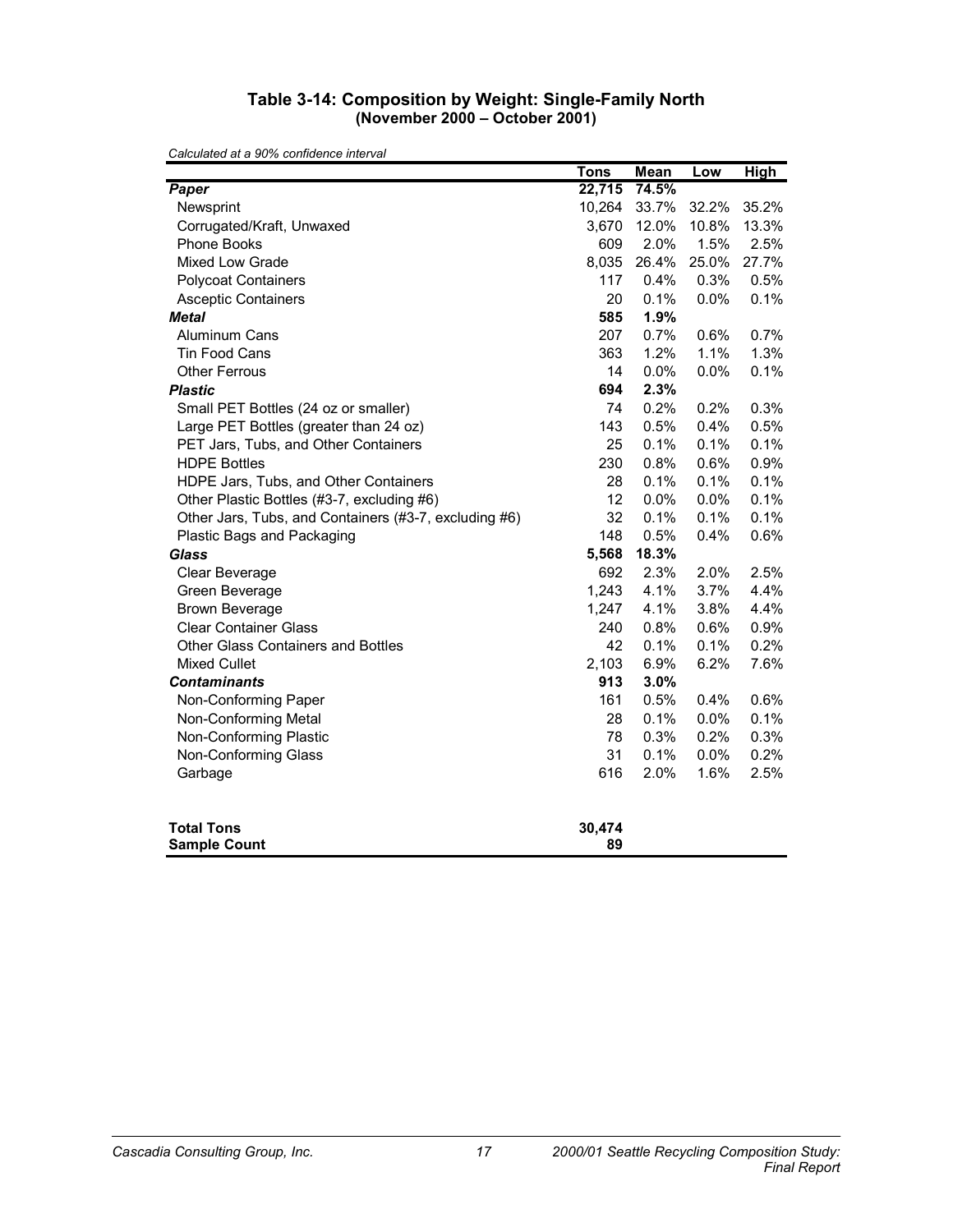### Table 3-14: Composition by Weight: Single-Family North
### (November 2000 – October 2001)

*Calculated at a 90% confidence interval*

| | Tons | Mean | Low | High |
|---|---|---|---|---|
| ***Paper*** | **22,715** | **74.5%** | | |
| Newsprint | 10,264 | 33.7% | 32.2% | 35.2% |
| Corrugated/Kraft, Unwaxed | 3,670 | 12.0% | 10.8% | 13.3% |
| Phone Books | 609 | 2.0% | 1.5% | 2.5% |
| Mixed Low Grade | 8,035 | 26.4% | 25.0% | 27.7% |
| Polycoat Containers | 117 | 0.4% | 0.3% | 0.5% |
| Asceptic Containers | 20 | 0.1% | 0.0% | 0.1% |
| ***Metal*** | **585** | **1.9%** | | |
| Aluminum Cans | 207 | 0.7% | 0.6% | 0.7% |
| Tin Food Cans | 363 | 1.2% | 1.1% | 1.3% |
| Other Ferrous | 14 | 0.0% | 0.0% | 0.1% |
| ***Plastic*** | **694** | **2.3%** | | |
| Small PET Bottles (24 oz or smaller) | 74 | 0.2% | 0.2% | 0.3% |
| Large PET Bottles (greater than 24 oz) | 143 | 0.5% | 0.4% | 0.5% |
| PET Jars, Tubs, and Other Containers | 25 | 0.1% | 0.1% | 0.1% |
| HDPE Bottles | 230 | 0.8% | 0.6% | 0.9% |
| HDPE Jars, Tubs, and Other Containers | 28 | 0.1% | 0.1% | 0.1% |
| Other Plastic Bottles (#3-7, excluding #6) | 12 | 0.0% | 0.0% | 0.1% |
| Other Jars, Tubs, and Containers (#3-7, excluding #6) | 32 | 0.1% | 0.1% | 0.1% |
| Plastic Bags and Packaging | 148 | 0.5% | 0.4% | 0.6% |
| ***Glass*** | **5,568** | **18.3%** | | |
| Clear Beverage | 692 | 2.3% | 2.0% | 2.5% |
| Green Beverage | 1,243 | 4.1% | 3.7% | 4.4% |
| Brown Beverage | 1,247 | 4.1% | 3.8% | 4.4% |
| Clear Container Glass | 240 | 0.8% | 0.6% | 0.9% |
| Other Glass Containers and Bottles | 42 | 0.1% | 0.1% | 0.2% |
| Mixed Cullet | 2,103 | 6.9% | 6.2% | 7.6% |
| ***Contaminants*** | **913** | **3.0%** | | |
| Non-Conforming Paper | 161 | 0.5% | 0.4% | 0.6% |
| Non-Conforming Metal | 28 | 0.1% | 0.0% | 0.1% |
| Non-Conforming Plastic | 78 | 0.3% | 0.2% | 0.3% |
| Non-Conforming Glass | 31 | 0.1% | 0.0% | 0.2% |
| Garbage | 616 | 2.0% | 1.6% | 2.5% |
| **Total Tons** | **30,474** | | | |
| **Sample Count** | **89** | | | |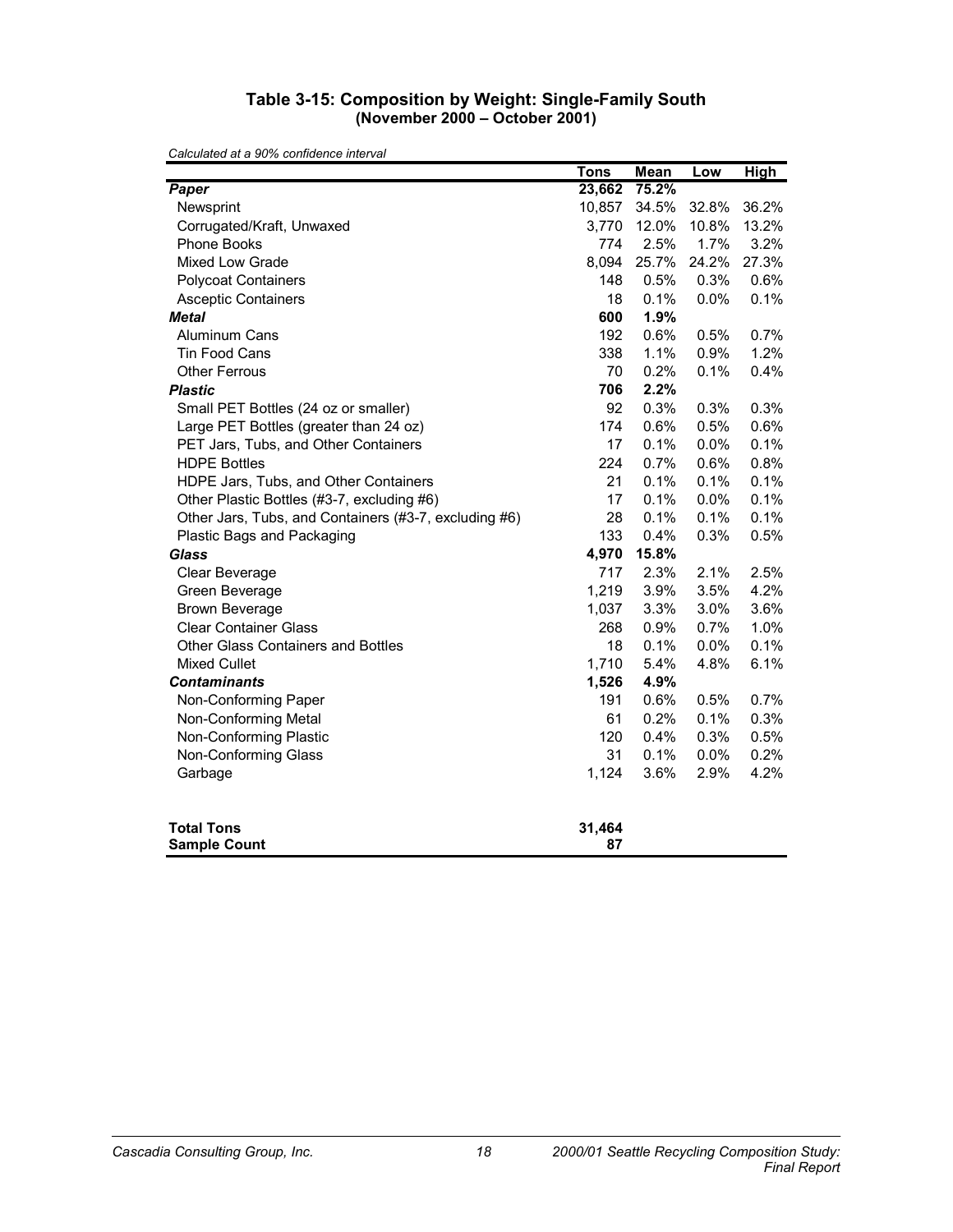### Table 3-15: Composition by Weight: Single-Family South
### (November 2000 – October 2001)

*Calculated at a 90% confidence interval*

| | Tons | Mean | Low | High |
|---|---|---|---|---|
| ***Paper*** | **23,662** | **75.2%** | | |
| Newsprint | 10,857 | 34.5% | 32.8% | 36.2% |
| Corrugated/Kraft, Unwaxed | 3,770 | 12.0% | 10.8% | 13.2% |
| Phone Books | 774 | 2.5% | 1.7% | 3.2% |
| Mixed Low Grade | 8,094 | 25.7% | 24.2% | 27.3% |
| Polycoat Containers | 148 | 0.5% | 0.3% | 0.6% |
| Asceptic Containers | 18 | 0.1% | 0.0% | 0.1% |
| ***Metal*** | **600** | **1.9%** | | |
| Aluminum Cans | 192 | 0.6% | 0.5% | 0.7% |
| Tin Food Cans | 338 | 1.1% | 0.9% | 1.2% |
| Other Ferrous | 70 | 0.2% | 0.1% | 0.4% |
| ***Plastic*** | **706** | **2.2%** | | |
| Small PET Bottles (24 oz or smaller) | 92 | 0.3% | 0.3% | 0.3% |
| Large PET Bottles (greater than 24 oz) | 174 | 0.6% | 0.5% | 0.6% |
| PET Jars, Tubs, and Other Containers | 17 | 0.1% | 0.0% | 0.1% |
| HDPE Bottles | 224 | 0.7% | 0.6% | 0.8% |
| HDPE Jars, Tubs, and Other Containers | 21 | 0.1% | 0.1% | 0.1% |
| Other Plastic Bottles (#3-7, excluding #6) | 17 | 0.1% | 0.0% | 0.1% |
| Other Jars, Tubs, and Containers (#3-7, excluding #6) | 28 | 0.1% | 0.1% | 0.1% |
| Plastic Bags and Packaging | 133 | 0.4% | 0.3% | 0.5% |
| ***Glass*** | **4,970** | **15.8%** | | |
| Clear Beverage | 717 | 2.3% | 2.1% | 2.5% |
| Green Beverage | 1,219 | 3.9% | 3.5% | 4.2% |
| Brown Beverage | 1,037 | 3.3% | 3.0% | 3.6% |
| Clear Container Glass | 268 | 0.9% | 0.7% | 1.0% |
| Other Glass Containers and Bottles | 18 | 0.1% | 0.0% | 0.1% |
| Mixed Cullet | 1,710 | 5.4% | 4.8% | 6.1% |
| ***Contaminants*** | **1,526** | **4.9%** | | |
| Non-Conforming Paper | 191 | 0.6% | 0.5% | 0.7% |
| Non-Conforming Metal | 61 | 0.2% | 0.1% | 0.3% |
| Non-Conforming Plastic | 120 | 0.4% | 0.3% | 0.5% |
| Non-Conforming Glass | 31 | 0.1% | 0.0% | 0.2% |
| Garbage | 1,124 | 3.6% | 2.9% | 4.2% |
| **Total Tons** | **31,464** | | | |
| **Sample Count** | **87** | | | |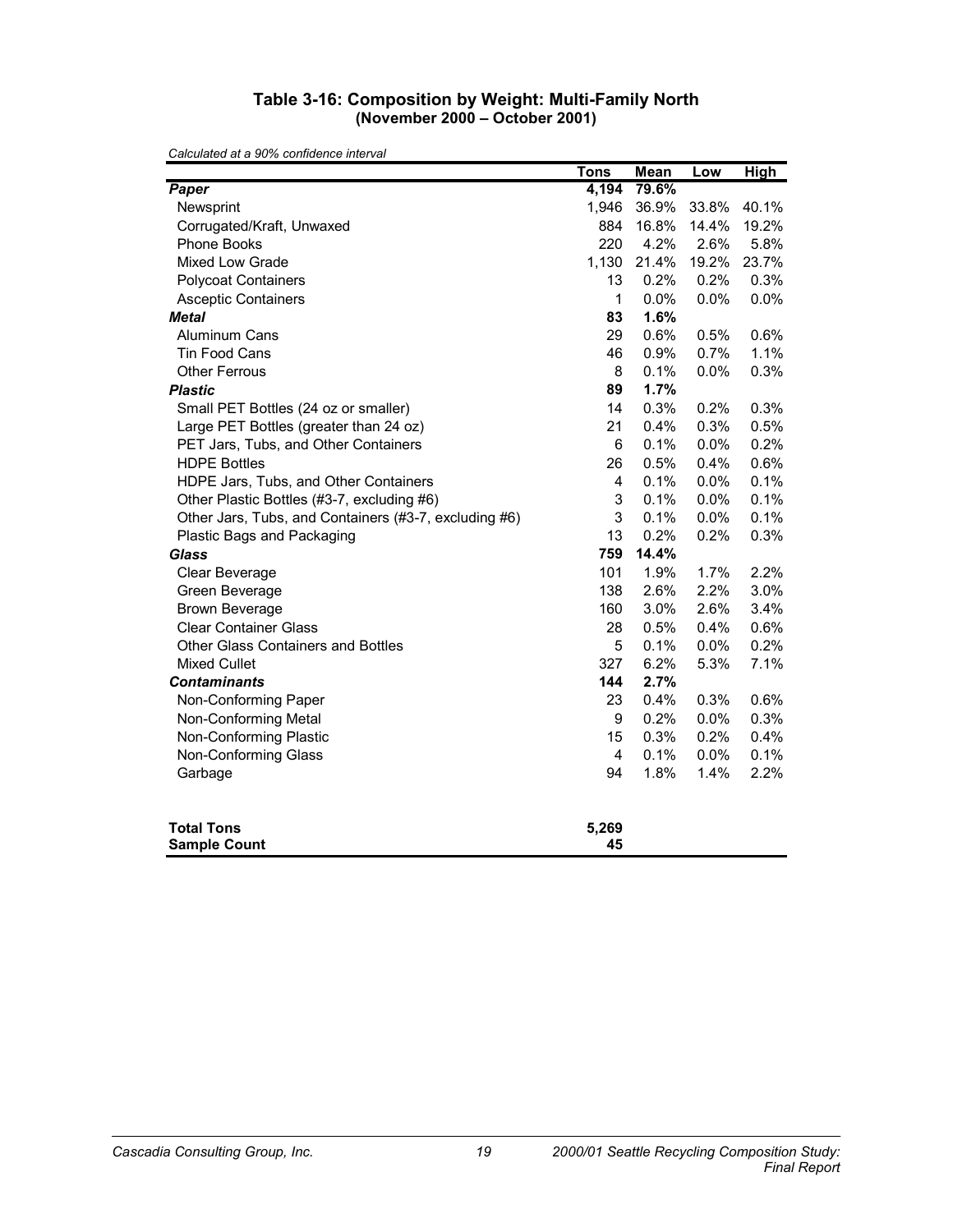### Table 3-16: Composition by Weight: Multi-Family North
### (November 2000 – October 2001)

*Calculated at a 90% confidence interval*

| | Tons | Mean | Low | High |
|---|---|---|---|---|
| ***Paper*** | **4,194** | **79.6%** | | |
| Newsprint | 1,946 | 36.9% | 33.8% | 40.1% |
| Corrugated/Kraft, Unwaxed | 884 | 16.8% | 14.4% | 19.2% |
| Phone Books | 220 | 4.2% | 2.6% | 5.8% |
| Mixed Low Grade | 1,130 | 21.4% | 19.2% | 23.7% |
| Polycoat Containers | 13 | 0.2% | 0.2% | 0.3% |
| Asceptic Containers | 1 | 0.0% | 0.0% | 0.0% |
| ***Metal*** | **83** | **1.6%** | | |
| Aluminum Cans | 29 | 0.6% | 0.5% | 0.6% |
| Tin Food Cans | 46 | 0.9% | 0.7% | 1.1% |
| Other Ferrous | 8 | 0.1% | 0.0% | 0.3% |
| ***Plastic*** | **89** | **1.7%** | | |
| Small PET Bottles (24 oz or smaller) | 14 | 0.3% | 0.2% | 0.3% |
| Large PET Bottles (greater than 24 oz) | 21 | 0.4% | 0.3% | 0.5% |
| PET Jars, Tubs, and Other Containers | 6 | 0.1% | 0.0% | 0.2% |
| HDPE Bottles | 26 | 0.5% | 0.4% | 0.6% |
| HDPE Jars, Tubs, and Other Containers | 4 | 0.1% | 0.0% | 0.1% |
| Other Plastic Bottles (#3-7, excluding #6) | 3 | 0.1% | 0.0% | 0.1% |
| Other Jars, Tubs, and Containers (#3-7, excluding #6) | 3 | 0.1% | 0.0% | 0.1% |
| Plastic Bags and Packaging | 13 | 0.2% | 0.2% | 0.3% |
| ***Glass*** | **759** | **14.4%** | | |
| Clear Beverage | 101 | 1.9% | 1.7% | 2.2% |
| Green Beverage | 138 | 2.6% | 2.2% | 3.0% |
| Brown Beverage | 160 | 3.0% | 2.6% | 3.4% |
| Clear Container Glass | 28 | 0.5% | 0.4% | 0.6% |
| Other Glass Containers and Bottles | 5 | 0.1% | 0.0% | 0.2% |
| Mixed Cullet | 327 | 6.2% | 5.3% | 7.1% |
| ***Contaminants*** | **144** | **2.7%** | | |
| Non-Conforming Paper | 23 | 0.4% | 0.3% | 0.6% |
| Non-Conforming Metal | 9 | 0.2% | 0.0% | 0.3% |
| Non-Conforming Plastic | 15 | 0.3% | 0.2% | 0.4% |
| Non-Conforming Glass | 4 | 0.1% | 0.0% | 0.1% |
| Garbage | 94 | 1.8% | 1.4% | 2.2% |
| | | | | |
| **Total Tons** | **5,269** | | | |
| **Sample Count** | **45** | | | |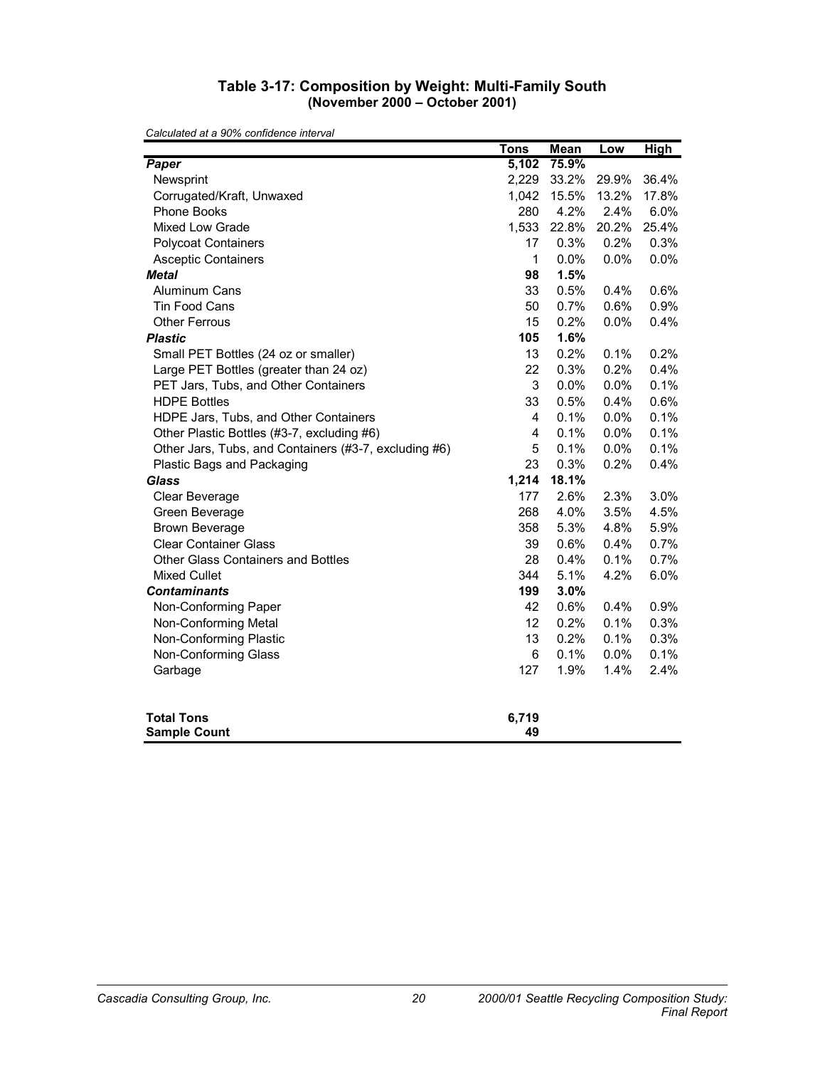### Table 3-17: Composition by Weight: Multi-Family South
### (November 2000 – October 2001)

*Calculated at a 90% confidence interval*

| | Tons | Mean | Low | High |
|---|---|---|---|---|
| ***Paper*** | **5,102** | **75.9%** | | |
| Newsprint | 2,229 | 33.2% | 29.9% | 36.4% |
| Corrugated/Kraft, Unwaxed | 1,042 | 15.5% | 13.2% | 17.8% |
| Phone Books | 280 | 4.2% | 2.4% | 6.0% |
| Mixed Low Grade | 1,533 | 22.8% | 20.2% | 25.4% |
| Polycoat Containers | 17 | 0.3% | 0.2% | 0.3% |
| Asceptic Containers | 1 | 0.0% | 0.0% | 0.0% |
| ***Metal*** | **98** | **1.5%** | | |
| Aluminum Cans | 33 | 0.5% | 0.4% | 0.6% |
| Tin Food Cans | 50 | 0.7% | 0.6% | 0.9% |
| Other Ferrous | 15 | 0.2% | 0.0% | 0.4% |
| ***Plastic*** | **105** | **1.6%** | | |
| Small PET Bottles (24 oz or smaller) | 13 | 0.2% | 0.1% | 0.2% |
| Large PET Bottles (greater than 24 oz) | 22 | 0.3% | 0.2% | 0.4% |
| PET Jars, Tubs, and Other Containers | 3 | 0.0% | 0.0% | 0.1% |
| HDPE Bottles | 33 | 0.5% | 0.4% | 0.6% |
| HDPE Jars, Tubs, and Other Containers | 4 | 0.1% | 0.0% | 0.1% |
| Other Plastic Bottles (#3-7, excluding #6) | 4 | 0.1% | 0.0% | 0.1% |
| Other Jars, Tubs, and Containers (#3-7, excluding #6) | 5 | 0.1% | 0.0% | 0.1% |
| Plastic Bags and Packaging | 23 | 0.3% | 0.2% | 0.4% |
| ***Glass*** | **1,214** | **18.1%** | | |
| Clear Beverage | 177 | 2.6% | 2.3% | 3.0% |
| Green Beverage | 268 | 4.0% | 3.5% | 4.5% |
| Brown Beverage | 358 | 5.3% | 4.8% | 5.9% |
| Clear Container Glass | 39 | 0.6% | 0.4% | 0.7% |
| Other Glass Containers and Bottles | 28 | 0.4% | 0.1% | 0.7% |
| Mixed Cullet | 344 | 5.1% | 4.2% | 6.0% |
| ***Contaminants*** | **199** | **3.0%** | | |
| Non-Conforming Paper | 42 | 0.6% | 0.4% | 0.9% |
| Non-Conforming Metal | 12 | 0.2% | 0.1% | 0.3% |
| Non-Conforming Plastic | 13 | 0.2% | 0.1% | 0.3% |
| Non-Conforming Glass | 6 | 0.1% | 0.0% | 0.1% |
| Garbage | 127 | 1.9% | 1.4% | 2.4% |
| | | | | |
| **Total Tons** | **6,719** | | | |
| **Sample Count** | **49** | | | |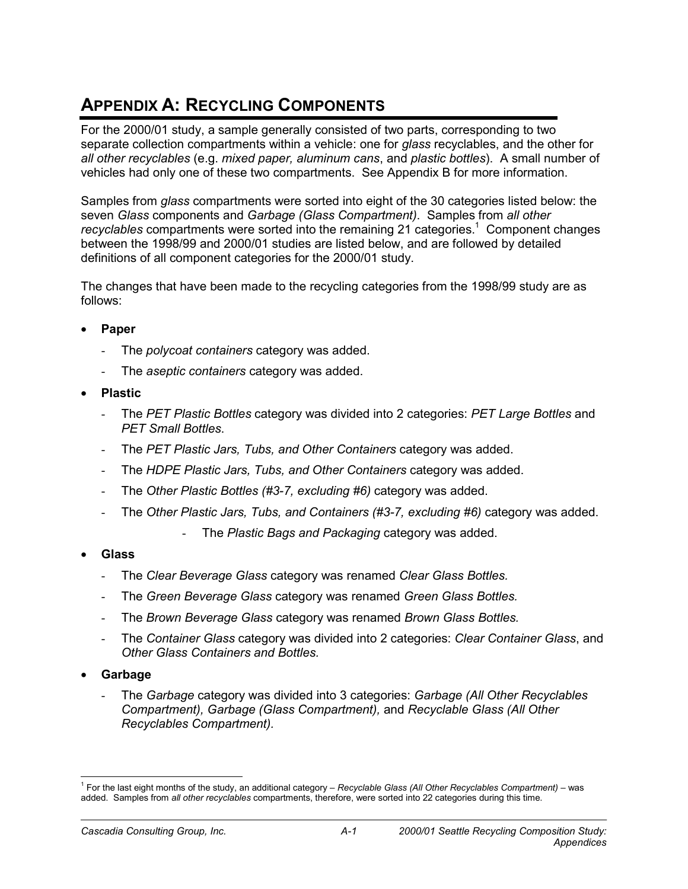# APPENDIX A: RECYCLING COMPONENTS

For the 2000/01 study, a sample generally consisted of two parts, corresponding to two separate collection compartments within a vehicle: one for *glass* recyclables, and the other for *all other recyclables* (e.g. *mixed paper, aluminum cans*, and *plastic bottles*). A small number of vehicles had only one of these two compartments. See Appendix B for more information.

Samples from *glass* compartments were sorted into eight of the 30 categories listed below: the seven *Glass* components and *Garbage (Glass Compartment)*. Samples from *all other recyclables* compartments were sorted into the remaining 21 categories.[1] Component changes between the 1998/99 and 2000/01 studies are listed below, and are followed by detailed definitions of all component categories for the 2000/01 study.

The changes that have been made to the recycling categories from the 1998/99 study are as follows:

- **Paper**
  - The *polycoat containers* category was added.
  - The *aseptic containers* category was added.
- **Plastic**
  - The *PET Plastic Bottles* category was divided into 2 categories: *PET Large Bottles* and *PET Small Bottles*.
  - The *PET Plastic Jars, Tubs, and Other Containers* category was added.
  - The *HDPE Plastic Jars, Tubs, and Other Containers* category was added.
  - The *Other Plastic Bottles (#3-7, excluding #6)* category was added.
  - The *Other Plastic Jars, Tubs, and Containers (#3-7, excluding #6)* category was added.
  - The *Plastic Bags and Packaging* category was added.
- **Glass**
  - The *Clear Beverage Glass* category was renamed *Clear Glass Bottles.*
  - The *Green Beverage Glass* category was renamed *Green Glass Bottles.*
  - The *Brown Beverage Glass* category was renamed *Brown Glass Bottles.*
  - The *Container Glass* category was divided into 2 categories: *Clear Container Glass*, and *Other Glass Containers and Bottles.*
- **Garbage**
  - The *Garbage* category was divided into 3 categories: *Garbage (All Other Recyclables Compartment), Garbage (Glass Compartment),* and *Recyclable Glass (All Other Recyclables Compartment).*

[1] For the last eight months of the study, an additional category – *Recyclable Glass (All Other Recyclables Compartment)* – was added. Samples from *all other recyclables* compartments, therefore, were sorted into 22 categories during this time.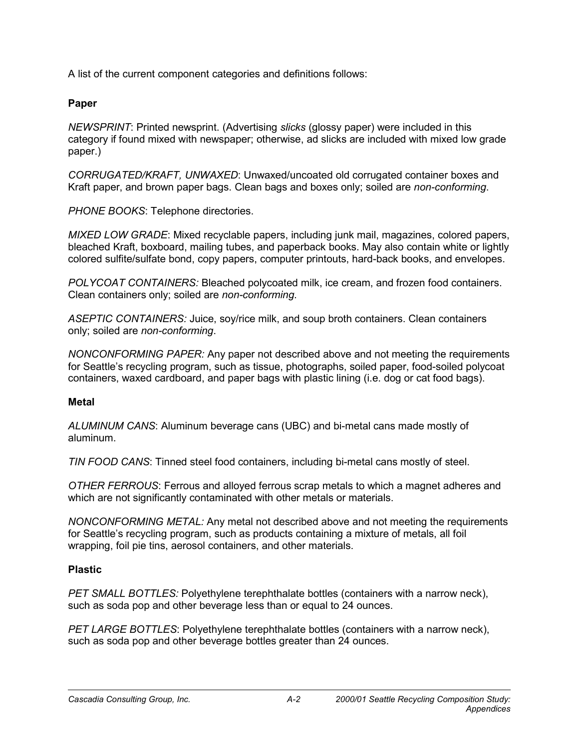A list of the current component categories and definitions follows:

**Paper**

*NEWSPRINT*: Printed newsprint. (Advertising *slicks* (glossy paper) were included in this category if found mixed with newspaper; otherwise, ad slicks are included with mixed low grade paper.)

*CORRUGATED/KRAFT, UNWAXED*: Unwaxed/uncoated old corrugated container boxes and Kraft paper, and brown paper bags. Clean bags and boxes only; soiled are *non-conforming*.

*PHONE BOOKS*: Telephone directories.

*MIXED LOW GRADE*: Mixed recyclable papers, including junk mail, magazines, colored papers, bleached Kraft, boxboard, mailing tubes, and paperback books. May also contain white or lightly colored sulfite/sulfate bond, copy papers, computer printouts, hard-back books, and envelopes.

*POLYCOAT CONTAINERS:* Bleached polycoated milk, ice cream, and frozen food containers. Clean containers only; soiled are *non-conforming*.

*ASEPTIC CONTAINERS:* Juice, soy/rice milk, and soup broth containers. Clean containers only; soiled are *non-conforming*.

*NONCONFORMING PAPER:* Any paper not described above and not meeting the requirements for Seattle's recycling program, such as tissue, photographs, soiled paper, food-soiled polycoat containers, waxed cardboard, and paper bags with plastic lining (i.e. dog or cat food bags).

**Metal**

*ALUMINUM CANS*: Aluminum beverage cans (UBC) and bi-metal cans made mostly of aluminum.

*TIN FOOD CANS*: Tinned steel food containers, including bi-metal cans mostly of steel.

*OTHER FERROUS*: Ferrous and alloyed ferrous scrap metals to which a magnet adheres and which are not significantly contaminated with other metals or materials.

*NONCONFORMING METAL:* Any metal not described above and not meeting the requirements for Seattle's recycling program, such as products containing a mixture of metals, all foil wrapping, foil pie tins, aerosol containers, and other materials.

**Plastic**

*PET SMALL BOTTLES:* Polyethylene terephthalate bottles (containers with a narrow neck), such as soda pop and other beverage less than or equal to 24 ounces.

*PET LARGE BOTTLES*: Polyethylene terephthalate bottles (containers with a narrow neck), such as soda pop and other beverage bottles greater than 24 ounces.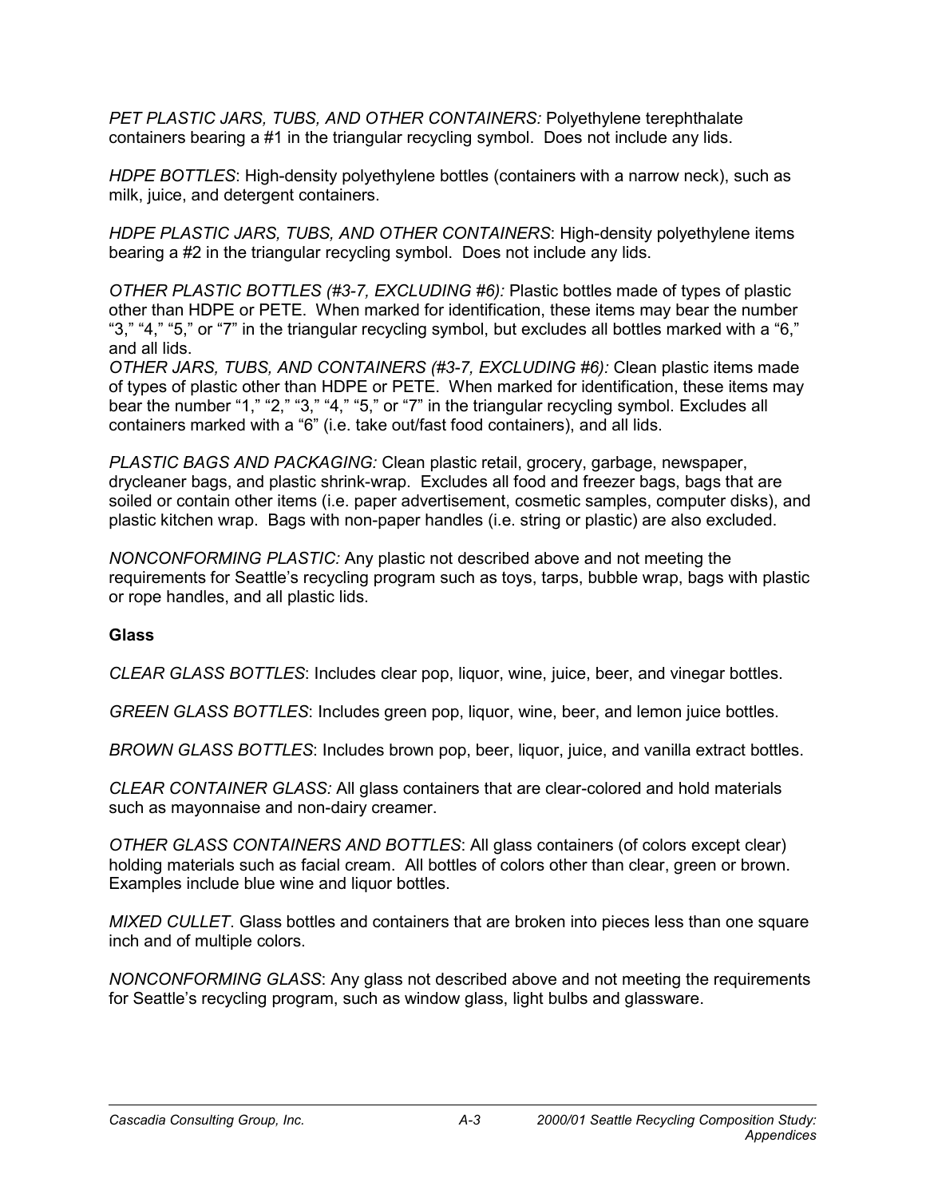*PET PLASTIC JARS, TUBS, AND OTHER CONTAINERS:* Polyethylene terephthalate containers bearing a #1 in the triangular recycling symbol. Does not include any lids.

*HDPE BOTTLES*: High-density polyethylene bottles (containers with a narrow neck), such as milk, juice, and detergent containers.

*HDPE PLASTIC JARS, TUBS, AND OTHER CONTAINERS*: High-density polyethylene items bearing a #2 in the triangular recycling symbol. Does not include any lids.

*OTHER PLASTIC BOTTLES (#3-7, EXCLUDING #6):* Plastic bottles made of types of plastic other than HDPE or PETE. When marked for identification, these items may bear the number "3," "4," "5," or "7" in the triangular recycling symbol, but excludes all bottles marked with a "6," and all lids.

*OTHER JARS, TUBS, AND CONTAINERS (#3-7, EXCLUDING #6):* Clean plastic items made of types of plastic other than HDPE or PETE. When marked for identification, these items may bear the number "1," "2," "3," "4," "5," or "7" in the triangular recycling symbol. Excludes all containers marked with a "6" (i.e. take out/fast food containers), and all lids.

*PLASTIC BAGS AND PACKAGING:* Clean plastic retail, grocery, garbage, newspaper, drycleaner bags, and plastic shrink-wrap. Excludes all food and freezer bags, bags that are soiled or contain other items (i.e. paper advertisement, cosmetic samples, computer disks), and plastic kitchen wrap. Bags with non-paper handles (i.e. string or plastic) are also excluded.

*NONCONFORMING PLASTIC:* Any plastic not described above and not meeting the requirements for Seattle's recycling program such as toys, tarps, bubble wrap, bags with plastic or rope handles, and all plastic lids.

**Glass**

*CLEAR GLASS BOTTLES*: Includes clear pop, liquor, wine, juice, beer, and vinegar bottles.

*GREEN GLASS BOTTLES*: Includes green pop, liquor, wine, beer, and lemon juice bottles.

*BROWN GLASS BOTTLES*: Includes brown pop, beer, liquor, juice, and vanilla extract bottles.

*CLEAR CONTAINER GLASS:* All glass containers that are clear-colored and hold materials such as mayonnaise and non-dairy creamer.

*OTHER GLASS CONTAINERS AND BOTTLES*: All glass containers (of colors except clear) holding materials such as facial cream. All bottles of colors other than clear, green or brown. Examples include blue wine and liquor bottles.

*MIXED CULLET*. Glass bottles and containers that are broken into pieces less than one square inch and of multiple colors.

*NONCONFORMING GLASS*: Any glass not described above and not meeting the requirements for Seattle's recycling program, such as window glass, light bulbs and glassware.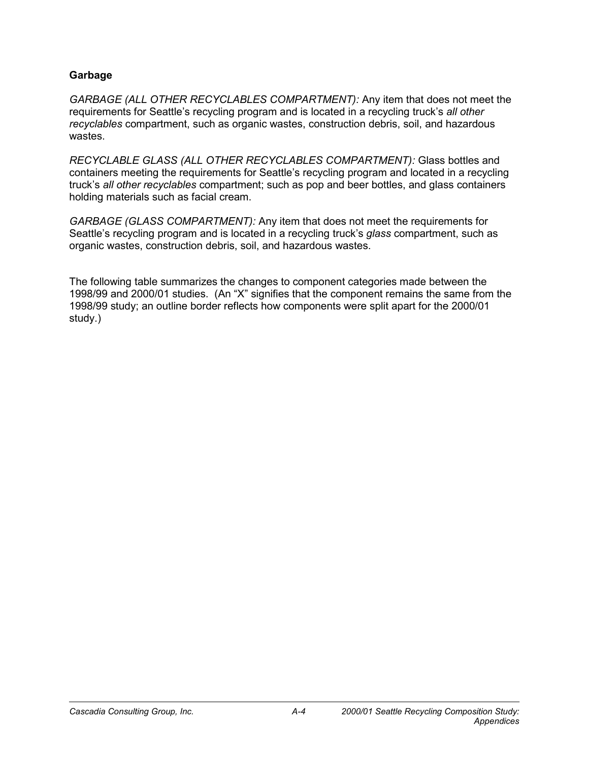### Garbage

*GARBAGE (ALL OTHER RECYCLABLES COMPARTMENT):* Any item that does not meet the requirements for Seattle's recycling program and is located in a recycling truck's *all other recyclables* compartment, such as organic wastes, construction debris, soil, and hazardous wastes.

*RECYCLABLE GLASS (ALL OTHER RECYCLABLES COMPARTMENT):* Glass bottles and containers meeting the requirements for Seattle's recycling program and located in a recycling truck's *all other recyclables* compartment; such as pop and beer bottles, and glass containers holding materials such as facial cream.

*GARBAGE (GLASS COMPARTMENT):* Any item that does not meet the requirements for Seattle's recycling program and is located in a recycling truck's *glass* compartment, such as organic wastes, construction debris, soil, and hazardous wastes.

The following table summarizes the changes to component categories made between the 1998/99 and 2000/01 studies. (An "X" signifies that the component remains the same from the 1998/99 study; an outline border reflects how components were split apart for the 2000/01 study.)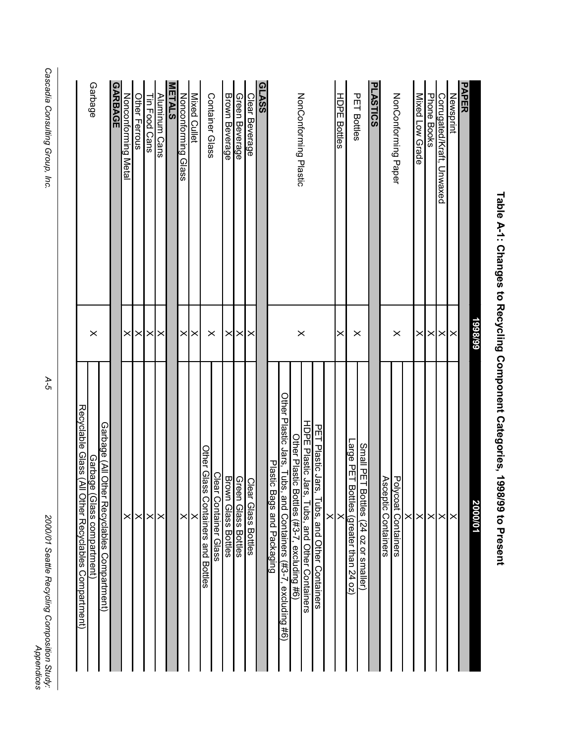# Table A-1: Changes to Recycling Component Categories, 1998/99 to Present

| | 1998/99 | 2000/01 |
|---|---|---|
| **PAPER** | | |
| Newsprint | X | X |
| Corrugated/Kraft, Unwaxed | X | X |
| Phone Books | X | X |
| Mixed Low Grade | X | X |
| NonConforming Paper | X | X |
| | | Polycoat Containers |
| | | Aseptic Containers |
| **PLASTICS** | | |
| PET Bottles | X | Small PET Bottles (24 oz or smaller) |
| | | Large PET Bottles (greater than 24 oz) |
| HDPE Bottles | X | X |
| NonConforming Plastic | X | X |
| | | PET Plastic Jars, Tubs, and Other Containers |
| | | HDPE Plastic Jars, Tubs, and Other Containers |
| | | Other Plastic Bottles (#3-7, excluding #6) |
| | | Other Plastic Jars, Tubs, and Containers (#3-7, excluding #6) |
| | | Plastic Bags and Packaging |
| **GLASS** | | |
| Clear Beverage | X | Clear Glass Bottles |
| Green Beverage | X | Green Glass Bottles |
| Brown Beverage | X | Brown Glass Bottles |
| Container Glass | X | Clear Container Glass |
| | | Other Glass Containers and Bottles |
| Mixed Cullet | X | X |
| Nonconforming Glass | X | X |
| **METALS** | | |
| Aluminum Cans | X | X |
| Tin Food Cans | X | X |
| Other Ferrous | X | X |
| Nonconforming Metal | X | X |
| **GARBAGE** | | |
| Garbage | X | Garbage (All Other Recyclables Compartment) |
| | | Garbage (Glass compartment) |
| | | Recyclable Glass (All Other Recyclables Compartment) |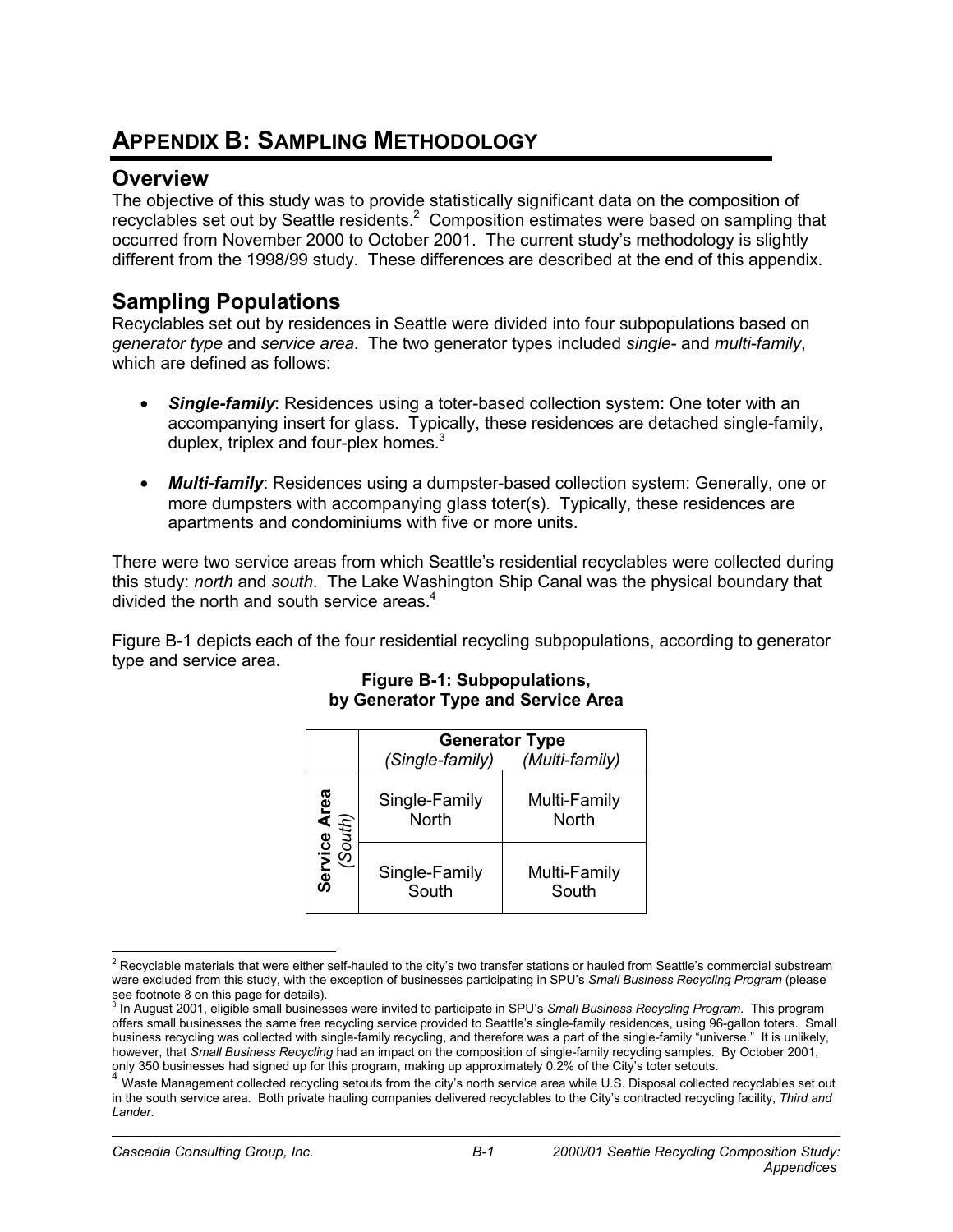# APPENDIX B: SAMPLING METHODOLOGY

## Overview

The objective of this study was to provide statistically significant data on the composition of recyclables set out by Seattle residents.[2] Composition estimates were based on sampling that occurred from November 2000 to October 2001. The current study's methodology is slightly different from the 1998/99 study. These differences are described at the end of this appendix.

## Sampling Populations

Recyclables set out by residences in Seattle were divided into four subpopulations based on *generator type* and *service area*. The two generator types included *single-* and *multi-family*, which are defined as follows:

- ***Single-family***: Residences using a toter-based collection system: One toter with an accompanying insert for glass. Typically, these residences are detached single-family, duplex, triplex and four-plex homes.[3]
- ***Multi-family***: Residences using a dumpster-based collection system: Generally, one or more dumpsters with accompanying glass toter(s). Typically, these residences are apartments and condominiums with five or more units.

There were two service areas from which Seattle's residential recyclables were collected during this study: *north* and *south*. The Lake Washington Ship Canal was the physical boundary that divided the north and south service areas.[4]

Figure B-1 depicts each of the four residential recycling subpopulations, according to generator type and service area.

**Figure B-1: Subpopulations, by Generator Type and Service Area**

| | Generator Type | |
|---|---|---|
| | *(Single-family)* | *(Multi-family)* |
| **Service Area** *(South)* | Single-Family North | Multi-Family North |
| | Single-Family South | Multi-Family South |

---

[2] Recyclable materials that were either self-hauled to the city's two transfer stations or hauled from Seattle's commercial substream were excluded from this study, with the exception of businesses participating in SPU's *Small Business Recycling Program* (please see footnote 8 on this page for details).

[3] In August 2001, eligible small businesses were invited to participate in SPU's *Small Business Recycling Program*. This program offers small businesses the same free recycling service provided to Seattle's single-family residences, using 96-gallon toters. Small business recycling was collected with single-family recycling, and therefore was a part of the single-family "universe." It is unlikely, however, that *Small Business Recycling* had an impact on the composition of single-family recycling samples. By October 2001, only 350 businesses had signed up for this program, making up approximately 0.2% of the City's toter setouts.

[4] Waste Management collected recycling setouts from the city's north service area while U.S. Disposal collected recyclables set out in the south service area. Both private hauling companies delivered recyclables to the City's contracted recycling facility, *Third and Lander*.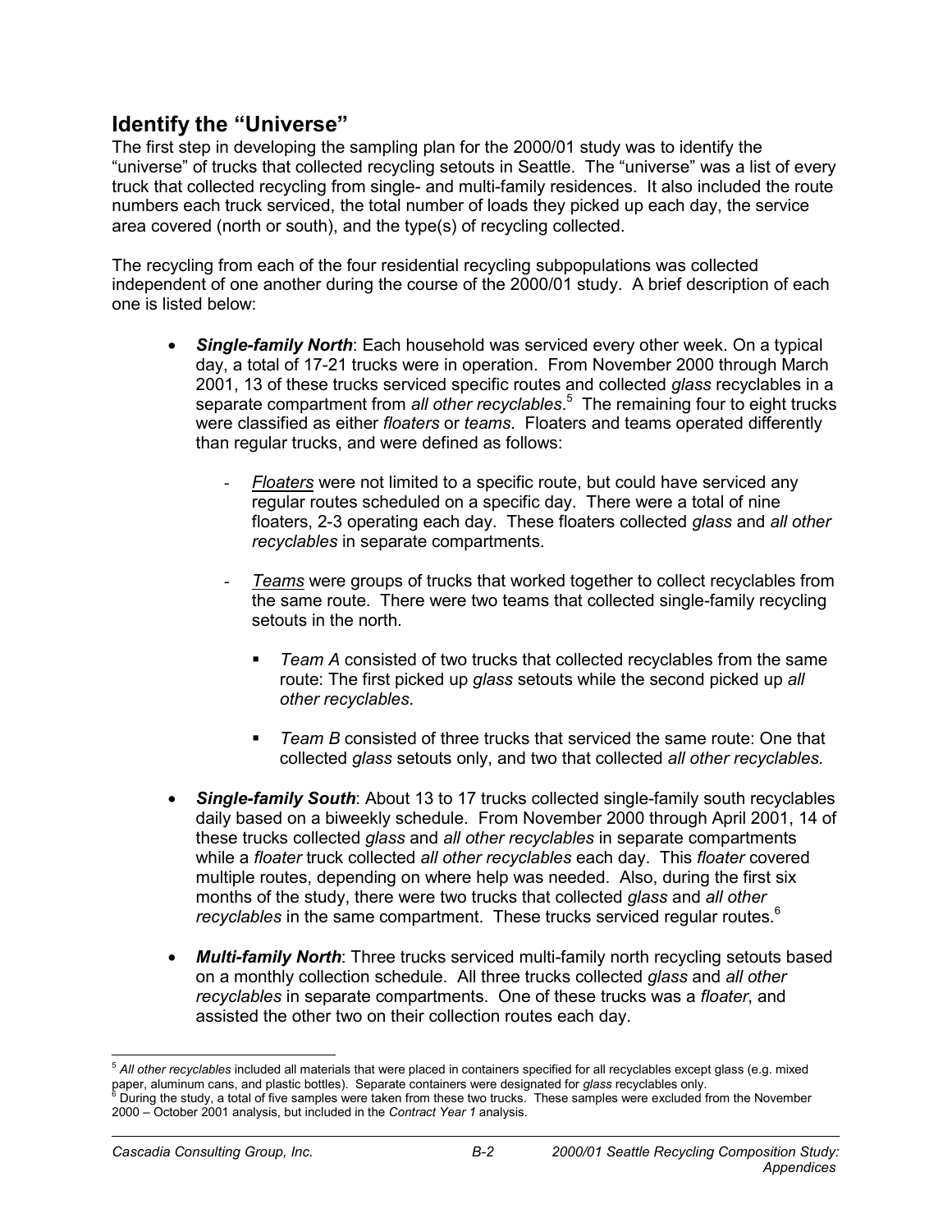## Identify the "Universe"

The first step in developing the sampling plan for the 2000/01 study was to identify the "universe" of trucks that collected recycling setouts in Seattle. The "universe" was a list of every truck that collected recycling from single- and multi-family residences. It also included the route numbers each truck serviced, the total number of loads they picked up each day, the service area covered (north or south), and the type(s) of recycling collected.

The recycling from each of the four residential recycling subpopulations was collected independent of one another during the course of the 2000/01 study. A brief description of each one is listed below:

- ***Single-family North***: Each household was serviced every other week. On a typical day, a total of 17-21 trucks were in operation. From November 2000 through March 2001, 13 of these trucks serviced specific routes and collected *glass* recyclables in a separate compartment from *all other recyclables*.[5] The remaining four to eight trucks were classified as either *floaters* or *teams*. Floaters and teams operated differently than regular trucks, and were defined as follows:
  - *Floaters* were not limited to a specific route, but could have serviced any regular routes scheduled on a specific day. There were a total of nine floaters, 2-3 operating each day. These floaters collected *glass* and *all other recyclables* in separate compartments.
  - *Teams* were groups of trucks that worked together to collect recyclables from the same route. There were two teams that collected single-family recycling setouts in the north.
    - *Team A* consisted of two trucks that collected recyclables from the same route: The first picked up *glass* setouts while the second picked up *all other recyclables*.
    - *Team B* consisted of three trucks that serviced the same route: One that collected *glass* setouts only, and two that collected *all other recyclables.*
- ***Single-family South***: About 13 to 17 trucks collected single-family south recyclables daily based on a biweekly schedule. From November 2000 through April 2001, 14 of these trucks collected *glass* and *all other recyclables* in separate compartments while a *floater* truck collected *all other recyclables* each day. This *floater* covered multiple routes, depending on where help was needed. Also, during the first six months of the study, there were two trucks that collected *glass* and *all other recyclables* in the same compartment. These trucks serviced regular routes.[6]
- ***Multi-family North***: Three trucks serviced multi-family north recycling setouts based on a monthly collection schedule. All three trucks collected *glass* and *all other recyclables* in separate compartments. One of these trucks was a *floater*, and assisted the other two on their collection routes each day.

---

[5] *All other recyclables* included all materials that were placed in containers specified for all recyclables except glass (e.g. mixed paper, aluminum cans, and plastic bottles). Separate containers were designated for *glass* recyclables only.

[6] During the study, a total of five samples were taken from these two trucks. These samples were excluded from the November 2000 – October 2001 analysis, but included in the *Contract Year 1* analysis.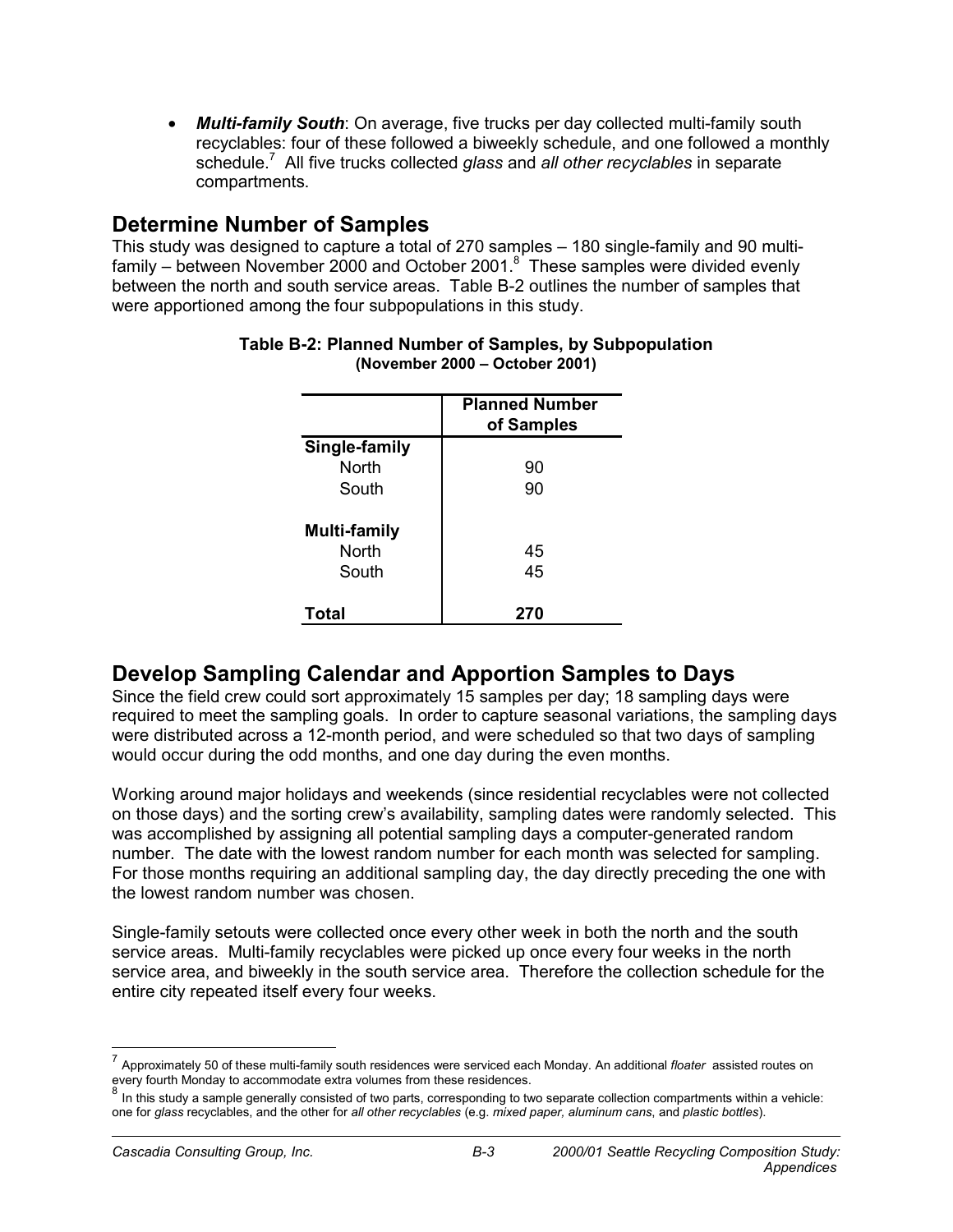- ***Multi-family South***: On average, five trucks per day collected multi-family south recyclables: four of these followed a biweekly schedule, and one followed a monthly schedule.[7] All five trucks collected *glass* and *all other recyclables* in separate compartments.

## Determine Number of Samples

This study was designed to capture a total of 270 samples – 180 single-family and 90 multi-family – between November 2000 and October 2001.[8] These samples were divided evenly between the north and south service areas. Table B-2 outlines the number of samples that were apportioned among the four subpopulations in this study.

**Table B-2: Planned Number of Samples, by Subpopulation (November 2000 – October 2001)**

| | Planned Number of Samples |
|---|---|
| **Single-family** | |
| North | 90 |
| South | 90 |
| **Multi-family** | |
| North | 45 |
| South | 45 |
| **Total** | **270** |

## Develop Sampling Calendar and Apportion Samples to Days

Since the field crew could sort approximately 15 samples per day; 18 sampling days were required to meet the sampling goals. In order to capture seasonal variations, the sampling days were distributed across a 12-month period, and were scheduled so that two days of sampling would occur during the odd months, and one day during the even months.

Working around major holidays and weekends (since residential recyclables were not collected on those days) and the sorting crew's availability, sampling dates were randomly selected. This was accomplished by assigning all potential sampling days a computer-generated random number. The date with the lowest random number for each month was selected for sampling. For those months requiring an additional sampling day, the day directly preceding the one with the lowest random number was chosen.

Single-family setouts were collected once every other week in both the north and the south service areas. Multi-family recyclables were picked up once every four weeks in the north service area, and biweekly in the south service area. Therefore the collection schedule for the entire city repeated itself every four weeks.

---

[7] Approximately 50 of these multi-family south residences were serviced each Monday. An additional *floater* assisted routes on every fourth Monday to accommodate extra volumes from these residences.

[8] In this study a sample generally consisted of two parts, corresponding to two separate collection compartments within a vehicle: one for *glass* recyclables, and the other for *all other recyclables* (e.g. *mixed paper, aluminum cans*, and *plastic bottles*).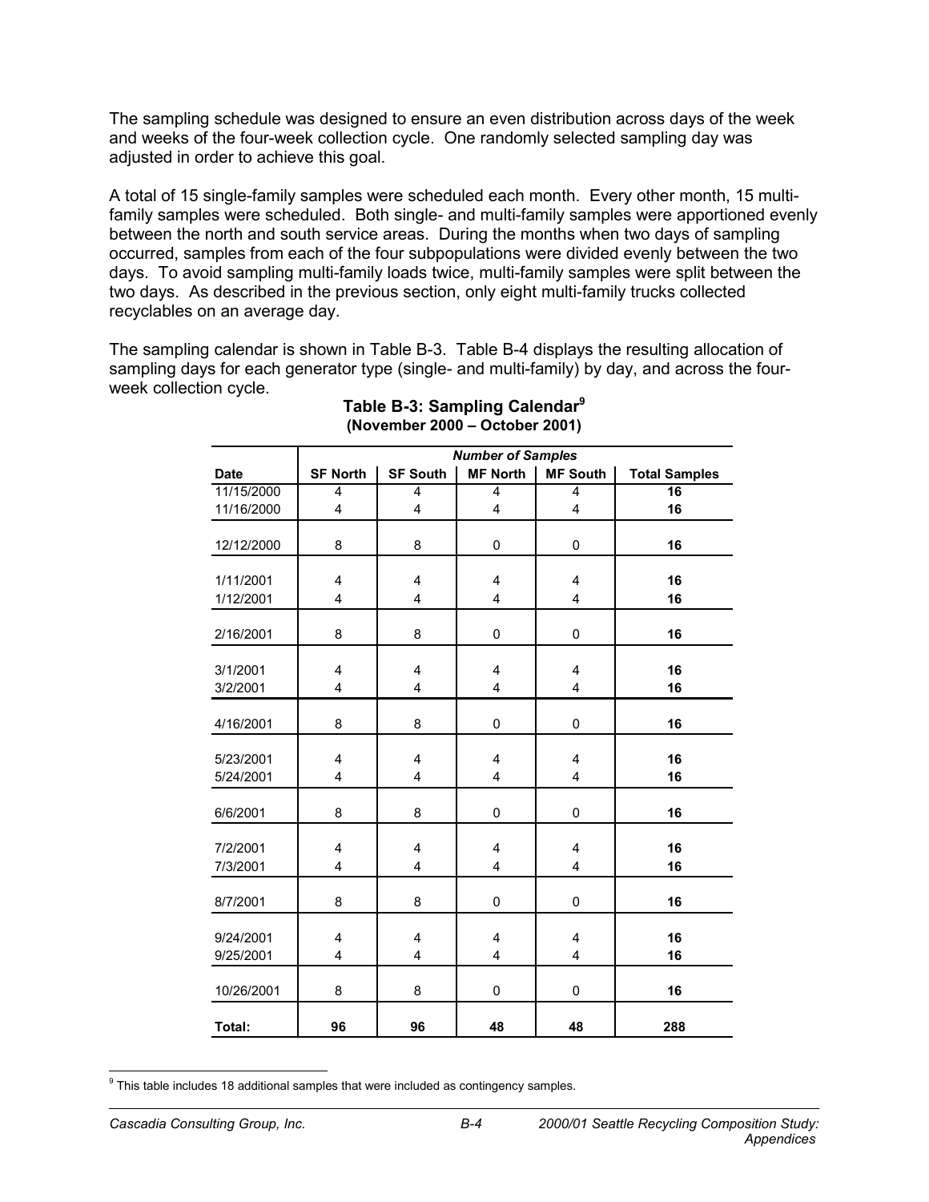The sampling schedule was designed to ensure an even distribution across days of the week and weeks of the four-week collection cycle. One randomly selected sampling day was adjusted in order to achieve this goal.

A total of 15 single-family samples were scheduled each month. Every other month, 15 multi-family samples were scheduled. Both single- and multi-family samples were apportioned evenly between the north and south service areas. During the months when two days of sampling occurred, samples from each of the four subpopulations were divided evenly between the two days. To avoid sampling multi-family loads twice, multi-family samples were split between the two days. As described in the previous section, only eight multi-family trucks collected recyclables on an average day.

The sampling calendar is shown in Table B-3. Table B-4 displays the resulting allocation of sampling days for each generator type (single- and multi-family) by day, and across the four-week collection cycle.

**Table B-3: Sampling Calendar[9]**
**(November 2000 – October 2001)**

| | *Number of Samples* | | | | |
|---|---|---|---|---|---|
| **Date** | **SF North** | **SF South** | **MF North** | **MF South** | **Total Samples** |
| 11/15/2000 | 4 | 4 | 4 | 4 | **16** |
| 11/16/2000 | 4 | 4 | 4 | 4 | **16** |
| 12/12/2000 | 8 | 8 | 0 | 0 | **16** |
| 1/11/2001 | 4 | 4 | 4 | 4 | **16** |
| 1/12/2001 | 4 | 4 | 4 | 4 | **16** |
| 2/16/2001 | 8 | 8 | 0 | 0 | **16** |
| 3/1/2001 | 4 | 4 | 4 | 4 | **16** |
| 3/2/2001 | 4 | 4 | 4 | 4 | **16** |
| 4/16/2001 | 8 | 8 | 0 | 0 | **16** |
| 5/23/2001 | 4 | 4 | 4 | 4 | **16** |
| 5/24/2001 | 4 | 4 | 4 | 4 | **16** |
| 6/6/2001 | 8 | 8 | 0 | 0 | **16** |
| 7/2/2001 | 4 | 4 | 4 | 4 | **16** |
| 7/3/2001 | 4 | 4 | 4 | 4 | **16** |
| 8/7/2001 | 8 | 8 | 0 | 0 | **16** |
| 9/24/2001 | 4 | 4 | 4 | 4 | **16** |
| 9/25/2001 | 4 | 4 | 4 | 4 | **16** |
| 10/26/2001 | 8 | 8 | 0 | 0 | **16** |
| **Total:** | **96** | **96** | **48** | **48** | **288** |

[9] This table includes 18 additional samples that were included as contingency samples.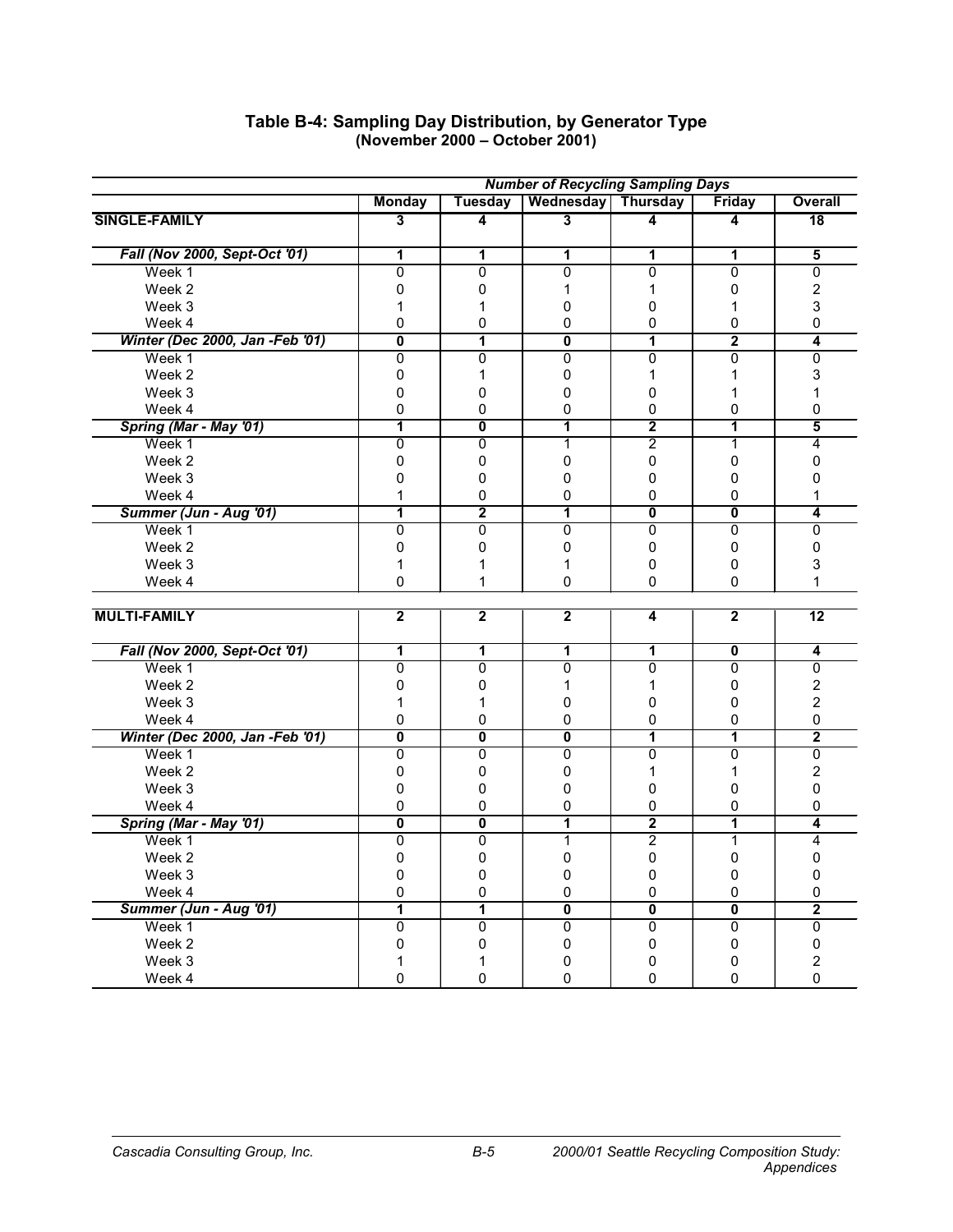## Table B-4: Sampling Day Distribution, by Generator Type
### (November 2000 – October 2001)

| | Number of Recycling Sampling Days | | | | | |
|---|---|---|---|---|---|---|
| | Monday | Tuesday | Wednesday | Thursday | Friday | Overall |
| **SINGLE-FAMILY** | **3** | **4** | **3** | **4** | **4** | **18** |
| ***Fall (Nov 2000, Sept-Oct '01)*** | **1** | **1** | **1** | **1** | **1** | **5** |
| Week 1 | 0 | 0 | 0 | 0 | 0 | 0 |
| Week 2 | 0 | 0 | 1 | 1 | 0 | 2 |
| Week 3 | 1 | 1 | 0 | 0 | 1 | 3 |
| Week 4 | 0 | 0 | 0 | 0 | 0 | 0 |
| ***Winter (Dec 2000, Jan -Feb '01)*** | **0** | **1** | **0** | **1** | **2** | **4** |
| Week 1 | 0 | 0 | 0 | 0 | 0 | 0 |
| Week 2 | 0 | 1 | 0 | 1 | 1 | 3 |
| Week 3 | 0 | 0 | 0 | 0 | 1 | 1 |
| Week 4 | 0 | 0 | 0 | 0 | 0 | 0 |
| ***Spring (Mar - May '01)*** | **1** | **0** | **1** | **2** | **1** | **5** |
| Week 1 | 0 | 0 | 1 | 2 | 1 | 4 |
| Week 2 | 0 | 0 | 0 | 0 | 0 | 0 |
| Week 3 | 0 | 0 | 0 | 0 | 0 | 0 |
| Week 4 | 1 | 0 | 0 | 0 | 0 | 1 |
| ***Summer (Jun - Aug '01)*** | **1** | **2** | **1** | **0** | **0** | **4** |
| Week 1 | 0 | 0 | 0 | 0 | 0 | 0 |
| Week 2 | 0 | 0 | 0 | 0 | 0 | 0 |
| Week 3 | 1 | 1 | 1 | 0 | 0 | 3 |
| Week 4 | 0 | 1 | 0 | 0 | 0 | 1 |
| **MULTI-FAMILY** | **2** | **2** | **2** | **4** | **2** | **12** |
| ***Fall (Nov 2000, Sept-Oct '01)*** | **1** | **1** | **1** | **1** | **0** | **4** |
| Week 1 | 0 | 0 | 0 | 0 | 0 | 0 |
| Week 2 | 0 | 0 | 1 | 1 | 0 | 2 |
| Week 3 | 1 | 1 | 0 | 0 | 0 | 2 |
| Week 4 | 0 | 0 | 0 | 0 | 0 | 0 |
| ***Winter (Dec 2000, Jan -Feb '01)*** | **0** | **0** | **0** | **1** | **1** | **2** |
| Week 1 | 0 | 0 | 0 | 0 | 0 | 0 |
| Week 2 | 0 | 0 | 0 | 1 | 1 | 2 |
| Week 3 | 0 | 0 | 0 | 0 | 0 | 0 |
| Week 4 | 0 | 0 | 0 | 0 | 0 | 0 |
| ***Spring (Mar - May '01)*** | **0** | **0** | **1** | **2** | **1** | **4** |
| Week 1 | 0 | 0 | 1 | 2 | 1 | 4 |
| Week 2 | 0 | 0 | 0 | 0 | 0 | 0 |
| Week 3 | 0 | 0 | 0 | 0 | 0 | 0 |
| Week 4 | 0 | 0 | 0 | 0 | 0 | 0 |
| ***Summer (Jun - Aug '01)*** | **1** | **1** | **0** | **0** | **0** | **2** |
| Week 1 | 0 | 0 | 0 | 0 | 0 | 0 |
| Week 2 | 0 | 0 | 0 | 0 | 0 | 0 |
| Week 3 | 1 | 1 | 0 | 0 | 0 | 2 |
| Week 4 | 0 | 0 | 0 | 0 | 0 | 0 |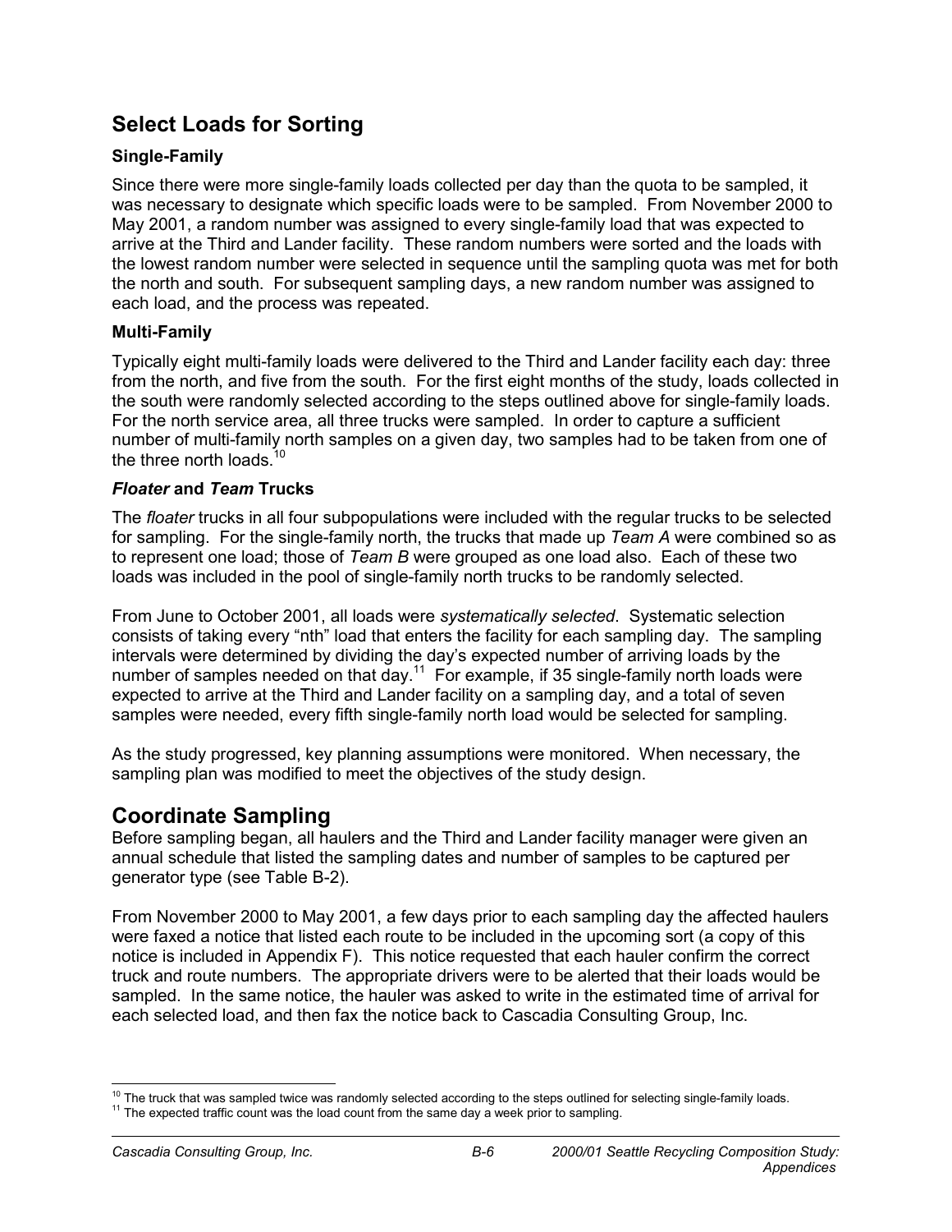## Select Loads for Sorting

### Single-Family

Since there were more single-family loads collected per day than the quota to be sampled, it was necessary to designate which specific loads were to be sampled. From November 2000 to May 2001, a random number was assigned to every single-family load that was expected to arrive at the Third and Lander facility. These random numbers were sorted and the loads with the lowest random number were selected in sequence until the sampling quota was met for both the north and south. For subsequent sampling days, a new random number was assigned to each load, and the process was repeated.

### Multi-Family

Typically eight multi-family loads were delivered to the Third and Lander facility each day: three from the north, and five from the south. For the first eight months of the study, loads collected in the south were randomly selected according to the steps outlined above for single-family loads. For the north service area, all three trucks were sampled. In order to capture a sufficient number of multi-family north samples on a given day, two samples had to be taken from one of the three north loads.[10]

### *Floater* and *Team* Trucks

The *floater* trucks in all four subpopulations were included with the regular trucks to be selected for sampling. For the single-family north, the trucks that made up *Team A* were combined so as to represent one load; those of *Team B* were grouped as one load also. Each of these two loads was included in the pool of single-family north trucks to be randomly selected.

From June to October 2001, all loads were *systematically selected*. Systematic selection consists of taking every "nth" load that enters the facility for each sampling day. The sampling intervals were determined by dividing the day's expected number of arriving loads by the number of samples needed on that day.[11] For example, if 35 single-family north loads were expected to arrive at the Third and Lander facility on a sampling day, and a total of seven samples were needed, every fifth single-family north load would be selected for sampling.

As the study progressed, key planning assumptions were monitored. When necessary, the sampling plan was modified to meet the objectives of the study design.

## Coordinate Sampling

Before sampling began, all haulers and the Third and Lander facility manager were given an annual schedule that listed the sampling dates and number of samples to be captured per generator type (see Table B-2).

From November 2000 to May 2001, a few days prior to each sampling day the affected haulers were faxed a notice that listed each route to be included in the upcoming sort (a copy of this notice is included in Appendix F). This notice requested that each hauler confirm the correct truck and route numbers. The appropriate drivers were to be alerted that their loads would be sampled. In the same notice, the hauler was asked to write in the estimated time of arrival for each selected load, and then fax the notice back to Cascadia Consulting Group, Inc.

---

[10] The truck that was sampled twice was randomly selected according to the steps outlined for selecting single-family loads.

[11] The expected traffic count was the load count from the same day a week prior to sampling.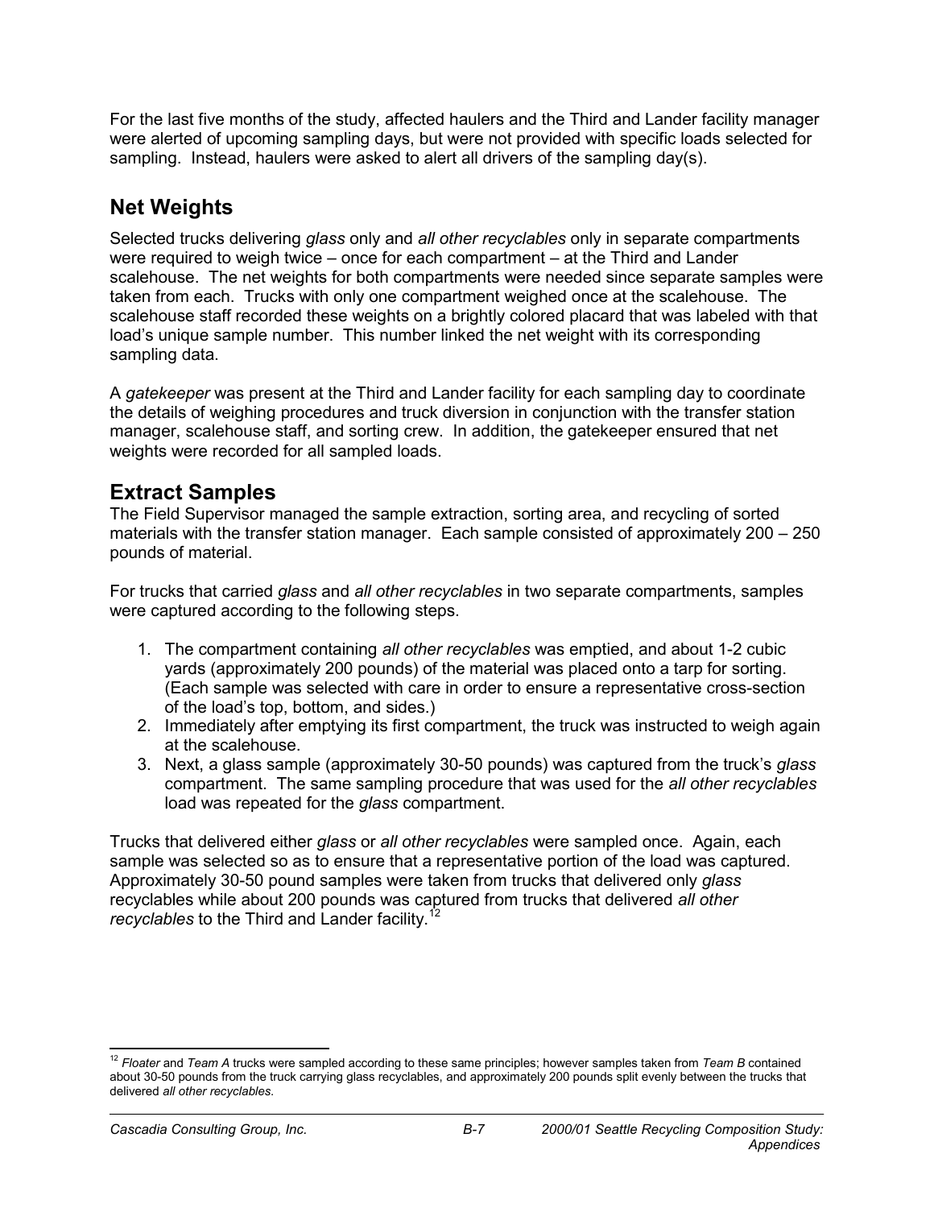For the last five months of the study, affected haulers and the Third and Lander facility manager were alerted of upcoming sampling days, but were not provided with specific loads selected for sampling. Instead, haulers were asked to alert all drivers of the sampling day(s).

## Net Weights

Selected trucks delivering *glass* only and *all other recyclables* only in separate compartments were required to weigh twice – once for each compartment – at the Third and Lander scalehouse. The net weights for both compartments were needed since separate samples were taken from each. Trucks with only one compartment weighed once at the scalehouse. The scalehouse staff recorded these weights on a brightly colored placard that was labeled with that load's unique sample number. This number linked the net weight with its corresponding sampling data.

A *gatekeeper* was present at the Third and Lander facility for each sampling day to coordinate the details of weighing procedures and truck diversion in conjunction with the transfer station manager, scalehouse staff, and sorting crew. In addition, the gatekeeper ensured that net weights were recorded for all sampled loads.

## Extract Samples

The Field Supervisor managed the sample extraction, sorting area, and recycling of sorted materials with the transfer station manager. Each sample consisted of approximately 200 – 250 pounds of material.

For trucks that carried *glass* and *all other recyclables* in two separate compartments, samples were captured according to the following steps.

1. The compartment containing *all other recyclables* was emptied, and about 1-2 cubic yards (approximately 200 pounds) of the material was placed onto a tarp for sorting. (Each sample was selected with care in order to ensure a representative cross-section of the load's top, bottom, and sides.)
2. Immediately after emptying its first compartment, the truck was instructed to weigh again at the scalehouse.
3. Next, a glass sample (approximately 30-50 pounds) was captured from the truck's *glass* compartment. The same sampling procedure that was used for the *all other recyclables* load was repeated for the *glass* compartment.

Trucks that delivered either *glass* or *all other recyclables* were sampled once. Again, each sample was selected so as to ensure that a representative portion of the load was captured. Approximately 30-50 pound samples were taken from trucks that delivered only *glass* recyclables while about 200 pounds was captured from trucks that delivered *all other recyclables* to the Third and Lander facility.[12]

[12] *Floater* and *Team A* trucks were sampled according to these same principles; however samples taken from *Team B* contained about 30-50 pounds from the truck carrying glass recyclables, and approximately 200 pounds split evenly between the trucks that delivered *all other recyclables*.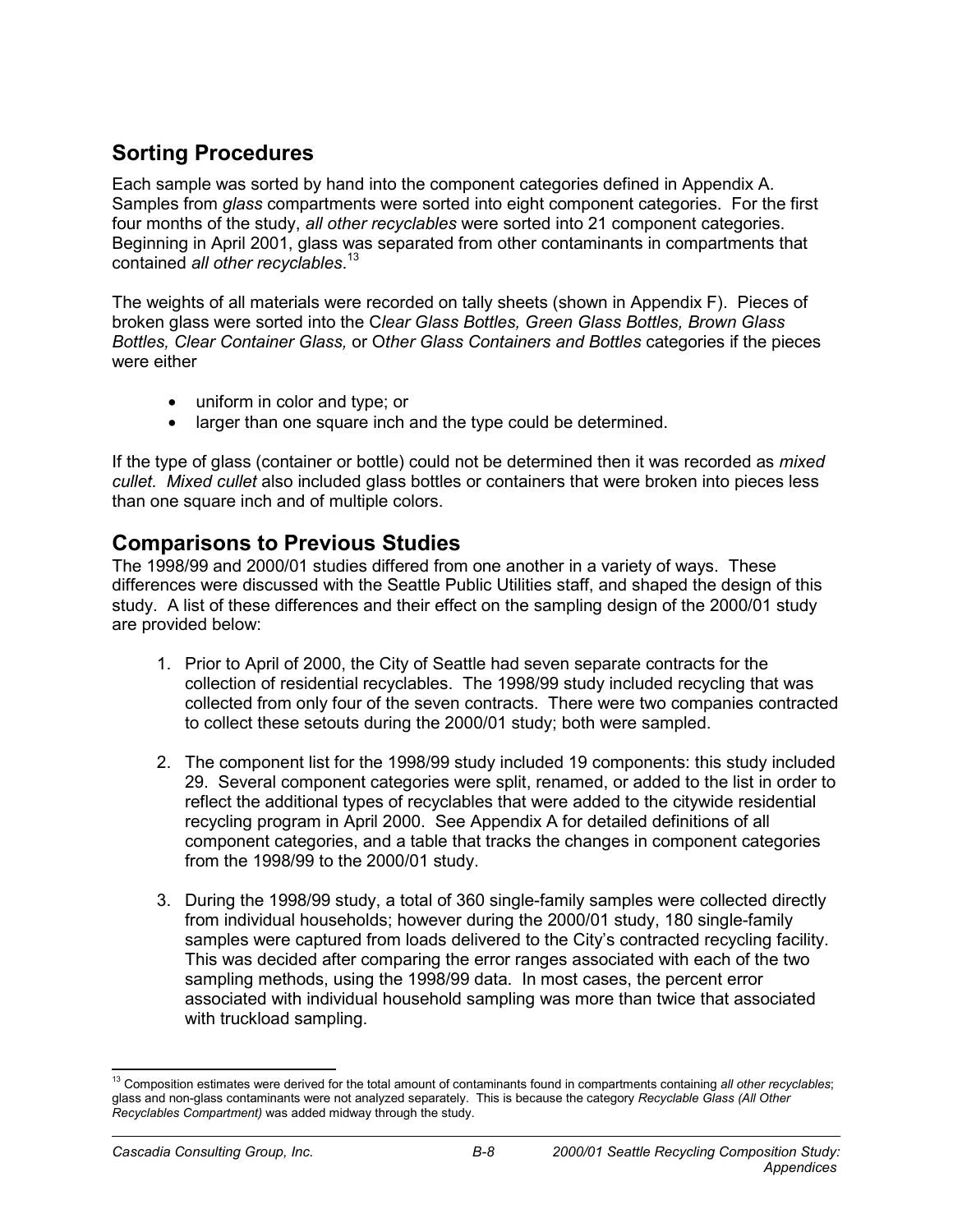## Sorting Procedures

Each sample was sorted by hand into the component categories defined in Appendix A. Samples from *glass* compartments were sorted into eight component categories. For the first four months of the study, *all other recyclables* were sorted into 21 component categories. Beginning in April 2001, glass was separated from other contaminants in compartments that contained *all other recyclables*.[13]

The weights of all materials were recorded on tally sheets (shown in Appendix F). Pieces of broken glass were sorted into the C*lear Glass Bottles, Green Glass Bottles, Brown Glass Bottles, Clear Container Glass,* or O*ther Glass Containers and Bottles* categories if the pieces were either

- uniform in color and type; or
- larger than one square inch and the type could be determined.

If the type of glass (container or bottle) could not be determined then it was recorded as *mixed cullet. Mixed cullet* also included glass bottles or containers that were broken into pieces less than one square inch and of multiple colors.

## Comparisons to Previous Studies

The 1998/99 and 2000/01 studies differed from one another in a variety of ways. These differences were discussed with the Seattle Public Utilities staff, and shaped the design of this study. A list of these differences and their effect on the sampling design of the 2000/01 study are provided below:

1. Prior to April of 2000, the City of Seattle had seven separate contracts for the collection of residential recyclables. The 1998/99 study included recycling that was collected from only four of the seven contracts. There were two companies contracted to collect these setouts during the 2000/01 study; both were sampled.

2. The component list for the 1998/99 study included 19 components: this study included 29. Several component categories were split, renamed, or added to the list in order to reflect the additional types of recyclables that were added to the citywide residential recycling program in April 2000. See Appendix A for detailed definitions of all component categories, and a table that tracks the changes in component categories from the 1998/99 to the 2000/01 study.

3. During the 1998/99 study, a total of 360 single-family samples were collected directly from individual households; however during the 2000/01 study, 180 single-family samples were captured from loads delivered to the City's contracted recycling facility. This was decided after comparing the error ranges associated with each of the two sampling methods, using the 1998/99 data. In most cases, the percent error associated with individual household sampling was more than twice that associated with truckload sampling.

[13] Composition estimates were derived for the total amount of contaminants found in compartments containing *all other recyclables*; glass and non-glass contaminants were not analyzed separately. This is because the category *Recyclable Glass (All Other Recyclables Compartment)* was added midway through the study.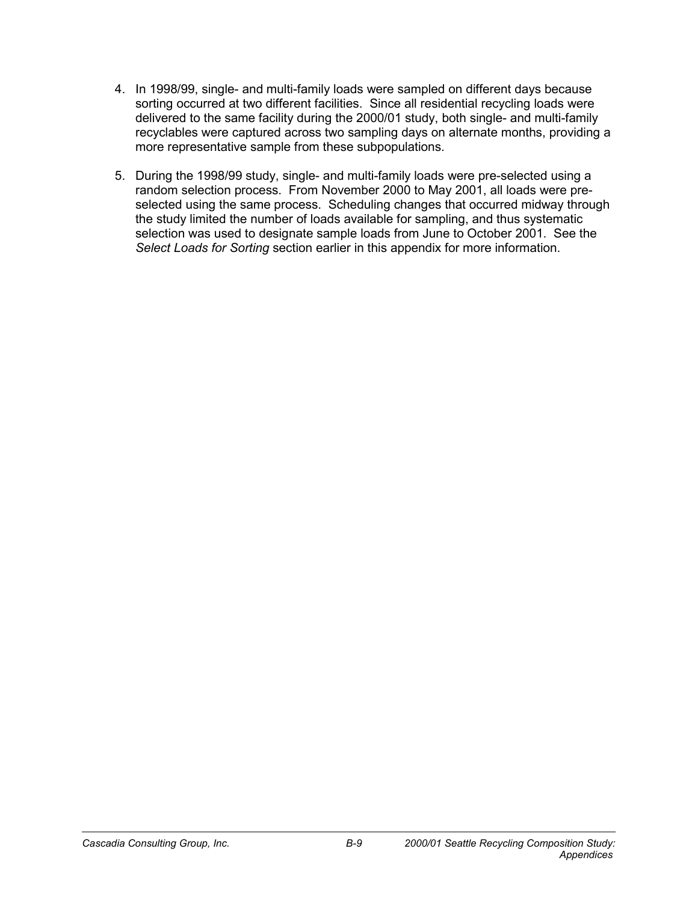4. In 1998/99, single- and multi-family loads were sampled on different days because sorting occurred at two different facilities. Since all residential recycling loads were delivered to the same facility during the 2000/01 study, both single- and multi-family recyclables were captured across two sampling days on alternate months, providing a more representative sample from these subpopulations.

5. During the 1998/99 study, single- and multi-family loads were pre-selected using a random selection process. From November 2000 to May 2001, all loads were pre-selected using the same process. Scheduling changes that occurred midway through the study limited the number of loads available for sampling, and thus systematic selection was used to designate sample loads from June to October 2001. See the *Select Loads for Sorting* section earlier in this appendix for more information.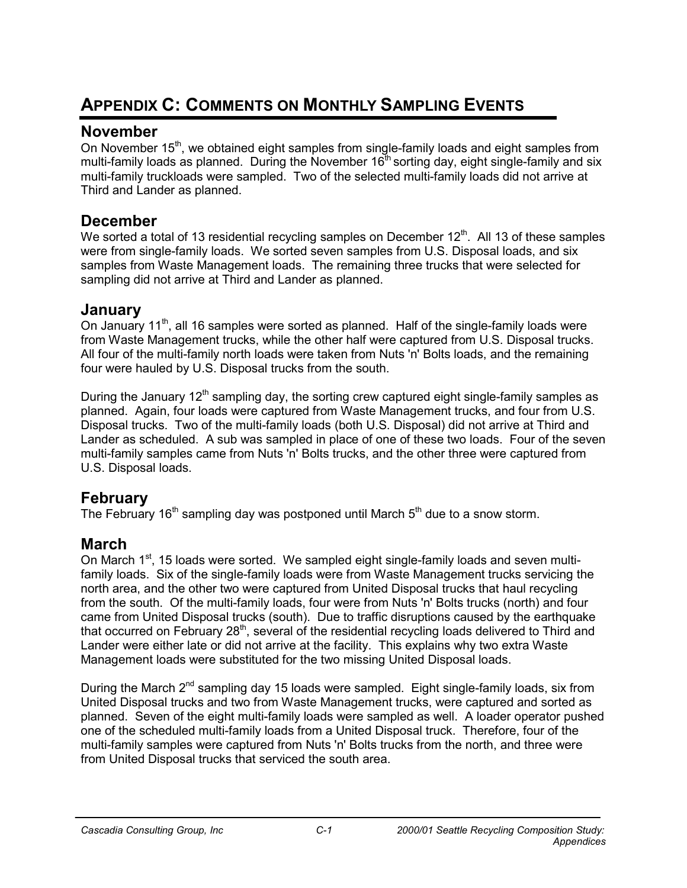# APPENDIX C: COMMENTS ON MONTHLY SAMPLING EVENTS

## November

On November 15th, we obtained eight samples from single-family loads and eight samples from multi-family loads as planned. During the November 16th sorting day, eight single-family and six multi-family truckloads were sampled. Two of the selected multi-family loads did not arrive at Third and Lander as planned.

## December

We sorted a total of 13 residential recycling samples on December 12th. All 13 of these samples were from single-family loads. We sorted seven samples from U.S. Disposal loads, and six samples from Waste Management loads. The remaining three trucks that were selected for sampling did not arrive at Third and Lander as planned.

## January

On January 11th, all 16 samples were sorted as planned. Half of the single-family loads were from Waste Management trucks, while the other half were captured from U.S. Disposal trucks. All four of the multi-family north loads were taken from Nuts 'n' Bolts loads, and the remaining four were hauled by U.S. Disposal trucks from the south.

During the January 12th sampling day, the sorting crew captured eight single-family samples as planned. Again, four loads were captured from Waste Management trucks, and four from U.S. Disposal trucks. Two of the multi-family loads (both U.S. Disposal) did not arrive at Third and Lander as scheduled. A sub was sampled in place of one of these two loads. Four of the seven multi-family samples came from Nuts 'n' Bolts trucks, and the other three were captured from U.S. Disposal loads.

## February

The February 16th sampling day was postponed until March 5th due to a snow storm.

## March

On March 1st, 15 loads were sorted. We sampled eight single-family loads and seven multi-family loads. Six of the single-family loads were from Waste Management trucks servicing the north area, and the other two were captured from United Disposal trucks that haul recycling from the south. Of the multi-family loads, four were from Nuts 'n' Bolts trucks (north) and four came from United Disposal trucks (south). Due to traffic disruptions caused by the earthquake that occurred on February 28th, several of the residential recycling loads delivered to Third and Lander were either late or did not arrive at the facility. This explains why two extra Waste Management loads were substituted for the two missing United Disposal loads.

During the March 2nd sampling day 15 loads were sampled. Eight single-family loads, six from United Disposal trucks and two from Waste Management trucks, were captured and sorted as planned. Seven of the eight multi-family loads were sampled as well. A loader operator pushed one of the scheduled multi-family loads from a United Disposal truck. Therefore, four of the multi-family samples were captured from Nuts 'n' Bolts trucks from the north, and three were from United Disposal trucks that serviced the south area.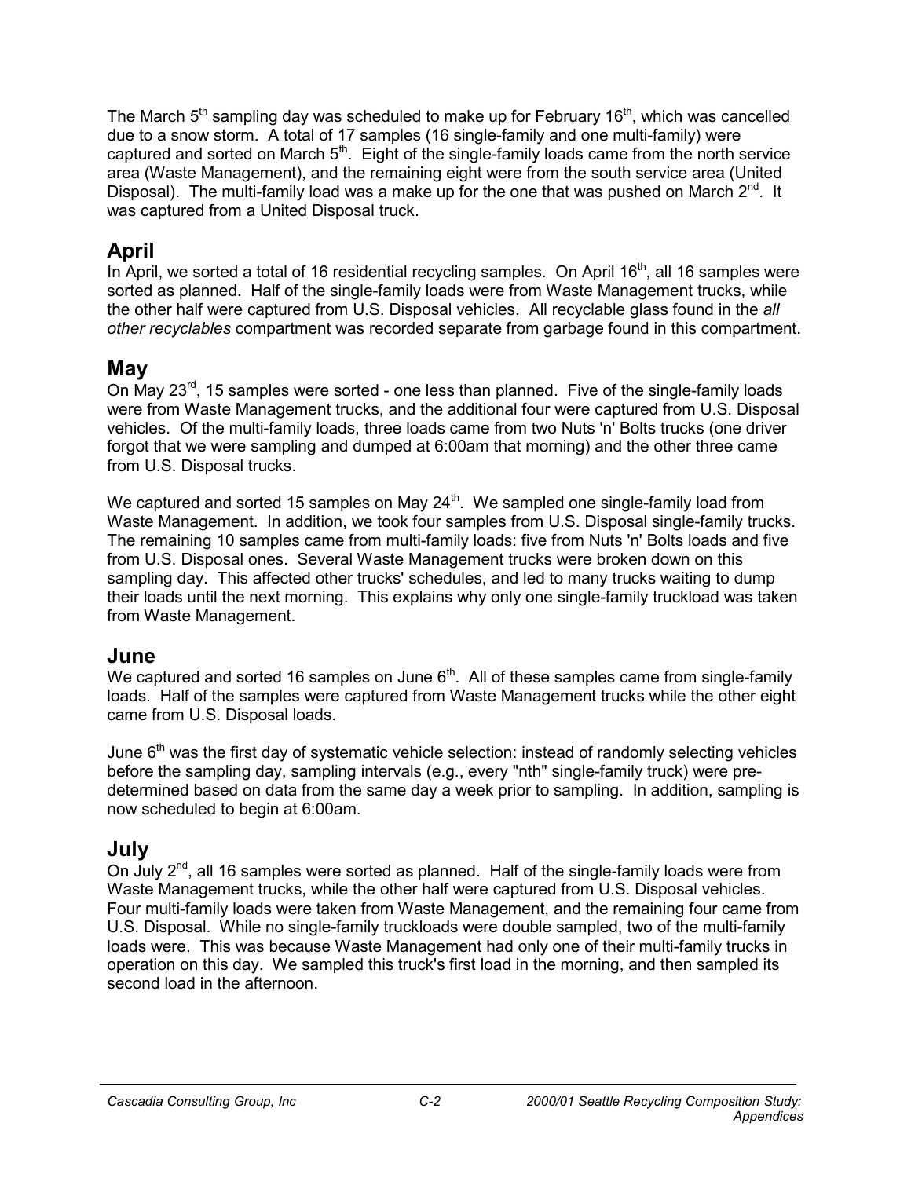The March 5th sampling day was scheduled to make up for February 16th, which was cancelled due to a snow storm. A total of 17 samples (16 single-family and one multi-family) were captured and sorted on March 5th. Eight of the single-family loads came from the north service area (Waste Management), and the remaining eight were from the south service area (United Disposal). The multi-family load was a make up for the one that was pushed on March 2nd. It was captured from a United Disposal truck.

## April

In April, we sorted a total of 16 residential recycling samples. On April 16th, all 16 samples were sorted as planned. Half of the single-family loads were from Waste Management trucks, while the other half were captured from U.S. Disposal vehicles. All recyclable glass found in the *all other recyclables* compartment was recorded separate from garbage found in this compartment.

## May

On May 23rd, 15 samples were sorted - one less than planned. Five of the single-family loads were from Waste Management trucks, and the additional four were captured from U.S. Disposal vehicles. Of the multi-family loads, three loads came from two Nuts 'n' Bolts trucks (one driver forgot that we were sampling and dumped at 6:00am that morning) and the other three came from U.S. Disposal trucks.

We captured and sorted 15 samples on May 24th. We sampled one single-family load from Waste Management. In addition, we took four samples from U.S. Disposal single-family trucks. The remaining 10 samples came from multi-family loads: five from Nuts 'n' Bolts loads and five from U.S. Disposal ones. Several Waste Management trucks were broken down on this sampling day. This affected other trucks' schedules, and led to many trucks waiting to dump their loads until the next morning. This explains why only one single-family truckload was taken from Waste Management.

## June

We captured and sorted 16 samples on June 6th. All of these samples came from single-family loads. Half of the samples were captured from Waste Management trucks while the other eight came from U.S. Disposal loads.

June 6th was the first day of systematic vehicle selection: instead of randomly selecting vehicles before the sampling day, sampling intervals (e.g., every "nth" single-family truck) were pre-determined based on data from the same day a week prior to sampling. In addition, sampling is now scheduled to begin at 6:00am.

## July

On July 2nd, all 16 samples were sorted as planned. Half of the single-family loads were from Waste Management trucks, while the other half were captured from U.S. Disposal vehicles. Four multi-family loads were taken from Waste Management, and the remaining four came from U.S. Disposal. While no single-family truckloads were double sampled, two of the multi-family loads were. This was because Waste Management had only one of their multi-family trucks in operation on this day. We sampled this truck's first load in the morning, and then sampled its second load in the afternoon.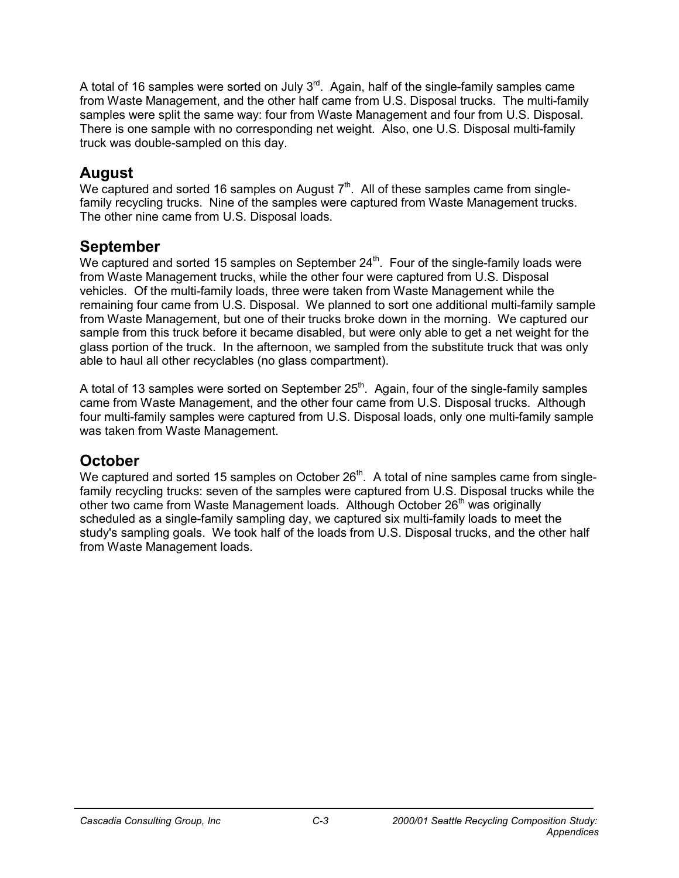A total of 16 samples were sorted on July 3rd. Again, half of the single-family samples came from Waste Management, and the other half came from U.S. Disposal trucks. The multi-family samples were split the same way: four from Waste Management and four from U.S. Disposal. There is one sample with no corresponding net weight. Also, one U.S. Disposal multi-family truck was double-sampled on this day.

## August

We captured and sorted 16 samples on August 7th. All of these samples came from single-family recycling trucks. Nine of the samples were captured from Waste Management trucks. The other nine came from U.S. Disposal loads.

## September

We captured and sorted 15 samples on September 24th. Four of the single-family loads were from Waste Management trucks, while the other four were captured from U.S. Disposal vehicles. Of the multi-family loads, three were taken from Waste Management while the remaining four came from U.S. Disposal. We planned to sort one additional multi-family sample from Waste Management, but one of their trucks broke down in the morning. We captured our sample from this truck before it became disabled, but were only able to get a net weight for the glass portion of the truck. In the afternoon, we sampled from the substitute truck that was only able to haul all other recyclables (no glass compartment).

A total of 13 samples were sorted on September 25th. Again, four of the single-family samples came from Waste Management, and the other four came from U.S. Disposal trucks. Although four multi-family samples were captured from U.S. Disposal loads, only one multi-family sample was taken from Waste Management.

## October

We captured and sorted 15 samples on October 26th. A total of nine samples came from single-family recycling trucks: seven of the samples were captured from U.S. Disposal trucks while the other two came from Waste Management loads. Although October 26th was originally scheduled as a single-family sampling day, we captured six multi-family loads to meet the study's sampling goals. We took half of the loads from U.S. Disposal trucks, and the other half from Waste Management loads.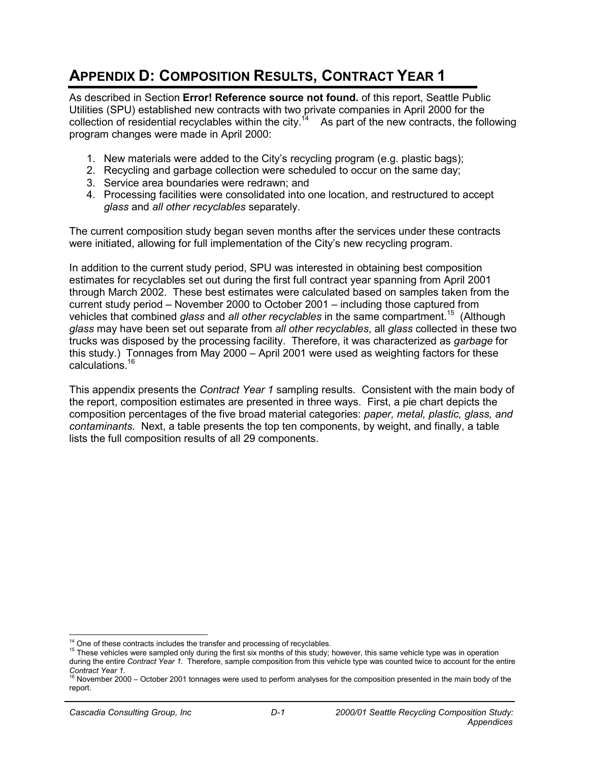# APPENDIX D: COMPOSITION RESULTS, CONTRACT YEAR 1

As described in Section **Error! Reference source not found.** of this report, Seattle Public Utilities (SPU) established new contracts with two private companies in April 2000 for the collection of residential recyclables within the city.[14] As part of the new contracts, the following program changes were made in April 2000:

1. New materials were added to the City's recycling program (e.g. plastic bags);
2. Recycling and garbage collection were scheduled to occur on the same day;
3. Service area boundaries were redrawn; and
4. Processing facilities were consolidated into one location, and restructured to accept *glass* and *all other recyclables* separately.

The current composition study began seven months after the services under these contracts were initiated, allowing for full implementation of the City's new recycling program.

In addition to the current study period, SPU was interested in obtaining best composition estimates for recyclables set out during the first full contract year spanning from April 2001 through March 2002. These best estimates were calculated based on samples taken from the current study period – November 2000 to October 2001 – including those captured from vehicles that combined *glass* and *all other recyclables* in the same compartment.[15] (Although *glass* may have been set out separate from *all other recyclables*, all *glass* collected in these two trucks was disposed by the processing facility. Therefore, it was characterized as *garbage* for this study.) Tonnages from May 2000 – April 2001 were used as weighting factors for these calculations.[16]

This appendix presents the *Contract Year 1* sampling results. Consistent with the main body of the report, composition estimates are presented in three ways. First, a pie chart depicts the composition percentages of the five broad material categories: *paper, metal, plastic, glass, and contaminants.* Next, a table presents the top ten components, by weight, and finally, a table lists the full composition results of all 29 components.

---

[14] One of these contracts includes the transfer and processing of recyclables.

[15] These vehicles were sampled only during the first six months of this study; however, this same vehicle type was in operation during the entire *Contract Year 1.* Therefore, sample composition from this vehicle type was counted twice to account for the entire *Contract Year 1*.

[16] November 2000 – October 2001 tonnages were used to perform analyses for the composition presented in the main body of the report.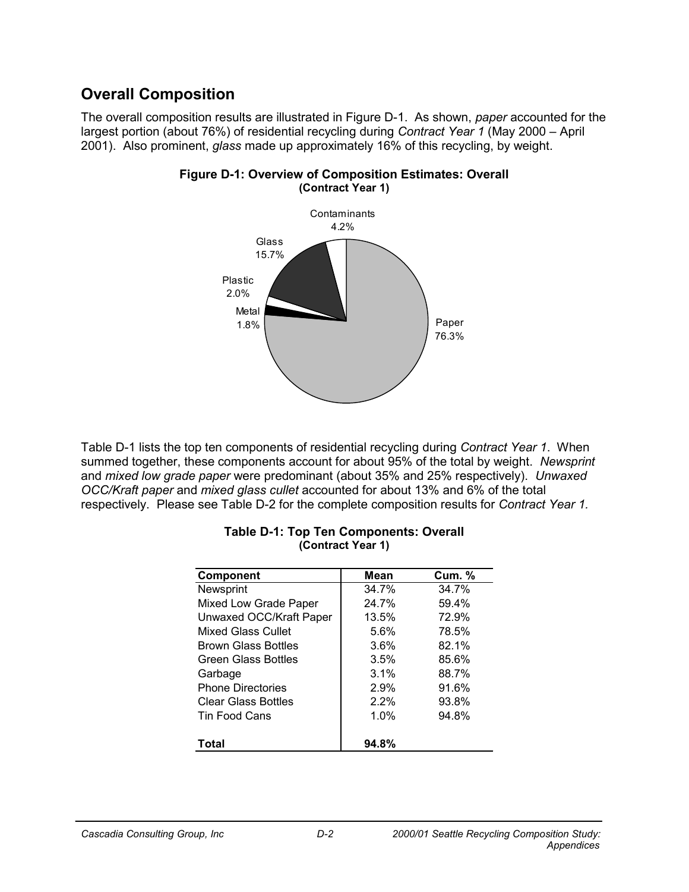## Overall Composition

The overall composition results are illustrated in Figure D-1. As shown, *paper* accounted for the largest portion (about 76%) of residential recycling during *Contract Year 1* (May 2000 – April 2001). Also prominent, *glass* made up approximately 16% of this recycling, by weight.

**Figure D-1: Overview of Composition Estimates: Overall**
**(Contract Year 1)**

Contaminants 4.2%
Glass 15.7%
Plastic 2.0%
Metal 1.8%
Paper 76.3%

Table D-1 lists the top ten components of residential recycling during *Contract Year 1*. When summed together, these components account for about 95% of the total by weight. *Newsprint* and *mixed low grade paper* were predominant (about 35% and 25% respectively). *Unwaxed OCC/Kraft paper* and *mixed glass cullet* accounted for about 13% and 6% of the total respectively. Please see Table D-2 for the complete composition results for *Contract Year 1.*

**Table D-1: Top Ten Components: Overall**
**(Contract Year 1)**

| Component | Mean | Cum. % |
|---|---|---|
| Newsprint | 34.7% | 34.7% |
| Mixed Low Grade Paper | 24.7% | 59.4% |
| Unwaxed OCC/Kraft Paper | 13.5% | 72.9% |
| Mixed Glass Cullet | 5.6% | 78.5% |
| Brown Glass Bottles | 3.6% | 82.1% |
| Green Glass Bottles | 3.5% | 85.6% |
| Garbage | 3.1% | 88.7% |
| Phone Directories | 2.9% | 91.6% |
| Clear Glass Bottles | 2.2% | 93.8% |
| Tin Food Cans | 1.0% | 94.8% |
| **Total** | **94.8%** | |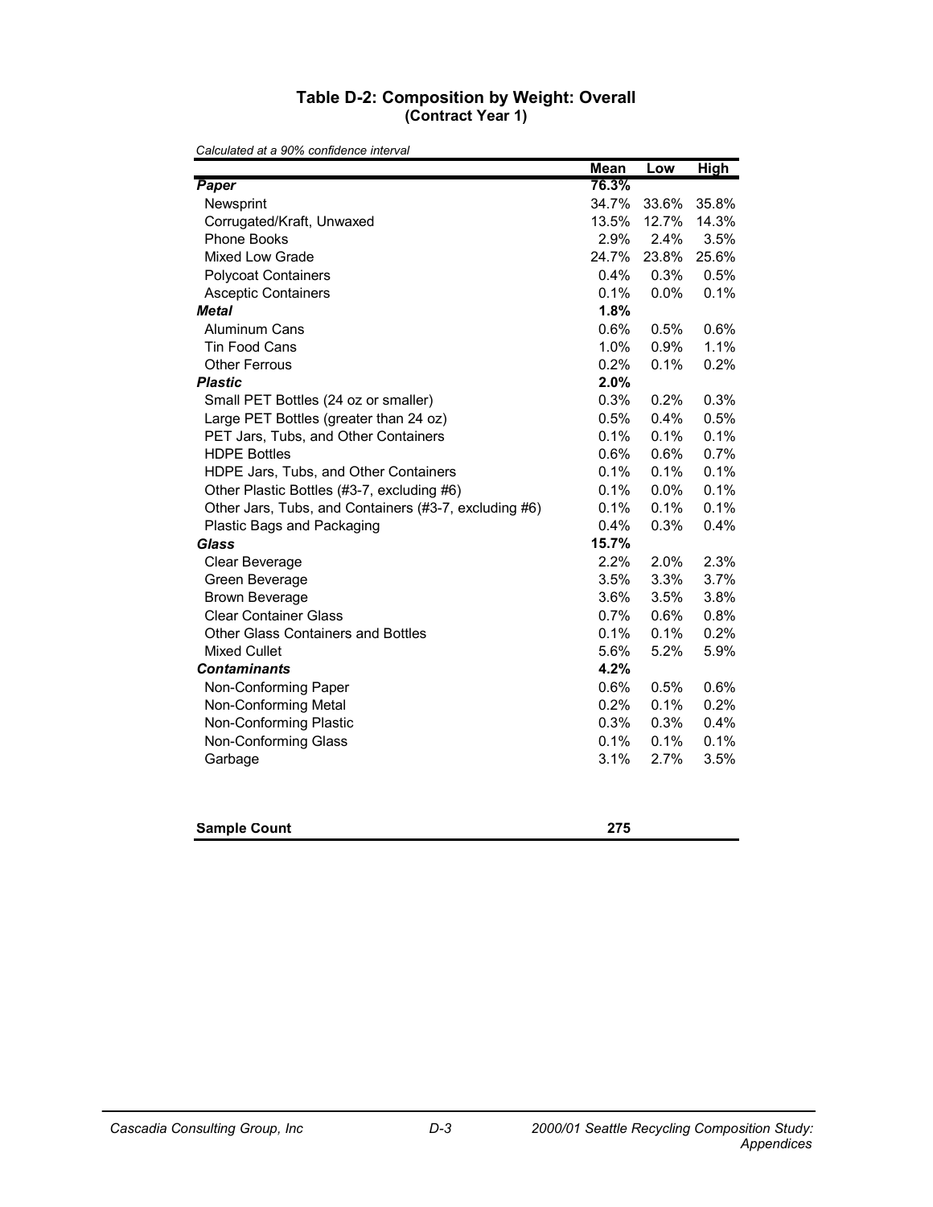### Table D-2: Composition by Weight: Overall
**(Contract Year 1)**

*Calculated at a 90% confidence interval*

| | Mean | Low | High |
|---|---|---|---|
| ***Paper*** | **76.3%** | | |
| Newsprint | 34.7% | 33.6% | 35.8% |
| Corrugated/Kraft, Unwaxed | 13.5% | 12.7% | 14.3% |
| Phone Books | 2.9% | 2.4% | 3.5% |
| Mixed Low Grade | 24.7% | 23.8% | 25.6% |
| Polycoat Containers | 0.4% | 0.3% | 0.5% |
| Asceptic Containers | 0.1% | 0.0% | 0.1% |
| ***Metal*** | **1.8%** | | |
| Aluminum Cans | 0.6% | 0.5% | 0.6% |
| Tin Food Cans | 1.0% | 0.9% | 1.1% |
| Other Ferrous | 0.2% | 0.1% | 0.2% |
| ***Plastic*** | **2.0%** | | |
| Small PET Bottles (24 oz or smaller) | 0.3% | 0.2% | 0.3% |
| Large PET Bottles (greater than 24 oz) | 0.5% | 0.4% | 0.5% |
| PET Jars, Tubs, and Other Containers | 0.1% | 0.1% | 0.1% |
| HDPE Bottles | 0.6% | 0.6% | 0.7% |
| HDPE Jars, Tubs, and Other Containers | 0.1% | 0.1% | 0.1% |
| Other Plastic Bottles (#3-7, excluding #6) | 0.1% | 0.0% | 0.1% |
| Other Jars, Tubs, and Containers (#3-7, excluding #6) | 0.1% | 0.1% | 0.1% |
| Plastic Bags and Packaging | 0.4% | 0.3% | 0.4% |
| ***Glass*** | **15.7%** | | |
| Clear Beverage | 2.2% | 2.0% | 2.3% |
| Green Beverage | 3.5% | 3.3% | 3.7% |
| Brown Beverage | 3.6% | 3.5% | 3.8% |
| Clear Container Glass | 0.7% | 0.6% | 0.8% |
| Other Glass Containers and Bottles | 0.1% | 0.1% | 0.2% |
| Mixed Cullet | 5.6% | 5.2% | 5.9% |
| ***Contaminants*** | **4.2%** | | |
| Non-Conforming Paper | 0.6% | 0.5% | 0.6% |
| Non-Conforming Metal | 0.2% | 0.1% | 0.2% |
| Non-Conforming Plastic | 0.3% | 0.3% | 0.4% |
| Non-Conforming Glass | 0.1% | 0.1% | 0.1% |
| Garbage | 3.1% | 2.7% | 3.5% |
| | | | |
| **Sample Count** | **275** | | |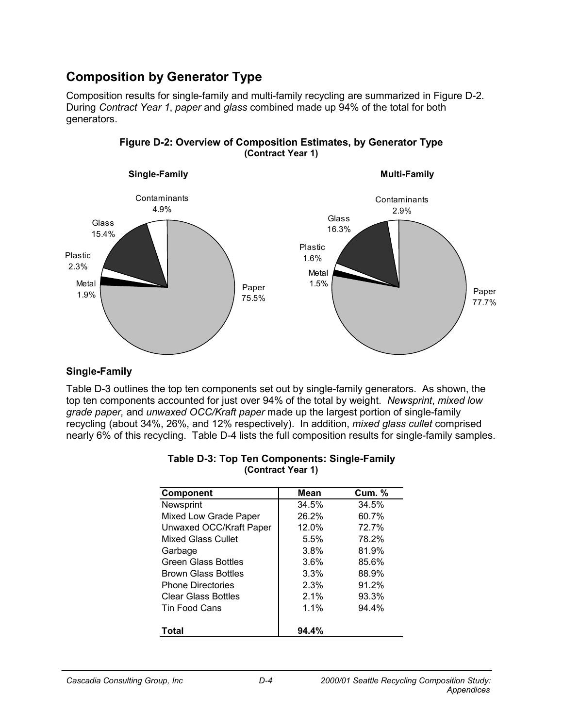## Composition by Generator Type

Composition results for single-family and multi-family recycling are summarized in Figure D-2. During *Contract Year 1*, *paper* and *glass* combined made up 94% of the total for both generators.

**Figure D-2: Overview of Composition Estimates, by Generator Type**
**(Contract Year 1)**

**Single-Family**

Contaminants 4.9%
Glass 15.4%
Plastic 2.3%
Metal 1.9%
Paper 75.5%

**Multi-Family**

Contaminants 2.9%
Glass 16.3%
Plastic 1.6%
Metal 1.5%
Paper 77.7%

### Single-Family

Table D-3 outlines the top ten components set out by single-family generators. As shown, the top ten components accounted for just over 94% of the total by weight. *Newsprint*, *mixed low grade paper,* and *unwaxed OCC/Kraft paper* made up the largest portion of single-family recycling (about 34%, 26%, and 12% respectively). In addition, *mixed glass cullet* comprised nearly 6% of this recycling. Table D-4 lists the full composition results for single-family samples.

**Table D-3: Top Ten Components: Single-Family**
**(Contract Year 1)**

| Component | Mean | Cum. % |
|---|---|---|
| Newsprint | 34.5% | 34.5% |
| Mixed Low Grade Paper | 26.2% | 60.7% |
| Unwaxed OCC/Kraft Paper | 12.0% | 72.7% |
| Mixed Glass Cullet | 5.5% | 78.2% |
| Garbage | 3.8% | 81.9% |
| Green Glass Bottles | 3.6% | 85.6% |
| Brown Glass Bottles | 3.3% | 88.9% |
| Phone Directories | 2.3% | 91.2% |
| Clear Glass Bottles | 2.1% | 93.3% |
| Tin Food Cans | 1.1% | 94.4% |
| **Total** | **94.4%** | |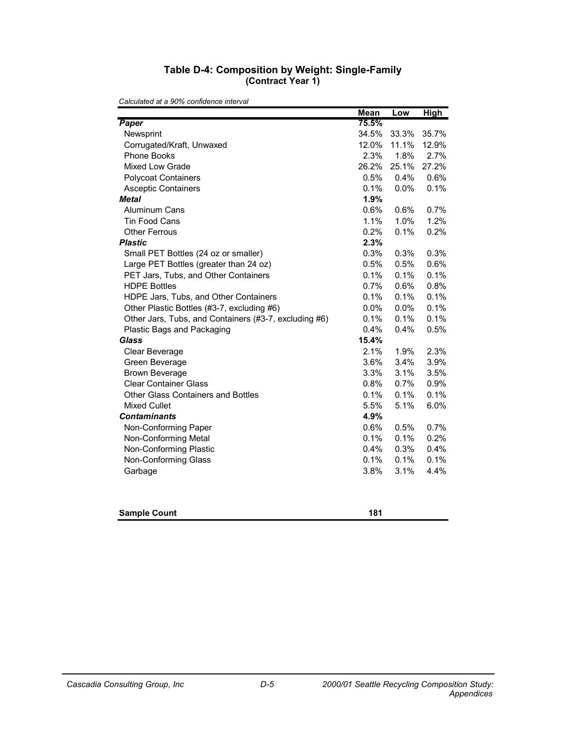### Table D-4: Composition by Weight: Single-Family
**(Contract Year 1)**

*Calculated at a 90% confidence interval*

| | Mean | Low | High |
|---|---|---|---|
| ***Paper*** | **75.5%** | | |
| Newsprint | 34.5% | 33.3% | 35.7% |
| Corrugated/Kraft, Unwaxed | 12.0% | 11.1% | 12.9% |
| Phone Books | 2.3% | 1.8% | 2.7% |
| Mixed Low Grade | 26.2% | 25.1% | 27.2% |
| Polycoat Containers | 0.5% | 0.4% | 0.6% |
| Asceptic Containers | 0.1% | 0.0% | 0.1% |
| ***Metal*** | **1.9%** | | |
| Aluminum Cans | 0.6% | 0.6% | 0.7% |
| Tin Food Cans | 1.1% | 1.0% | 1.2% |
| Other Ferrous | 0.2% | 0.1% | 0.2% |
| ***Plastic*** | **2.3%** | | |
| Small PET Bottles (24 oz or smaller) | 0.3% | 0.3% | 0.3% |
| Large PET Bottles (greater than 24 oz) | 0.5% | 0.5% | 0.6% |
| PET Jars, Tubs, and Other Containers | 0.1% | 0.1% | 0.1% |
| HDPE Bottles | 0.7% | 0.6% | 0.8% |
| HDPE Jars, Tubs, and Other Containers | 0.1% | 0.1% | 0.1% |
| Other Plastic Bottles (#3-7, excluding #6) | 0.0% | 0.0% | 0.1% |
| Other Jars, Tubs, and Containers (#3-7, excluding #6) | 0.1% | 0.1% | 0.1% |
| Plastic Bags and Packaging | 0.4% | 0.4% | 0.5% |
| ***Glass*** | **15.4%** | | |
| Clear Beverage | 2.1% | 1.9% | 2.3% |
| Green Beverage | 3.6% | 3.4% | 3.9% |
| Brown Beverage | 3.3% | 3.1% | 3.5% |
| Clear Container Glass | 0.8% | 0.7% | 0.9% |
| Other Glass Containers and Bottles | 0.1% | 0.1% | 0.1% |
| Mixed Cullet | 5.5% | 5.1% | 6.0% |
| ***Contaminants*** | **4.9%** | | |
| Non-Conforming Paper | 0.6% | 0.5% | 0.7% |
| Non-Conforming Metal | 0.1% | 0.1% | 0.2% |
| Non-Conforming Plastic | 0.4% | 0.3% | 0.4% |
| Non-Conforming Glass | 0.1% | 0.1% | 0.1% |
| Garbage | 3.8% | 3.1% | 4.4% |
| | | | |
| **Sample Count** | **181** | | |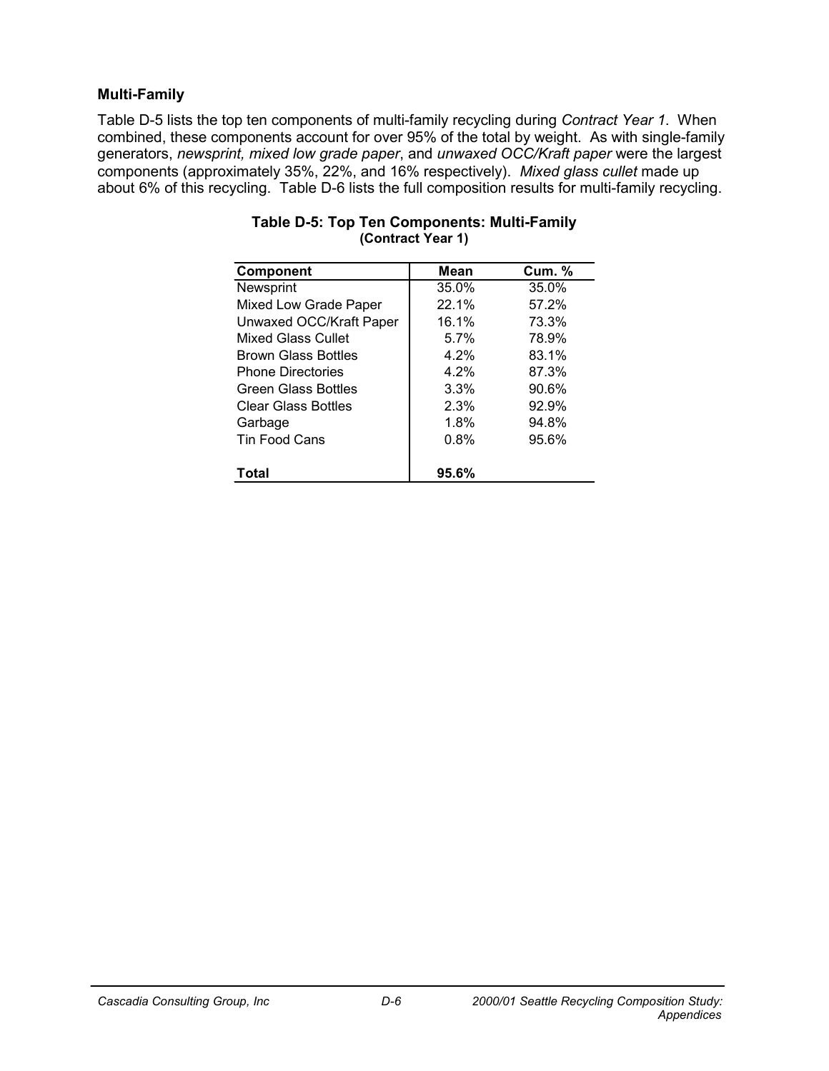### Multi-Family

Table D-5 lists the top ten components of multi-family recycling during *Contract Year 1*. When combined, these components account for over 95% of the total by weight. As with single-family generators, *newsprint, mixed low grade paper*, and *unwaxed OCC/Kraft paper* were the largest components (approximately 35%, 22%, and 16% respectively). *Mixed glass cullet* made up about 6% of this recycling. Table D-6 lists the full composition results for multi-family recycling.

**Table D-5: Top Ten Components: Multi-Family**
**(Contract Year 1)**

| Component | Mean | Cum. % |
|---|---|---|
| Newsprint | 35.0% | 35.0% |
| Mixed Low Grade Paper | 22.1% | 57.2% |
| Unwaxed OCC/Kraft Paper | 16.1% | 73.3% |
| Mixed Glass Cullet | 5.7% | 78.9% |
| Brown Glass Bottles | 4.2% | 83.1% |
| Phone Directories | 4.2% | 87.3% |
| Green Glass Bottles | 3.3% | 90.6% |
| Clear Glass Bottles | 2.3% | 92.9% |
| Garbage | 1.8% | 94.8% |
| Tin Food Cans | 0.8% | 95.6% |
| **Total** | **95.6%** | |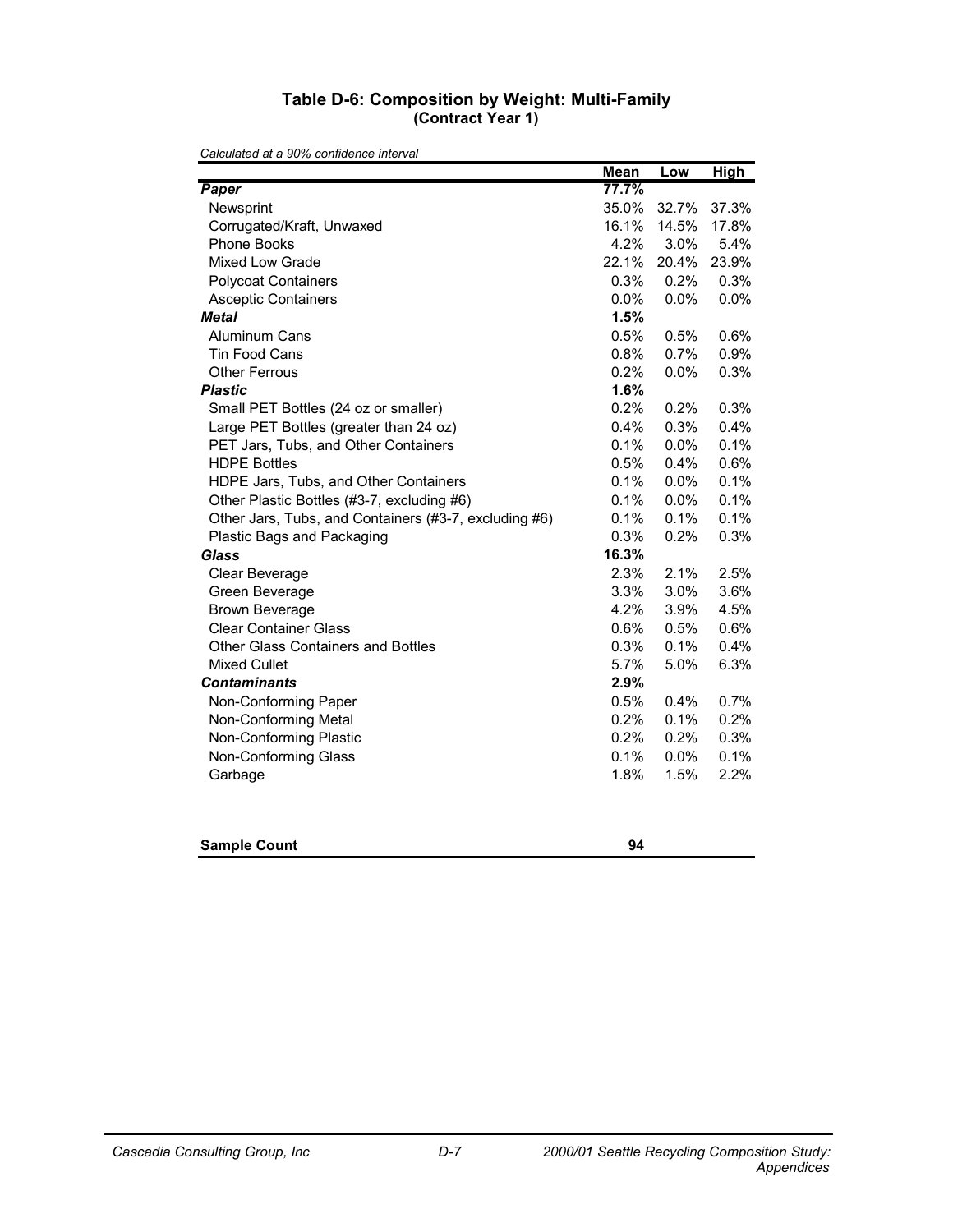### Table D-6: Composition by Weight: Multi-Family
**(Contract Year 1)**

*Calculated at a 90% confidence interval*

| | Mean | Low | High |
|---|---|---|---|
| ***Paper*** | **77.7%** | | |
| Newsprint | 35.0% | 32.7% | 37.3% |
| Corrugated/Kraft, Unwaxed | 16.1% | 14.5% | 17.8% |
| Phone Books | 4.2% | 3.0% | 5.4% |
| Mixed Low Grade | 22.1% | 20.4% | 23.9% |
| Polycoat Containers | 0.3% | 0.2% | 0.3% |
| Asceptic Containers | 0.0% | 0.0% | 0.0% |
| ***Metal*** | **1.5%** | | |
| Aluminum Cans | 0.5% | 0.5% | 0.6% |
| Tin Food Cans | 0.8% | 0.7% | 0.9% |
| Other Ferrous | 0.2% | 0.0% | 0.3% |
| ***Plastic*** | **1.6%** | | |
| Small PET Bottles (24 oz or smaller) | 0.2% | 0.2% | 0.3% |
| Large PET Bottles (greater than 24 oz) | 0.4% | 0.3% | 0.4% |
| PET Jars, Tubs, and Other Containers | 0.1% | 0.0% | 0.1% |
| HDPE Bottles | 0.5% | 0.4% | 0.6% |
| HDPE Jars, Tubs, and Other Containers | 0.1% | 0.0% | 0.1% |
| Other Plastic Bottles (#3-7, excluding #6) | 0.1% | 0.0% | 0.1% |
| Other Jars, Tubs, and Containers (#3-7, excluding #6) | 0.1% | 0.1% | 0.1% |
| Plastic Bags and Packaging | 0.3% | 0.2% | 0.3% |
| ***Glass*** | **16.3%** | | |
| Clear Beverage | 2.3% | 2.1% | 2.5% |
| Green Beverage | 3.3% | 3.0% | 3.6% |
| Brown Beverage | 4.2% | 3.9% | 4.5% |
| Clear Container Glass | 0.6% | 0.5% | 0.6% |
| Other Glass Containers and Bottles | 0.3% | 0.1% | 0.4% |
| Mixed Cullet | 5.7% | 5.0% | 6.3% |
| ***Contaminants*** | **2.9%** | | |
| Non-Conforming Paper | 0.5% | 0.4% | 0.7% |
| Non-Conforming Metal | 0.2% | 0.1% | 0.2% |
| Non-Conforming Plastic | 0.2% | 0.2% | 0.3% |
| Non-Conforming Glass | 0.1% | 0.0% | 0.1% |
| Garbage | 1.8% | 1.5% | 2.2% |
| | | | |
| **Sample Count** | **94** | | |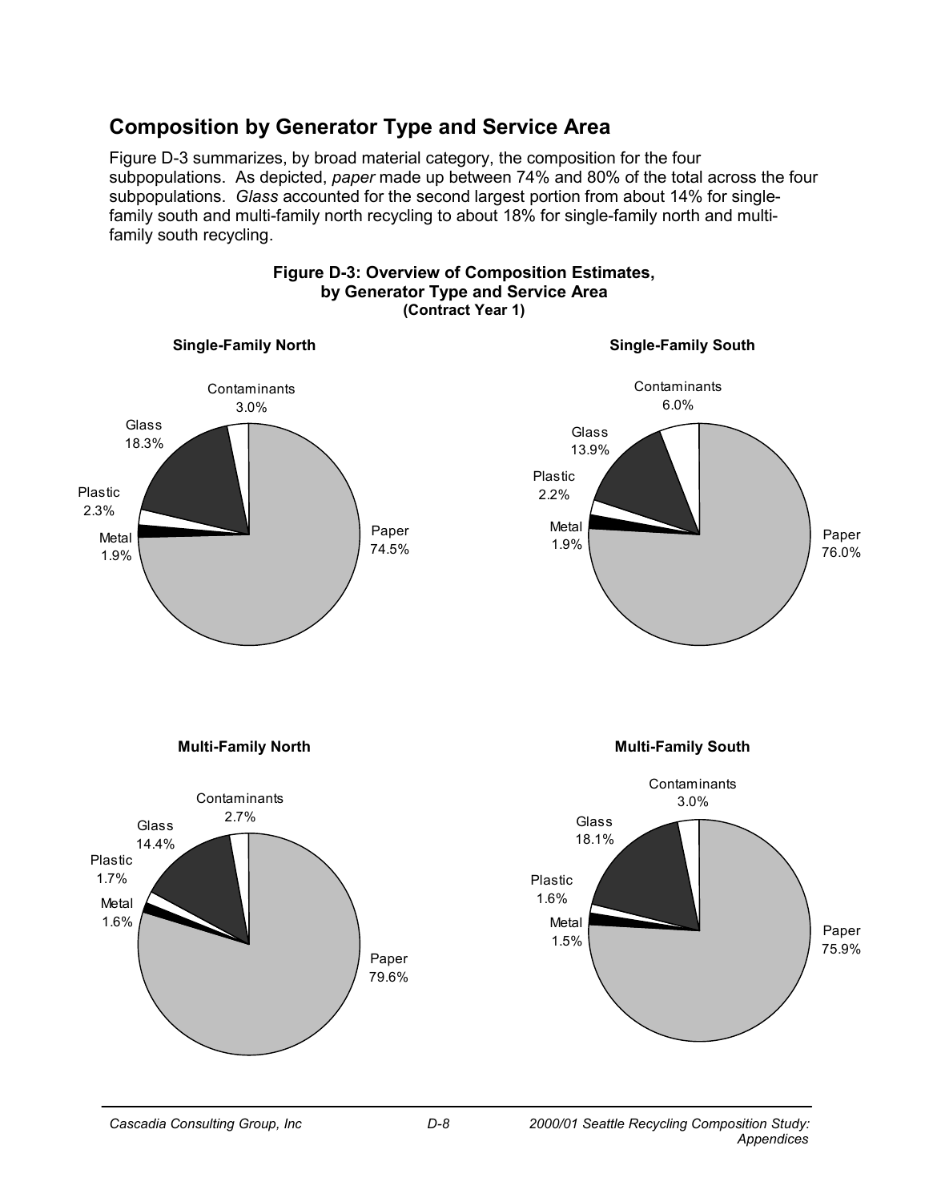## Composition by Generator Type and Service Area

Figure D-3 summarizes, by broad material category, the composition for the four subpopulations. As depicted, *paper* made up between 74% and 80% of the total across the four subpopulations. *Glass* accounted for the second largest portion from about 14% for single-family south and multi-family north recycling to about 18% for single-family north and multi-family south recycling.

**Figure D-3: Overview of Composition Estimates, by Generator Type and Service Area (Contract Year 1)**

**Single-Family North**

Contaminants 3.0%
Glass 18.3%
Plastic 2.3%
Metal 1.9%
Paper 74.5%

**Single-Family South**

Contaminants 6.0%
Glass 13.9%
Plastic 2.2%
Metal 1.9%
Paper 76.0%

**Multi-Family North**

Contaminants 2.7%
Glass 14.4%
Plastic 1.7%
Metal 1.6%
Paper 79.6%

**Multi-Family South**

Contaminants 3.0%
Glass 18.1%
Plastic 1.6%
Metal 1.5%
Paper 75.9%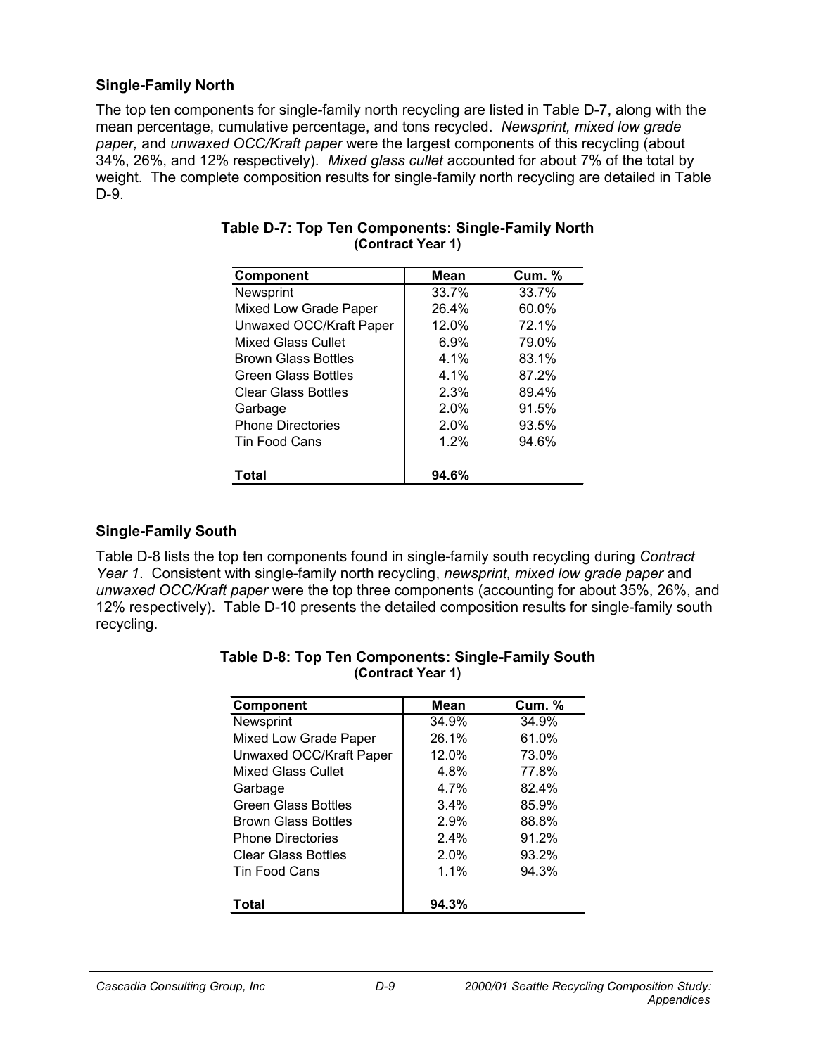### Single-Family North

The top ten components for single-family north recycling are listed in Table D-7, along with the mean percentage, cumulative percentage, and tons recycled. *Newsprint, mixed low grade paper,* and *unwaxed OCC/Kraft paper* were the largest components of this recycling (about 34%, 26%, and 12% respectively). *Mixed glass cullet* accounted for about 7% of the total by weight. The complete composition results for single-family north recycling are detailed in Table D-9.

**Table D-7: Top Ten Components: Single-Family North**
**(Contract Year 1)**

| Component | Mean | Cum. % |
|---|---|---|
| Newsprint | 33.7% | 33.7% |
| Mixed Low Grade Paper | 26.4% | 60.0% |
| Unwaxed OCC/Kraft Paper | 12.0% | 72.1% |
| Mixed Glass Cullet | 6.9% | 79.0% |
| Brown Glass Bottles | 4.1% | 83.1% |
| Green Glass Bottles | 4.1% | 87.2% |
| Clear Glass Bottles | 2.3% | 89.4% |
| Garbage | 2.0% | 91.5% |
| Phone Directories | 2.0% | 93.5% |
| Tin Food Cans | 1.2% | 94.6% |
| **Total** | **94.6%** | |

### Single-Family South

Table D-8 lists the top ten components found in single-family south recycling during *Contract Year 1*. Consistent with single-family north recycling, *newsprint, mixed low grade paper* and *unwaxed OCC/Kraft paper* were the top three components (accounting for about 35%, 26%, and 12% respectively). Table D-10 presents the detailed composition results for single-family south recycling.

**Table D-8: Top Ten Components: Single-Family South**
**(Contract Year 1)**

| Component | Mean | Cum. % |
|---|---|---|
| Newsprint | 34.9% | 34.9% |
| Mixed Low Grade Paper | 26.1% | 61.0% |
| Unwaxed OCC/Kraft Paper | 12.0% | 73.0% |
| Mixed Glass Cullet | 4.8% | 77.8% |
| Garbage | 4.7% | 82.4% |
| Green Glass Bottles | 3.4% | 85.9% |
| Brown Glass Bottles | 2.9% | 88.8% |
| Phone Directories | 2.4% | 91.2% |
| Clear Glass Bottles | 2.0% | 93.2% |
| Tin Food Cans | 1.1% | 94.3% |
| **Total** | **94.3%** | |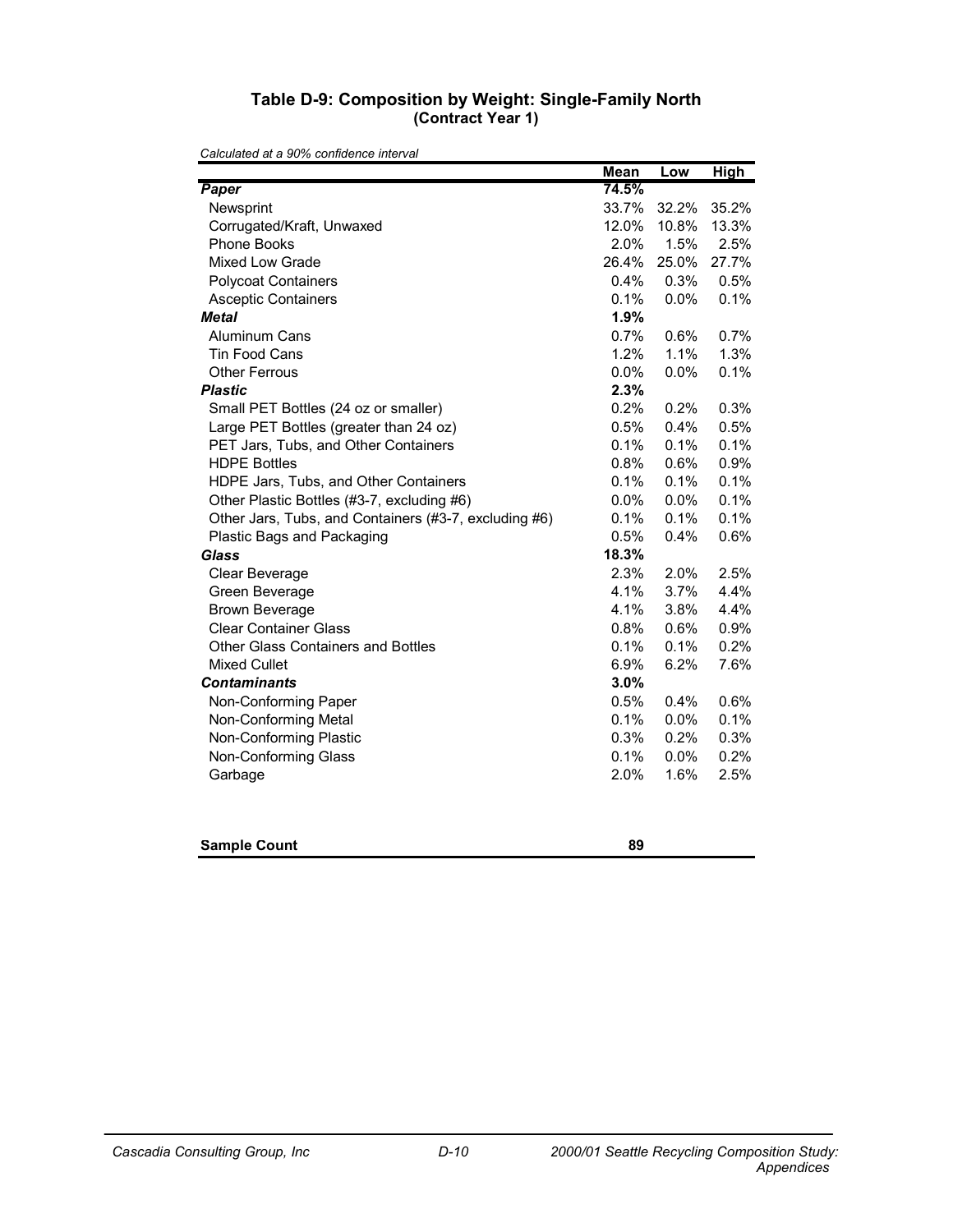### Table D-9: Composition by Weight: Single-Family North
### (Contract Year 1)

*Calculated at a 90% confidence interval*

| | Mean | Low | High |
|---|---|---|---|
| ***Paper*** | **74.5%** | | |
| Newsprint | 33.7% | 32.2% | 35.2% |
| Corrugated/Kraft, Unwaxed | 12.0% | 10.8% | 13.3% |
| Phone Books | 2.0% | 1.5% | 2.5% |
| Mixed Low Grade | 26.4% | 25.0% | 27.7% |
| Polycoat Containers | 0.4% | 0.3% | 0.5% |
| Asceptic Containers | 0.1% | 0.0% | 0.1% |
| ***Metal*** | **1.9%** | | |
| Aluminum Cans | 0.7% | 0.6% | 0.7% |
| Tin Food Cans | 1.2% | 1.1% | 1.3% |
| Other Ferrous | 0.0% | 0.0% | 0.1% |
| ***Plastic*** | **2.3%** | | |
| Small PET Bottles (24 oz or smaller) | 0.2% | 0.2% | 0.3% |
| Large PET Bottles (greater than 24 oz) | 0.5% | 0.4% | 0.5% |
| PET Jars, Tubs, and Other Containers | 0.1% | 0.1% | 0.1% |
| HDPE Bottles | 0.8% | 0.6% | 0.9% |
| HDPE Jars, Tubs, and Other Containers | 0.1% | 0.1% | 0.1% |
| Other Plastic Bottles (#3-7, excluding #6) | 0.0% | 0.0% | 0.1% |
| Other Jars, Tubs, and Containers (#3-7, excluding #6) | 0.1% | 0.1% | 0.1% |
| Plastic Bags and Packaging | 0.5% | 0.4% | 0.6% |
| ***Glass*** | **18.3%** | | |
| Clear Beverage | 2.3% | 2.0% | 2.5% |
| Green Beverage | 4.1% | 3.7% | 4.4% |
| Brown Beverage | 4.1% | 3.8% | 4.4% |
| Clear Container Glass | 0.8% | 0.6% | 0.9% |
| Other Glass Containers and Bottles | 0.1% | 0.1% | 0.2% |
| Mixed Cullet | 6.9% | 6.2% | 7.6% |
| ***Contaminants*** | **3.0%** | | |
| Non-Conforming Paper | 0.5% | 0.4% | 0.6% |
| Non-Conforming Metal | 0.1% | 0.0% | 0.1% |
| Non-Conforming Plastic | 0.3% | 0.2% | 0.3% |
| Non-Conforming Glass | 0.1% | 0.0% | 0.2% |
| Garbage | 2.0% | 1.6% | 2.5% |
| | | | |
| **Sample Count** | **89** | | |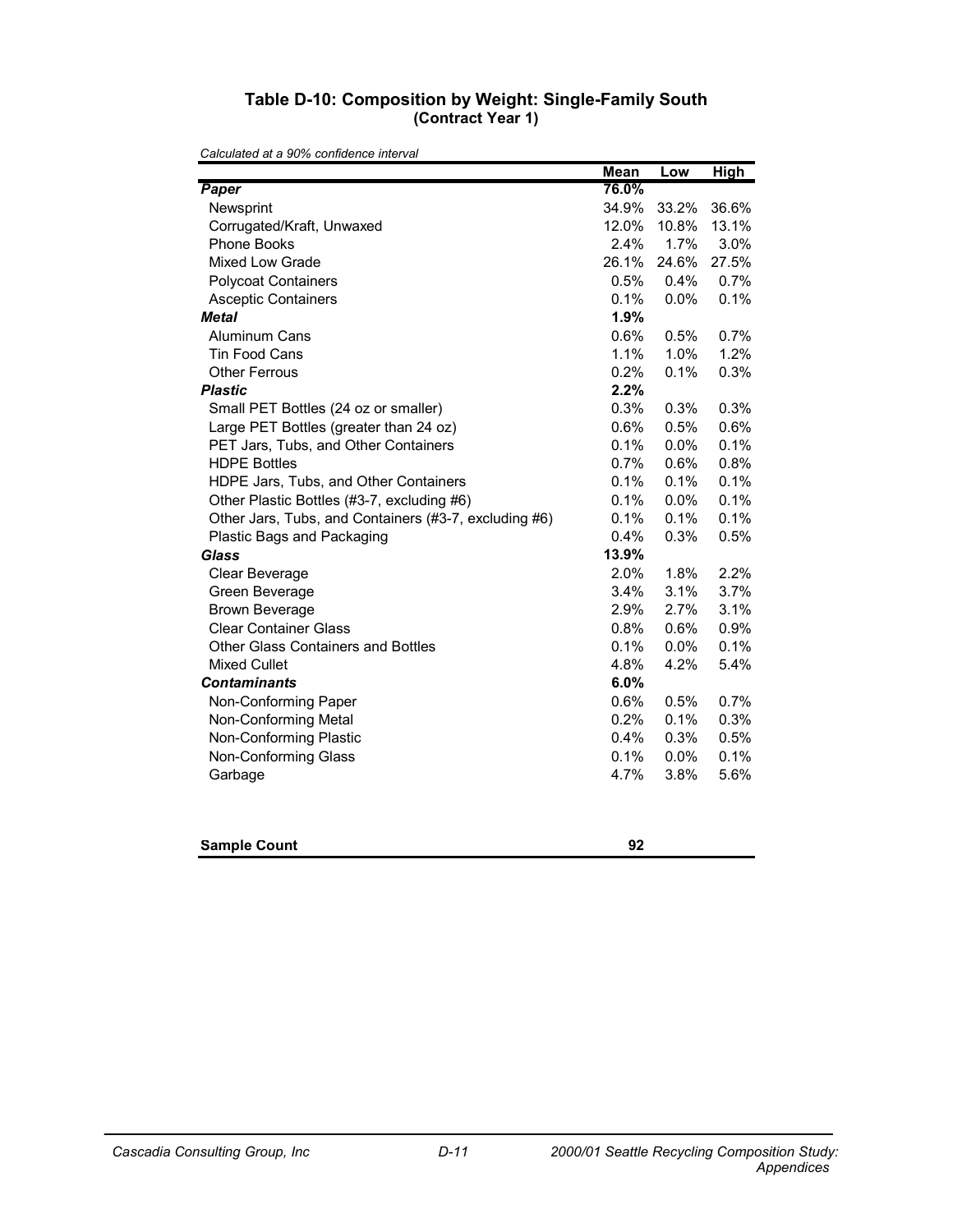### Table D-10: Composition by Weight: Single-Family South
**(Contract Year 1)**

*Calculated at a 90% confidence interval*

| | Mean | Low | High |
|---|---|---|---|
| ***Paper*** | **76.0%** | | |
| Newsprint | 34.9% | 33.2% | 36.6% |
| Corrugated/Kraft, Unwaxed | 12.0% | 10.8% | 13.1% |
| Phone Books | 2.4% | 1.7% | 3.0% |
| Mixed Low Grade | 26.1% | 24.6% | 27.5% |
| Polycoat Containers | 0.5% | 0.4% | 0.7% |
| Asceptic Containers | 0.1% | 0.0% | 0.1% |
| ***Metal*** | **1.9%** | | |
| Aluminum Cans | 0.6% | 0.5% | 0.7% |
| Tin Food Cans | 1.1% | 1.0% | 1.2% |
| Other Ferrous | 0.2% | 0.1% | 0.3% |
| ***Plastic*** | **2.2%** | | |
| Small PET Bottles (24 oz or smaller) | 0.3% | 0.3% | 0.3% |
| Large PET Bottles (greater than 24 oz) | 0.6% | 0.5% | 0.6% |
| PET Jars, Tubs, and Other Containers | 0.1% | 0.0% | 0.1% |
| HDPE Bottles | 0.7% | 0.6% | 0.8% |
| HDPE Jars, Tubs, and Other Containers | 0.1% | 0.1% | 0.1% |
| Other Plastic Bottles (#3-7, excluding #6) | 0.1% | 0.0% | 0.1% |
| Other Jars, Tubs, and Containers (#3-7, excluding #6) | 0.1% | 0.1% | 0.1% |
| Plastic Bags and Packaging | 0.4% | 0.3% | 0.5% |
| ***Glass*** | **13.9%** | | |
| Clear Beverage | 2.0% | 1.8% | 2.2% |
| Green Beverage | 3.4% | 3.1% | 3.7% |
| Brown Beverage | 2.9% | 2.7% | 3.1% |
| Clear Container Glass | 0.8% | 0.6% | 0.9% |
| Other Glass Containers and Bottles | 0.1% | 0.0% | 0.1% |
| Mixed Cullet | 4.8% | 4.2% | 5.4% |
| ***Contaminants*** | **6.0%** | | |
| Non-Conforming Paper | 0.6% | 0.5% | 0.7% |
| Non-Conforming Metal | 0.2% | 0.1% | 0.3% |
| Non-Conforming Plastic | 0.4% | 0.3% | 0.5% |
| Non-Conforming Glass | 0.1% | 0.0% | 0.1% |
| Garbage | 4.7% | 3.8% | 5.6% |
| | | | |
| **Sample Count** | **92** | | |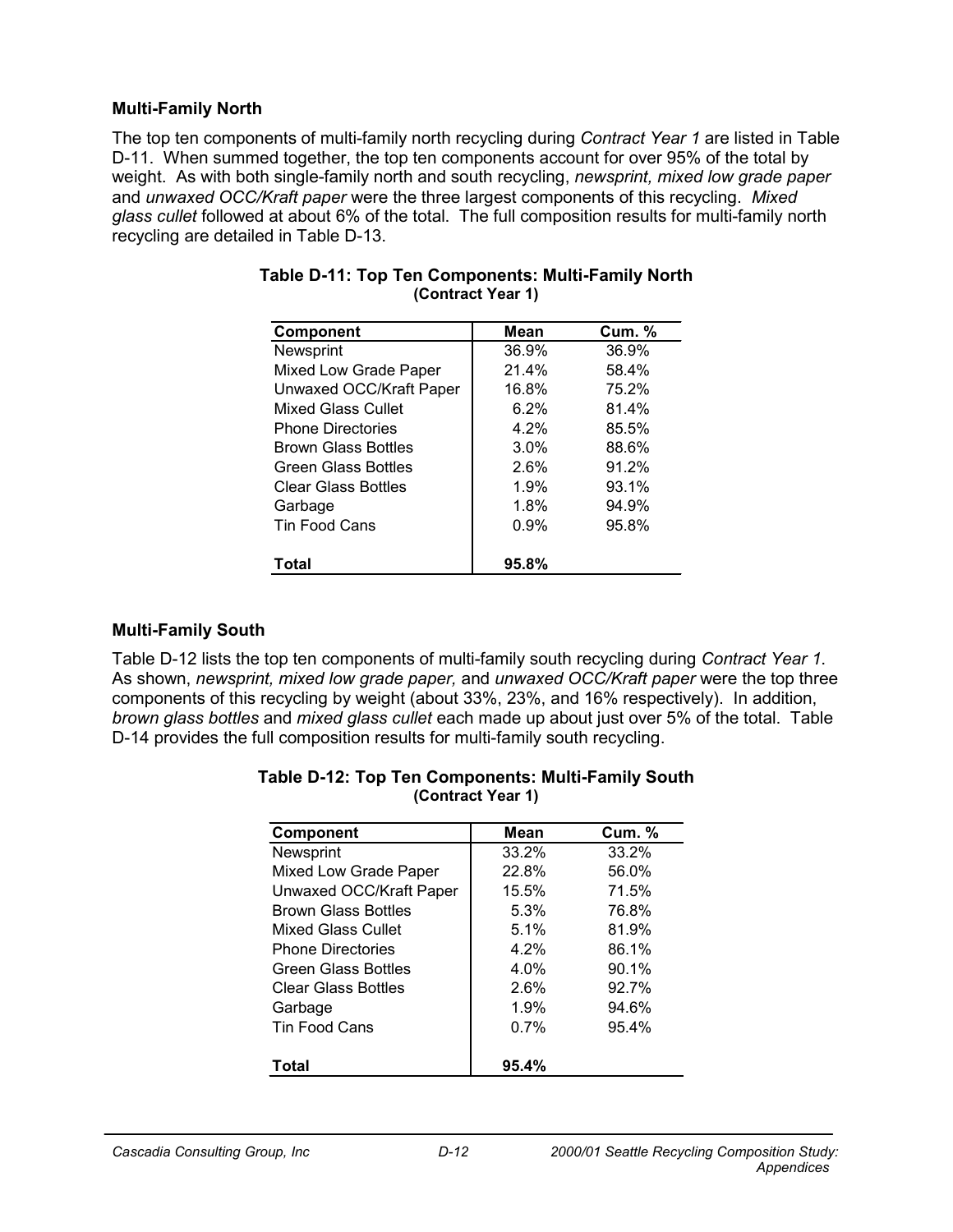### Multi-Family North

The top ten components of multi-family north recycling during *Contract Year 1* are listed in Table D-11. When summed together, the top ten components account for over 95% of the total by weight. As with both single-family north and south recycling, *newsprint, mixed low grade paper* and *unwaxed OCC/Kraft paper* were the three largest components of this recycling. *Mixed glass cullet* followed at about 6% of the total. The full composition results for multi-family north recycling are detailed in Table D-13.

**Table D-11: Top Ten Components: Multi-Family North (Contract Year 1)**

| Component | Mean | Cum. % |
|---|---|---|
| Newsprint | 36.9% | 36.9% |
| Mixed Low Grade Paper | 21.4% | 58.4% |
| Unwaxed OCC/Kraft Paper | 16.8% | 75.2% |
| Mixed Glass Cullet | 6.2% | 81.4% |
| Phone Directories | 4.2% | 85.5% |
| Brown Glass Bottles | 3.0% | 88.6% |
| Green Glass Bottles | 2.6% | 91.2% |
| Clear Glass Bottles | 1.9% | 93.1% |
| Garbage | 1.8% | 94.9% |
| Tin Food Cans | 0.9% | 95.8% |
| **Total** | **95.8%** | |

### Multi-Family South

Table D-12 lists the top ten components of multi-family south recycling during *Contract Year 1*. As shown, *newsprint, mixed low grade paper,* and *unwaxed OCC/Kraft paper* were the top three components of this recycling by weight (about 33%, 23%, and 16% respectively). In addition, *brown glass bottles* and *mixed glass cullet* each made up about just over 5% of the total. Table D-14 provides the full composition results for multi-family south recycling.

**Table D-12: Top Ten Components: Multi-Family South (Contract Year 1)**

| Component | Mean | Cum. % |
|---|---|---|
| Newsprint | 33.2% | 33.2% |
| Mixed Low Grade Paper | 22.8% | 56.0% |
| Unwaxed OCC/Kraft Paper | 15.5% | 71.5% |
| Brown Glass Bottles | 5.3% | 76.8% |
| Mixed Glass Cullet | 5.1% | 81.9% |
| Phone Directories | 4.2% | 86.1% |
| Green Glass Bottles | 4.0% | 90.1% |
| Clear Glass Bottles | 2.6% | 92.7% |
| Garbage | 1.9% | 94.6% |
| Tin Food Cans | 0.7% | 95.4% |
| **Total** | **95.4%** | |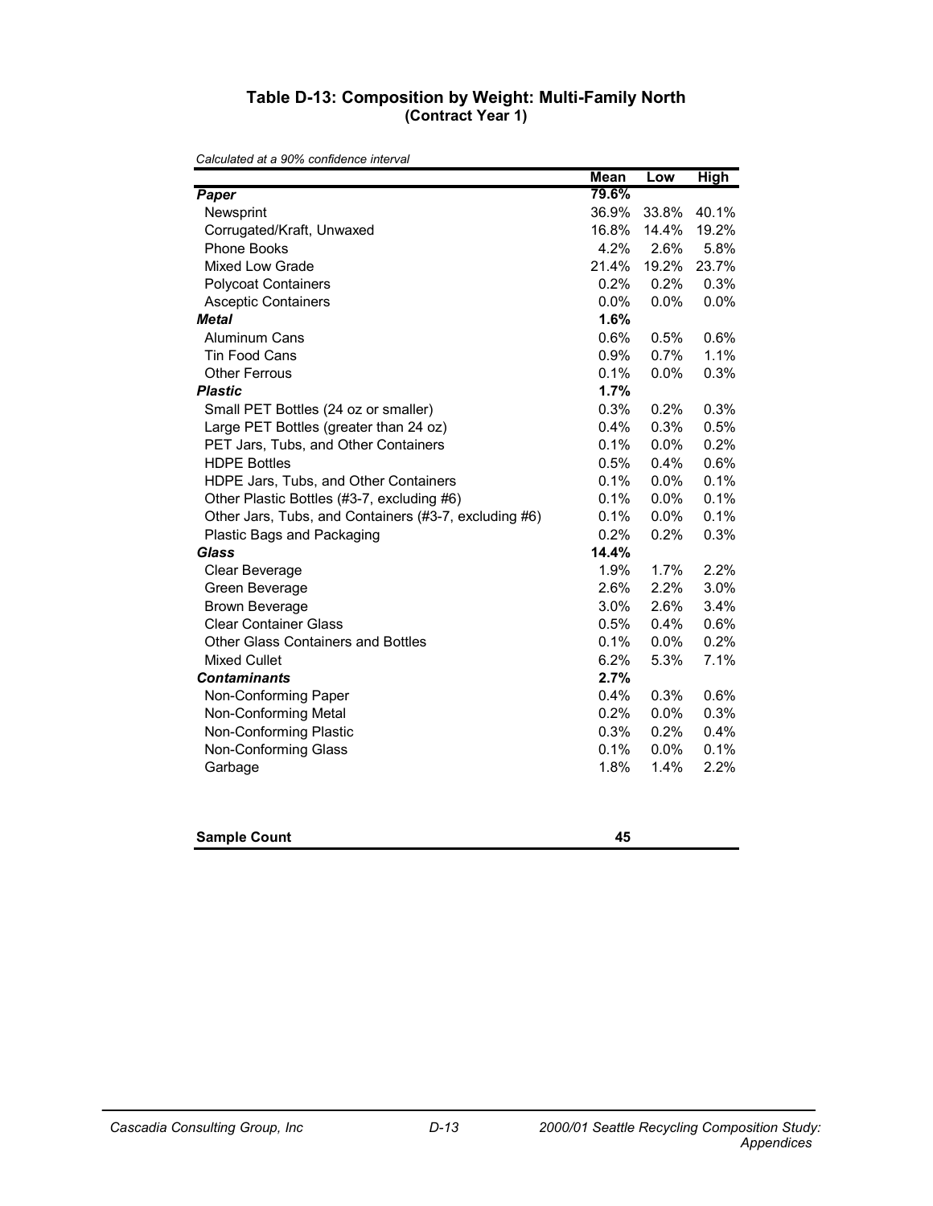### Table D-13: Composition by Weight: Multi-Family North
**(Contract Year 1)**

*Calculated at a 90% confidence interval*

| | Mean | Low | High |
|---|---|---|---|
| ***Paper*** | **79.6%** | | |
| Newsprint | 36.9% | 33.8% | 40.1% |
| Corrugated/Kraft, Unwaxed | 16.8% | 14.4% | 19.2% |
| Phone Books | 4.2% | 2.6% | 5.8% |
| Mixed Low Grade | 21.4% | 19.2% | 23.7% |
| Polycoat Containers | 0.2% | 0.2% | 0.3% |
| Asceptic Containers | 0.0% | 0.0% | 0.0% |
| ***Metal*** | **1.6%** | | |
| Aluminum Cans | 0.6% | 0.5% | 0.6% |
| Tin Food Cans | 0.9% | 0.7% | 1.1% |
| Other Ferrous | 0.1% | 0.0% | 0.3% |
| ***Plastic*** | **1.7%** | | |
| Small PET Bottles (24 oz or smaller) | 0.3% | 0.2% | 0.3% |
| Large PET Bottles (greater than 24 oz) | 0.4% | 0.3% | 0.5% |
| PET Jars, Tubs, and Other Containers | 0.1% | 0.0% | 0.2% |
| HDPE Bottles | 0.5% | 0.4% | 0.6% |
| HDPE Jars, Tubs, and Other Containers | 0.1% | 0.0% | 0.1% |
| Other Plastic Bottles (#3-7, excluding #6) | 0.1% | 0.0% | 0.1% |
| Other Jars, Tubs, and Containers (#3-7, excluding #6) | 0.1% | 0.0% | 0.1% |
| Plastic Bags and Packaging | 0.2% | 0.2% | 0.3% |
| ***Glass*** | **14.4%** | | |
| Clear Beverage | 1.9% | 1.7% | 2.2% |
| Green Beverage | 2.6% | 2.2% | 3.0% |
| Brown Beverage | 3.0% | 2.6% | 3.4% |
| Clear Container Glass | 0.5% | 0.4% | 0.6% |
| Other Glass Containers and Bottles | 0.1% | 0.0% | 0.2% |
| Mixed Cullet | 6.2% | 5.3% | 7.1% |
| ***Contaminants*** | **2.7%** | | |
| Non-Conforming Paper | 0.4% | 0.3% | 0.6% |
| Non-Conforming Metal | 0.2% | 0.0% | 0.3% |
| Non-Conforming Plastic | 0.3% | 0.2% | 0.4% |
| Non-Conforming Glass | 0.1% | 0.0% | 0.1% |
| Garbage | 1.8% | 1.4% | 2.2% |
| | | | |
| **Sample Count** | **45** | | |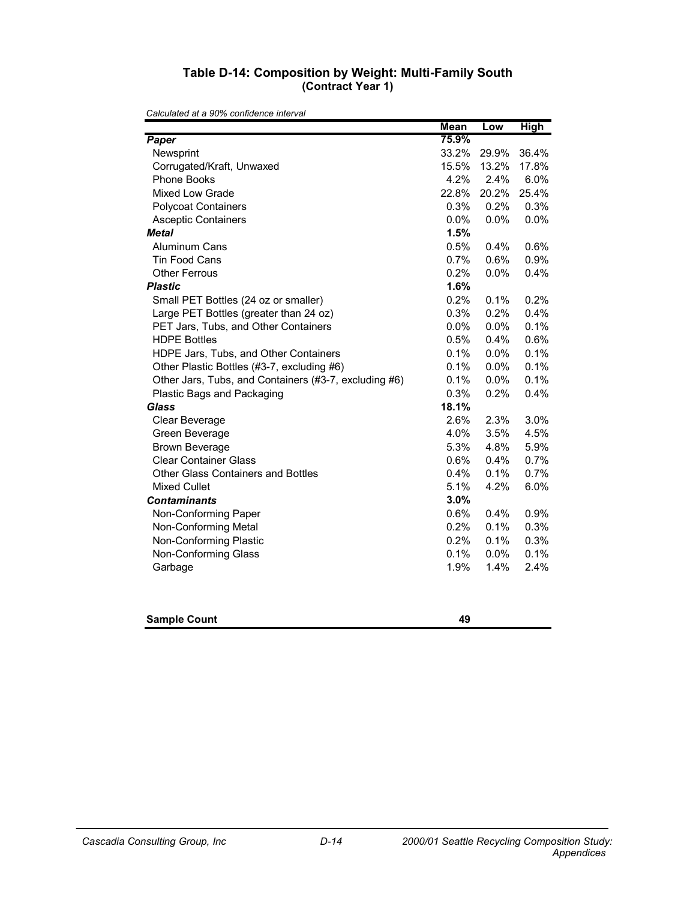### Table D-14: Composition by Weight: Multi-Family South
**(Contract Year 1)**

*Calculated at a 90% confidence interval*

| | Mean | Low | High |
|---|---|---|---|
| ***Paper*** | **75.9%** | | |
| Newsprint | 33.2% | 29.9% | 36.4% |
| Corrugated/Kraft, Unwaxed | 15.5% | 13.2% | 17.8% |
| Phone Books | 4.2% | 2.4% | 6.0% |
| Mixed Low Grade | 22.8% | 20.2% | 25.4% |
| Polycoat Containers | 0.3% | 0.2% | 0.3% |
| Asceptic Containers | 0.0% | 0.0% | 0.0% |
| ***Metal*** | **1.5%** | | |
| Aluminum Cans | 0.5% | 0.4% | 0.6% |
| Tin Food Cans | 0.7% | 0.6% | 0.9% |
| Other Ferrous | 0.2% | 0.0% | 0.4% |
| ***Plastic*** | **1.6%** | | |
| Small PET Bottles (24 oz or smaller) | 0.2% | 0.1% | 0.2% |
| Large PET Bottles (greater than 24 oz) | 0.3% | 0.2% | 0.4% |
| PET Jars, Tubs, and Other Containers | 0.0% | 0.0% | 0.1% |
| HDPE Bottles | 0.5% | 0.4% | 0.6% |
| HDPE Jars, Tubs, and Other Containers | 0.1% | 0.0% | 0.1% |
| Other Plastic Bottles (#3-7, excluding #6) | 0.1% | 0.0% | 0.1% |
| Other Jars, Tubs, and Containers (#3-7, excluding #6) | 0.1% | 0.0% | 0.1% |
| Plastic Bags and Packaging | 0.3% | 0.2% | 0.4% |
| ***Glass*** | **18.1%** | | |
| Clear Beverage | 2.6% | 2.3% | 3.0% |
| Green Beverage | 4.0% | 3.5% | 4.5% |
| Brown Beverage | 5.3% | 4.8% | 5.9% |
| Clear Container Glass | 0.6% | 0.4% | 0.7% |
| Other Glass Containers and Bottles | 0.4% | 0.1% | 0.7% |
| Mixed Cullet | 5.1% | 4.2% | 6.0% |
| ***Contaminants*** | **3.0%** | | |
| Non-Conforming Paper | 0.6% | 0.4% | 0.9% |
| Non-Conforming Metal | 0.2% | 0.1% | 0.3% |
| Non-Conforming Plastic | 0.2% | 0.1% | 0.3% |
| Non-Conforming Glass | 0.1% | 0.0% | 0.1% |
| Garbage | 1.9% | 1.4% | 2.4% |
| | | | |
| **Sample Count** | **49** | | |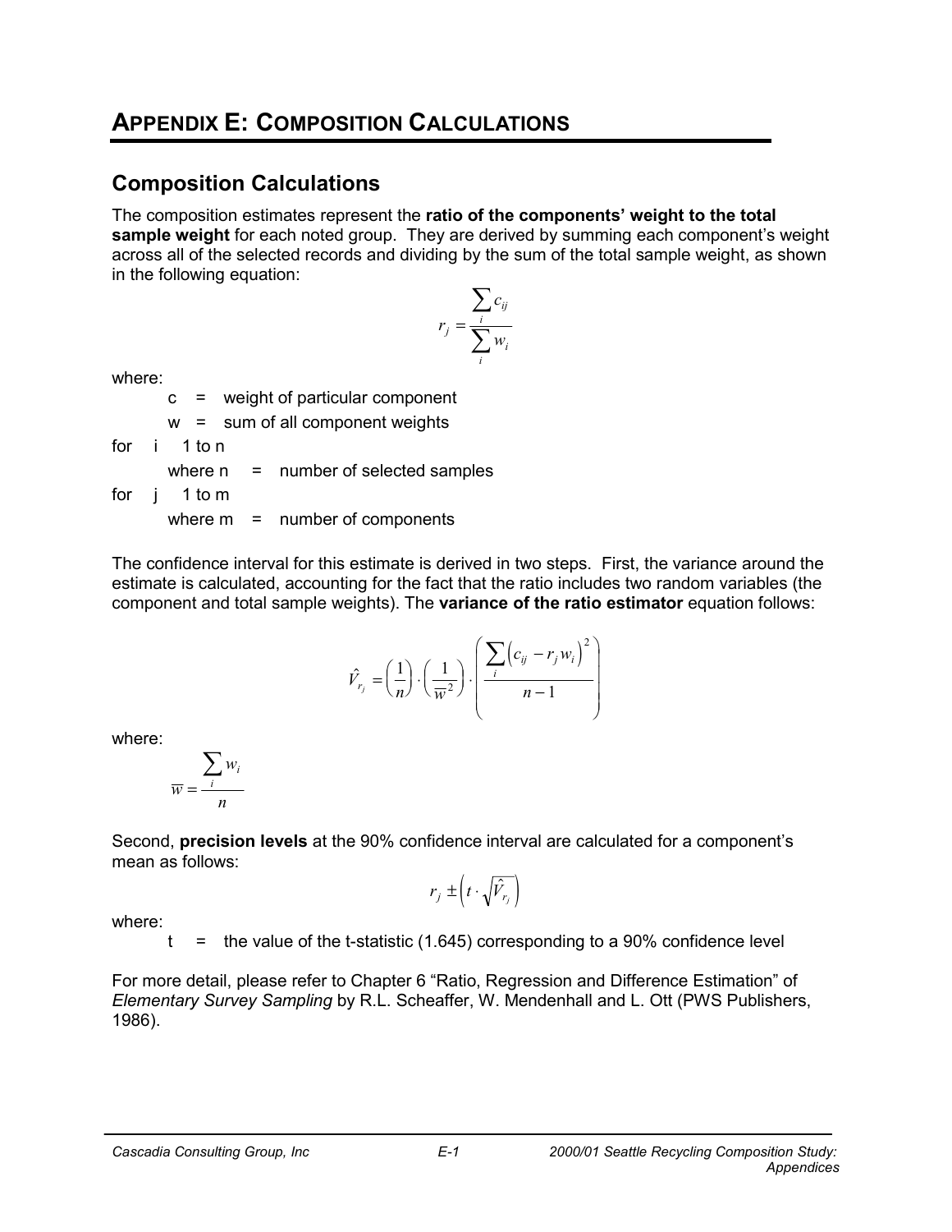# APPENDIX E: COMPOSITION CALCULATIONS

## Composition Calculations

The composition estimates represent the **ratio of the components' weight to the total sample weight** for each noted group. They are derived by summing each component's weight across all of the selected records and dividing by the sum of the total sample weight, as shown in the following equation:

$$r_j = \frac{\sum_i c_{ij}}{\sum_i w_i}$$

where:

$c$ = weight of particular component

$w$ = sum of all component weights

for $i$ 1 to n

where n = number of selected samples

for $j$ 1 to m

where m = number of components

The confidence interval for this estimate is derived in two steps. First, the variance around the estimate is calculated, accounting for the fact that the ratio includes two random variables (the component and total sample weights). The **variance of the ratio estimator** equation follows:

$$\hat{V}_{r_j} = \left(\frac{1}{n}\right) \cdot \left(\frac{1}{\overline{w}^2}\right) \cdot \left(\frac{\sum_i \left(c_{ij} - r_j w_i\right)^2}{n-1}\right)$$

where:

$$\overline{w} = \frac{\sum_i w_i}{n}$$

Second, **precision levels** at the 90% confidence interval are calculated for a component's mean as follows:

$$r_j \pm \left(t \cdot \sqrt{\hat{V}_{r_j}}\right)$$

where:

$t$ = the value of the t-statistic (1.645) corresponding to a 90% confidence level

For more detail, please refer to Chapter 6 "Ratio, Regression and Difference Estimation" of *Elementary Survey Sampling* by R.L. Scheaffer, W. Mendenhall and L. Ott (PWS Publishers, 1986).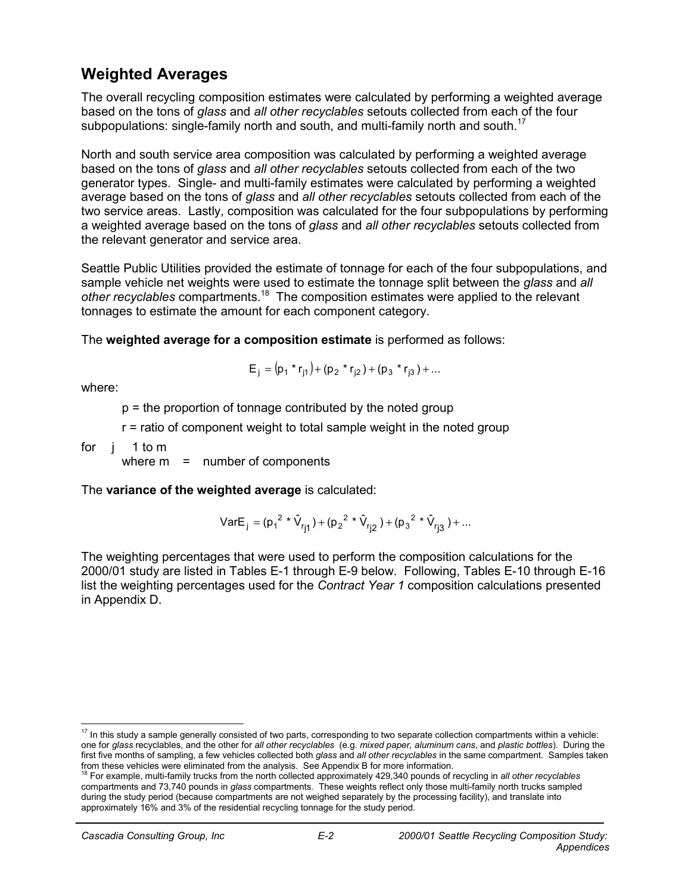## Weighted Averages

The overall recycling composition estimates were calculated by performing a weighted average based on the tons of *glass* and *all other recyclables* setouts collected from each of the four subpopulations: single-family north and south, and multi-family north and south.[17]

North and south service area composition was calculated by performing a weighted average based on the tons of *glass* and *all other recyclables* setouts collected from each of the two generator types. Single- and multi-family estimates were calculated by performing a weighted average based on the tons of *glass* and *all other recyclables* setouts collected from each of the two service areas. Lastly, composition was calculated for the four subpopulations by performing a weighted average based on the tons of *glass* and *all other recyclables* setouts collected from the relevant generator and service area.

Seattle Public Utilities provided the estimate of tonnage for each of the four subpopulations, and sample vehicle net weights were used to estimate the tonnage split between the *glass* and *all other recyclables* compartments.[18] The composition estimates were applied to the relevant tonnages to estimate the amount for each component category.

The **weighted average for a composition estimate** is performed as follows:

$$E_j = (p_1 * r_{j1}) + (p_2 * r_{j2}) + (p_3 * r_{j3}) + \ldots$$

where:

p = the proportion of tonnage contributed by the noted group

r = ratio of component weight to total sample weight in the noted group

for j 1 to m
where m = number of components

The **variance of the weighted average** is calculated:

$$\text{Var}E_j = (p_1^2 * \hat{V}_{r_{j1}}) + (p_2^2 * \hat{V}_{r_{j2}}) + (p_3^2 * \hat{V}_{r_{j3}}) + \ldots$$

The weighting percentages that were used to perform the composition calculations for the 2000/01 study are listed in Tables E-1 through E-9 below. Following, Tables E-10 through E-16 list the weighting percentages used for the *Contract Year 1* composition calculations presented in Appendix D.

---

[17] In this study a sample generally consisted of two parts, corresponding to two separate collection compartments within a vehicle: one for *glass* recyclables, and the other for *all other recyclables* (e.g. *mixed paper, aluminum cans*, and *plastic bottles*). During the first five months of sampling, a few vehicles collected both *glass* and *all other recyclables* in the same compartment. Samples taken from these vehicles were eliminated from the analysis. See Appendix B for more information.

[18] For example, multi-family trucks from the north collected approximately 429,340 pounds of recycling in *all other recyclables* compartments and 73,740 pounds in *glass* compartments. These weights reflect only those multi-family north trucks sampled during the study period (because compartments are not weighed separately by the processing facility), and translate into approximately 16% and 3% of the residential recycling tonnage for the study period.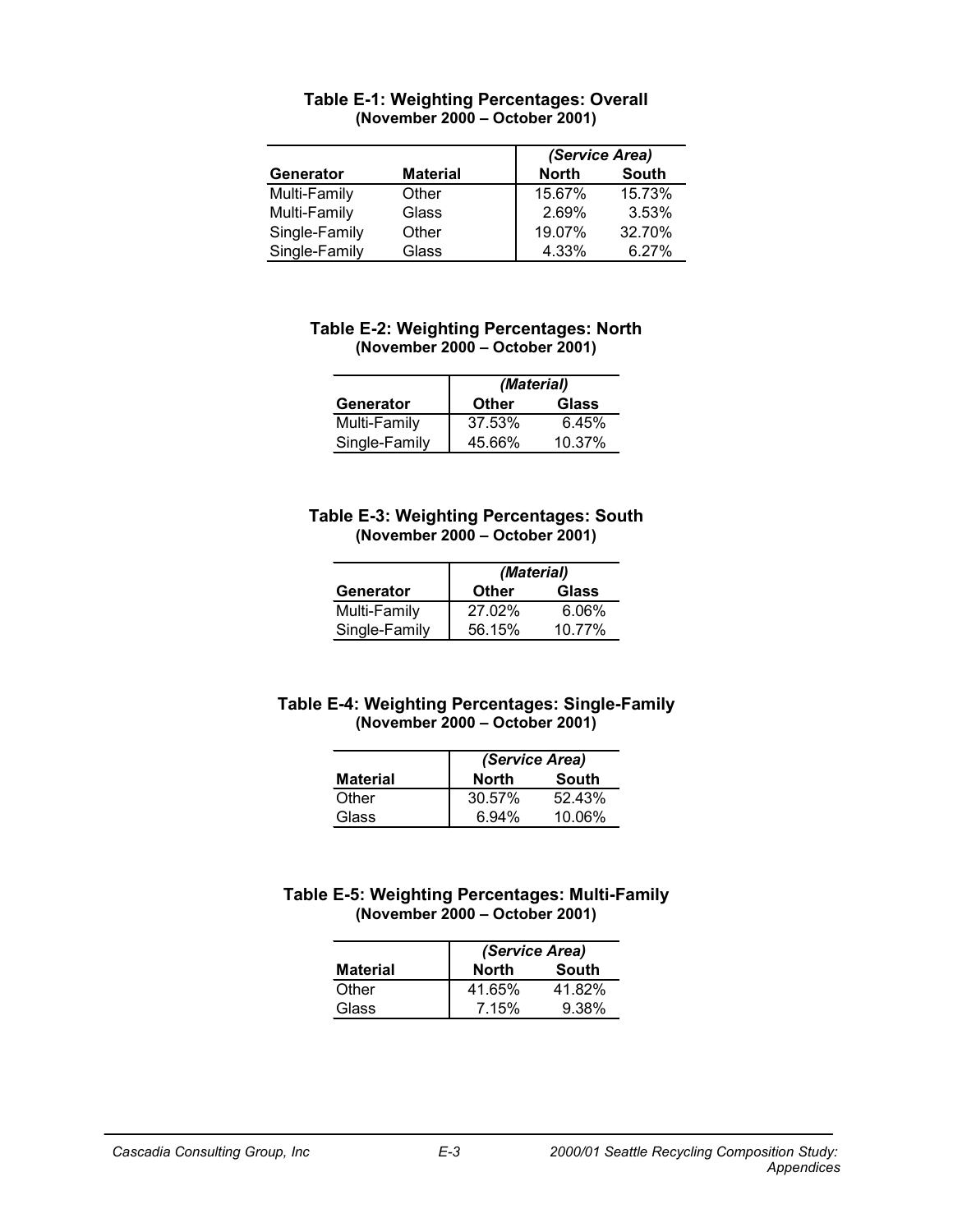**Table E-1: Weighting Percentages: Overall**
**(November 2000 – October 2001)**

| | | *(Service Area)* | |
|---|---|---|---|
| **Generator** | **Material** | **North** | **South** |
| Multi-Family | Other | 15.67% | 15.73% |
| Multi-Family | Glass | 2.69% | 3.53% |
| Single-Family | Other | 19.07% | 32.70% |
| Single-Family | Glass | 4.33% | 6.27% |

**Table E-2: Weighting Percentages: North**
**(November 2000 – October 2001)**

| | *(Material)* | |
|---|---|---|
| **Generator** | **Other** | **Glass** |
| Multi-Family | 37.53% | 6.45% |
| Single-Family | 45.66% | 10.37% |

**Table E-3: Weighting Percentages: South**
**(November 2000 – October 2001)**

| | *(Material)* | |
|---|---|---|
| **Generator** | **Other** | **Glass** |
| Multi-Family | 27.02% | 6.06% |
| Single-Family | 56.15% | 10.77% |

**Table E-4: Weighting Percentages: Single-Family**
**(November 2000 – October 2001)**

| | *(Service Area)* | |
|---|---|---|
| **Material** | **North** | **South** |
| Other | 30.57% | 52.43% |
| Glass | 6.94% | 10.06% |

**Table E-5: Weighting Percentages: Multi-Family**
**(November 2000 – October 2001)**

| | *(Service Area)* | |
|---|---|---|
| **Material** | **North** | **South** |
| Other | 41.65% | 41.82% |
| Glass | 7.15% | 9.38% |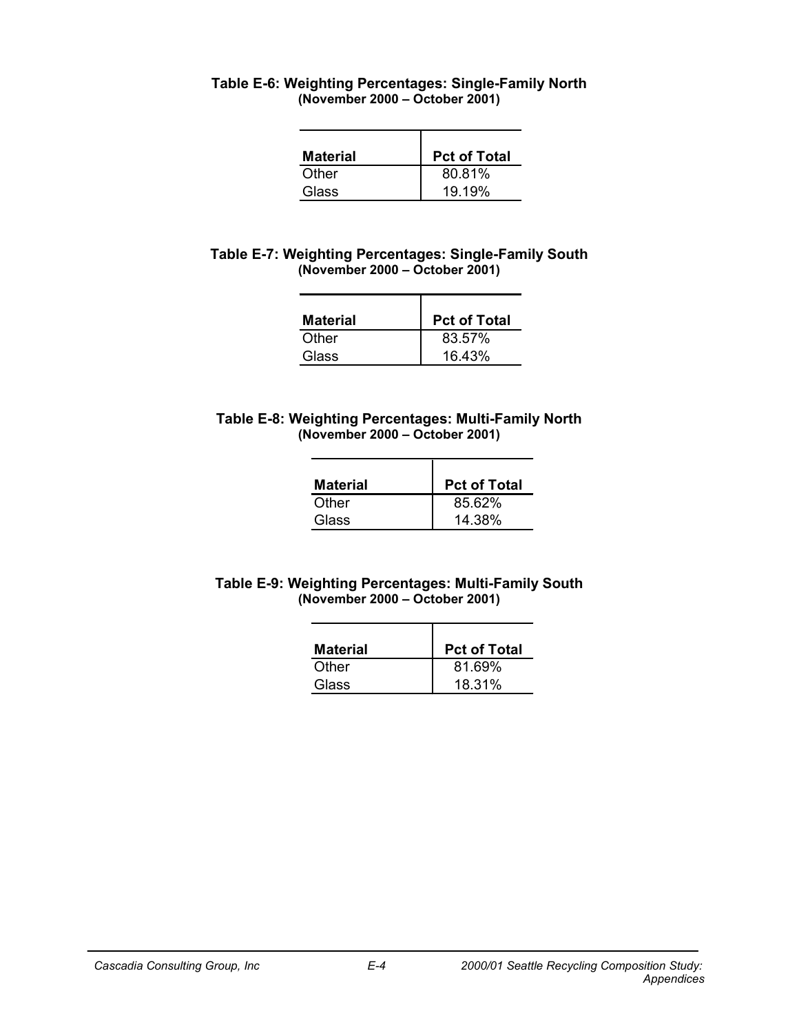**Table E-6: Weighting Percentages: Single-Family North**
**(November 2000 – October 2001)**

| Material | Pct of Total |
|---|---|
| Other | 80.81% |
| Glass | 19.19% |

**Table E-7: Weighting Percentages: Single-Family South**
**(November 2000 – October 2001)**

| Material | Pct of Total |
|---|---|
| Other | 83.57% |
| Glass | 16.43% |

**Table E-8: Weighting Percentages: Multi-Family North**
**(November 2000 – October 2001)**

| Material | Pct of Total |
|---|---|
| Other | 85.62% |
| Glass | 14.38% |

**Table E-9: Weighting Percentages: Multi-Family South**
**(November 2000 – October 2001)**

| Material | Pct of Total |
|---|---|
| Other | 81.69% |
| Glass | 18.31% |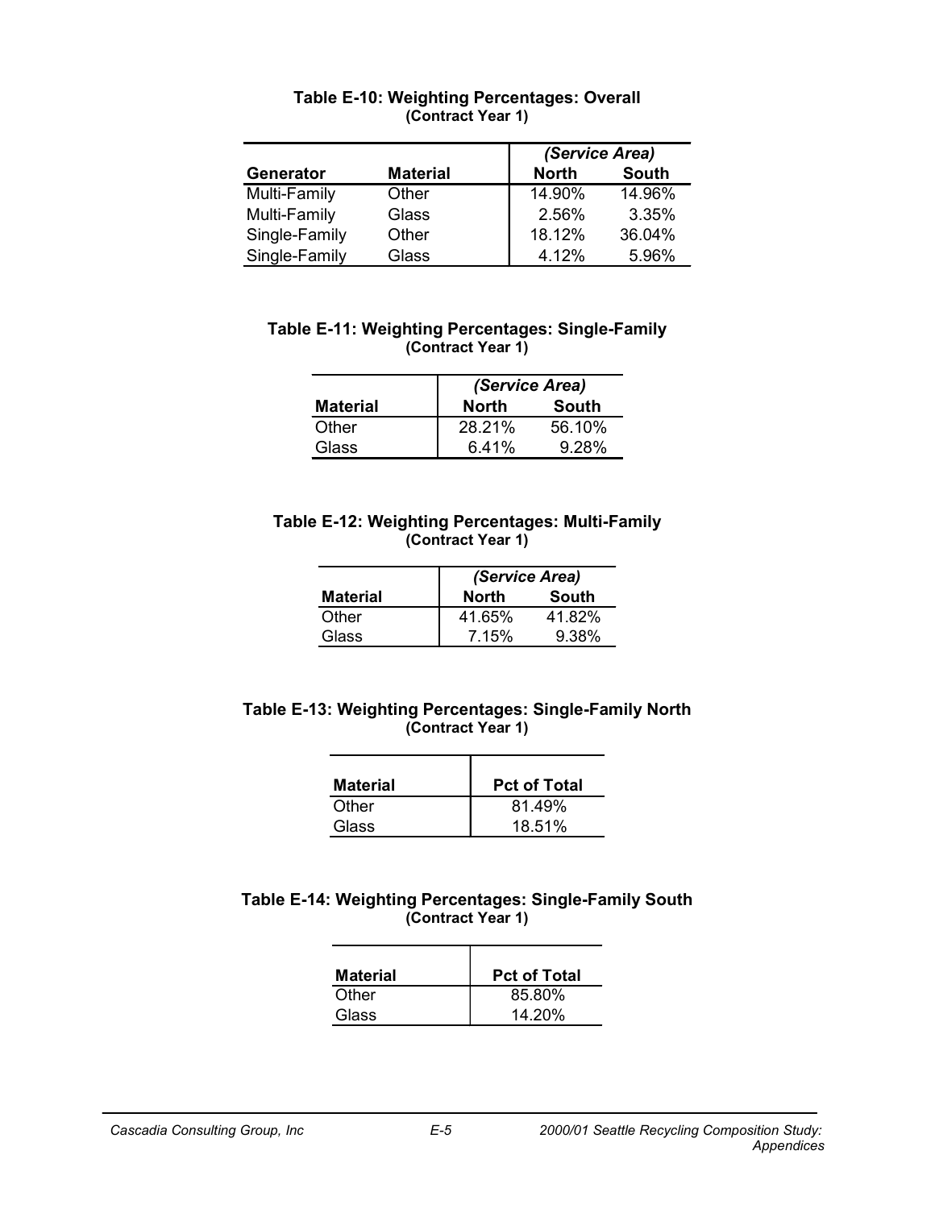**Table E-10: Weighting Percentages: Overall**
**(Contract Year 1)**

| | | *(Service Area)* | |
|---|---|---|---|
| **Generator** | **Material** | **North** | **South** |
| Multi-Family | Other | 14.90% | 14.96% |
| Multi-Family | Glass | 2.56% | 3.35% |
| Single-Family | Other | 18.12% | 36.04% |
| Single-Family | Glass | 4.12% | 5.96% |

**Table E-11: Weighting Percentages: Single-Family**
**(Contract Year 1)**

| | *(Service Area)* | |
|---|---|---|
| **Material** | **North** | **South** |
| Other | 28.21% | 56.10% |
| Glass | 6.41% | 9.28% |

**Table E-12: Weighting Percentages: Multi-Family**
**(Contract Year 1)**

| | *(Service Area)* | |
|---|---|---|
| **Material** | **North** | **South** |
| Other | 41.65% | 41.82% |
| Glass | 7.15% | 9.38% |

**Table E-13: Weighting Percentages: Single-Family North**
**(Contract Year 1)**

| **Material** | **Pct of Total** |
|---|---|
| Other | 81.49% |
| Glass | 18.51% |

**Table E-14: Weighting Percentages: Single-Family South**
**(Contract Year 1)**

| **Material** | **Pct of Total** |
|---|---|
| Other | 85.80% |
| Glass | 14.20% |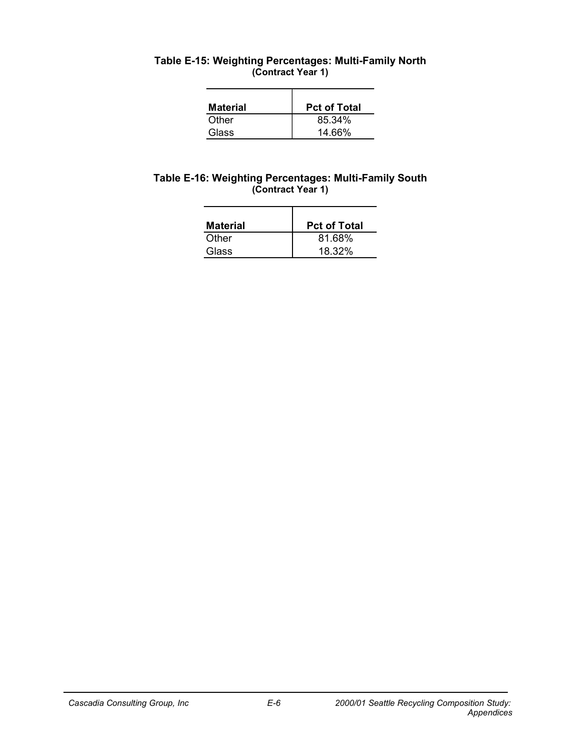**Table E-15: Weighting Percentages: Multi-Family North**
**(Contract Year 1)**

| Material | Pct of Total |
|---|---|
| Other | 85.34% |
| Glass | 14.66% |

**Table E-16: Weighting Percentages: Multi-Family South**
**(Contract Year 1)**

| Material | Pct of Total |
|---|---|
| Other | 81.68% |
| Glass | 18.32% |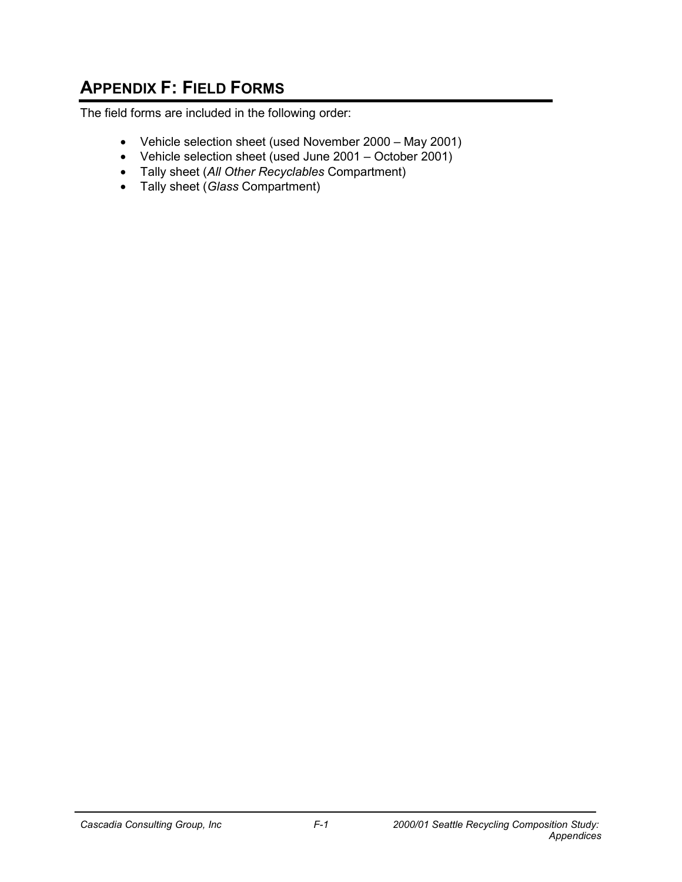# APPENDIX F: FIELD FORMS

The field forms are included in the following order:

- Vehicle selection sheet (used November 2000 – May 2001)
- Vehicle selection sheet (used June 2001 – October 2001)
- Tally sheet (*All Other Recyclables* Compartment)
- Tally sheet (*Glass* Compartment)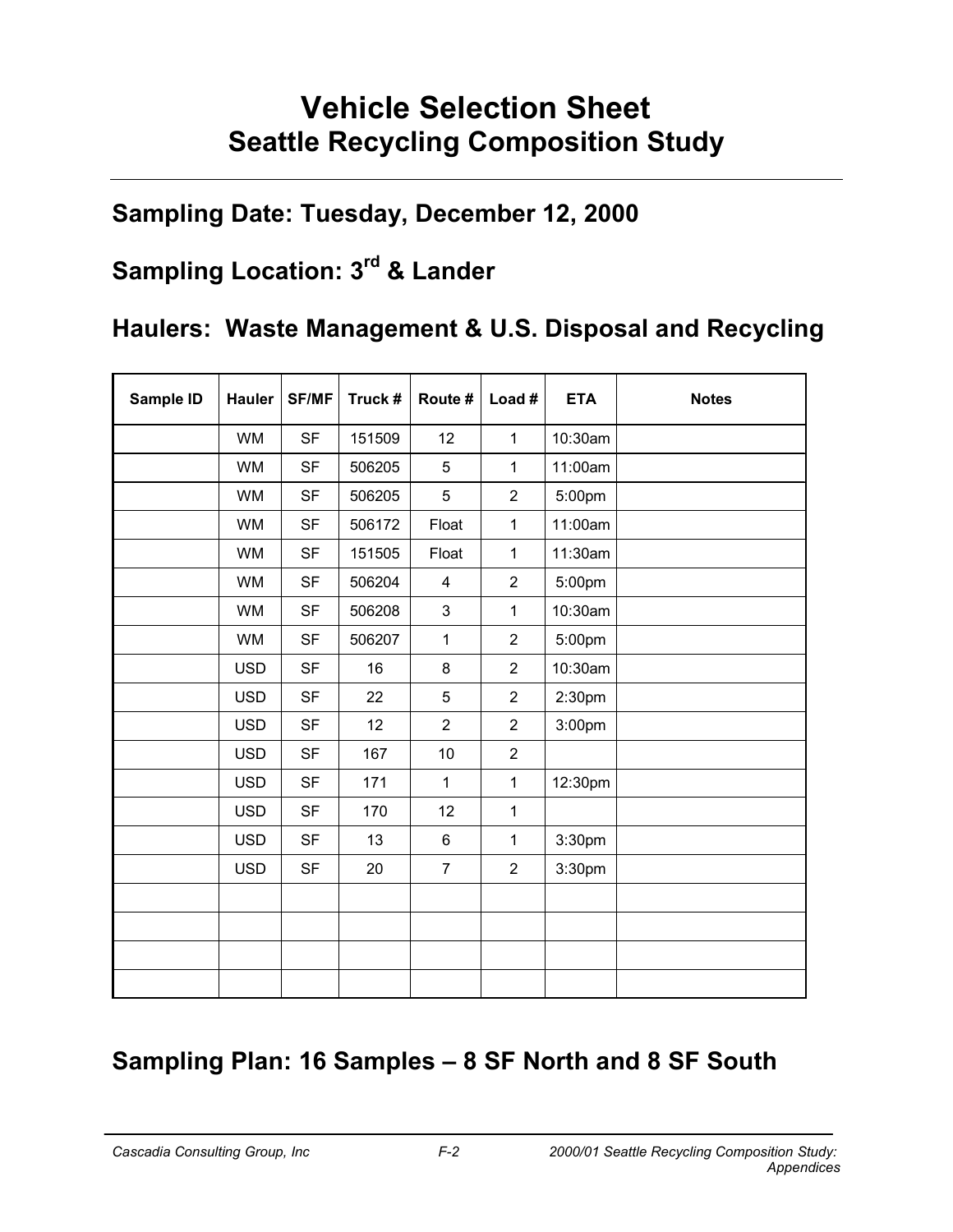# Vehicle Selection Sheet
## Seattle Recycling Composition Study

## Sampling Date: Tuesday, December 12, 2000

## Sampling Location: 3rd & Lander

## Haulers: Waste Management & U.S. Disposal and Recycling

| Sample ID | Hauler | SF/MF | Truck # | Route # | Load # | ETA | Notes |
|---|---|---|---|---|---|---|---|
| | WM | SF | 151509 | 12 | 1 | 10:30am | |
| | WM | SF | 506205 | 5 | 1 | 11:00am | |
| | WM | SF | 506205 | 5 | 2 | 5:00pm | |
| | WM | SF | 506172 | Float | 1 | 11:00am | |
| | WM | SF | 151505 | Float | 1 | 11:30am | |
| | WM | SF | 506204 | 4 | 2 | 5:00pm | |
| | WM | SF | 506208 | 3 | 1 | 10:30am | |
| | WM | SF | 506207 | 1 | 2 | 5:00pm | |
| | USD | SF | 16 | 8 | 2 | 10:30am | |
| | USD | SF | 22 | 5 | 2 | 2:30pm | |
| | USD | SF | 12 | 2 | 2 | 3:00pm | |
| | USD | SF | 167 | 10 | 2 | | |
| | USD | SF | 171 | 1 | 1 | 12:30pm | |
| | USD | SF | 170 | 12 | 1 | | |
| | USD | SF | 13 | 6 | 1 | 3:30pm | |
| | USD | SF | 20 | 7 | 2 | 3:30pm | |
| | | | | | | | |
| | | | | | | | |
| | | | | | | | |
| | | | | | | | |

## Sampling Plan: 16 Samples – 8 SF North and 8 SF South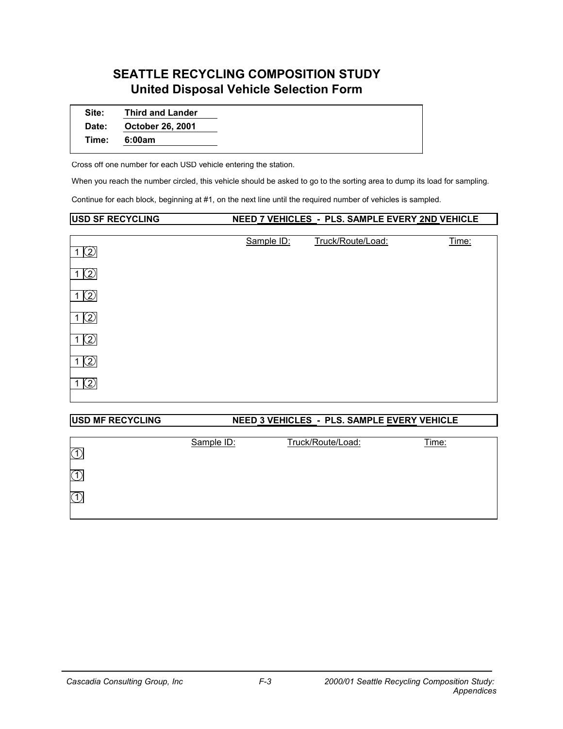# SEATTLE RECYCLING COMPOSITION STUDY
## United Disposal Vehicle Selection Form

**Site:** Third and Lander
**Date:** October 26, 2001
**Time:** 6:00am

Cross off one number for each USD vehicle entering the station.

When you reach the number circled, this vehicle should be asked to go to the sorting area to dump its load for sampling.

Continue for each block, beginning at #1, on the next line until the required number of vehicles is sampled.

**USD SF RECYCLING — NEED 7 VEHICLES - PLS. SAMPLE EVERY 2ND VEHICLE**

| | Sample ID: | Truck/Route/Load: | Time: |
|---|---|---|---|
| 1 ② | | | |
| 1 ② | | | |
| 1 ② | | | |
| 1 ② | | | |
| 1 ② | | | |
| 1 ② | | | |
| 1 ② | | | |

**USD MF RECYCLING — NEED 3 VEHICLES - PLS. SAMPLE EVERY VEHICLE**

| | Sample ID: | Truck/Route/Load: | Time: |
|---|---|---|---|
| ① | | | |
| ① | | | |
| ① | | | |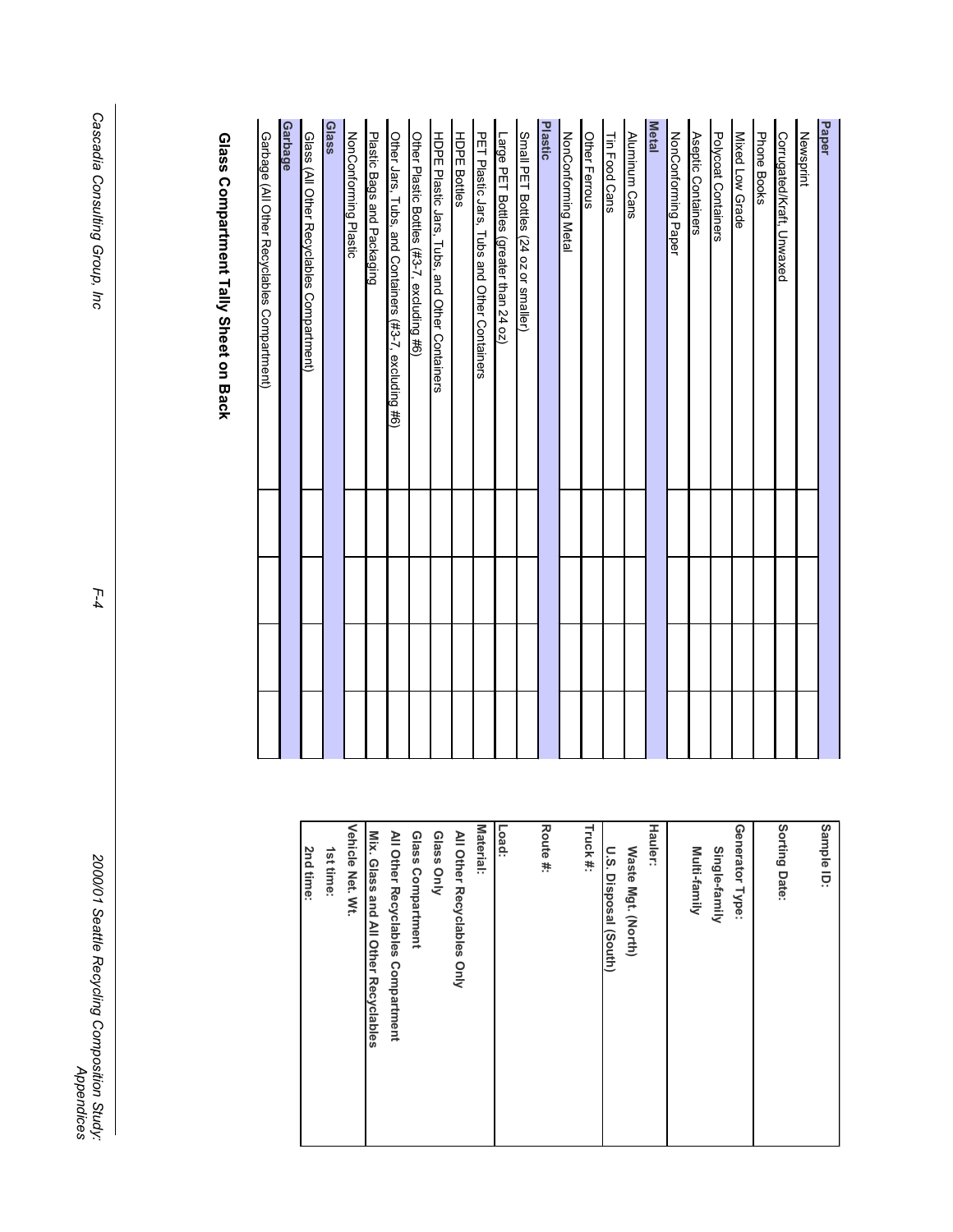| | | | | |
|---|---|---|---|---|
| **Paper** | | | | |
| Newsprint | | | | |
| Corrugated/Kraft, Unwaxed | | | | |
| Phone Books | | | | |
| Mixed Low Grade | | | | |
| Polycoat Containers | | | | |
| Aseptic Containers | | | | |
| NonConforming Paper | | | | |
| **Metal** | | | | |
| Aluminum Cans | | | | |
| Tin Food Cans | | | | |
| Other Ferrous | | | | |
| NonConforming Metal | | | | |
| **Plastic** | | | | |
| Small PET Bottles (24 oz or smaller) | | | | |
| Large PET Bottles (greater than 24 oz) | | | | |
| PET Plastic Jars, Tubs and Other Containers | | | | |
| HDPE Bottles | | | | |
| HDPE Plastic Jars, Tubs, and Other Containers | | | | |
| Other Plastic Bottles (#3-7, excluding #6) | | | | |
| Other Jars, Tubs, and Containers (#3-7, excluding #6) | | | | |
| Plastic Bags and Packaging | | | | |
| NonConforming Plastic | | | | |
| **Glass** | | | | |
| Glass (All Other Recyclables Compartment) | | | | |
| **Garbage** | | | | |
| Garbage (All Other Recyclables Compartment) | | | | |

|  |
|---|
| **Sample ID:** |
| **Sorting Date:** |
| **Generator Type:**<br>Single-family<br>Multi-family |
| **Hauler:**<br>Waste Mgt. (North)<br>U.S. Disposal (South) |
| **Truck #:** |
| **Route #:** |
| **Load:** |
| **Material:**<br>All Other Recyclables Only<br>Glass Only<br>Glass Compartment<br>All Other Recyclables Compartment<br>Mix. Glass and All Other Recyclables |
| **Vehicle Net. Wt.**<br>1st time:<br>2nd time: |

**Glass Compartment Tally Sheet on Back**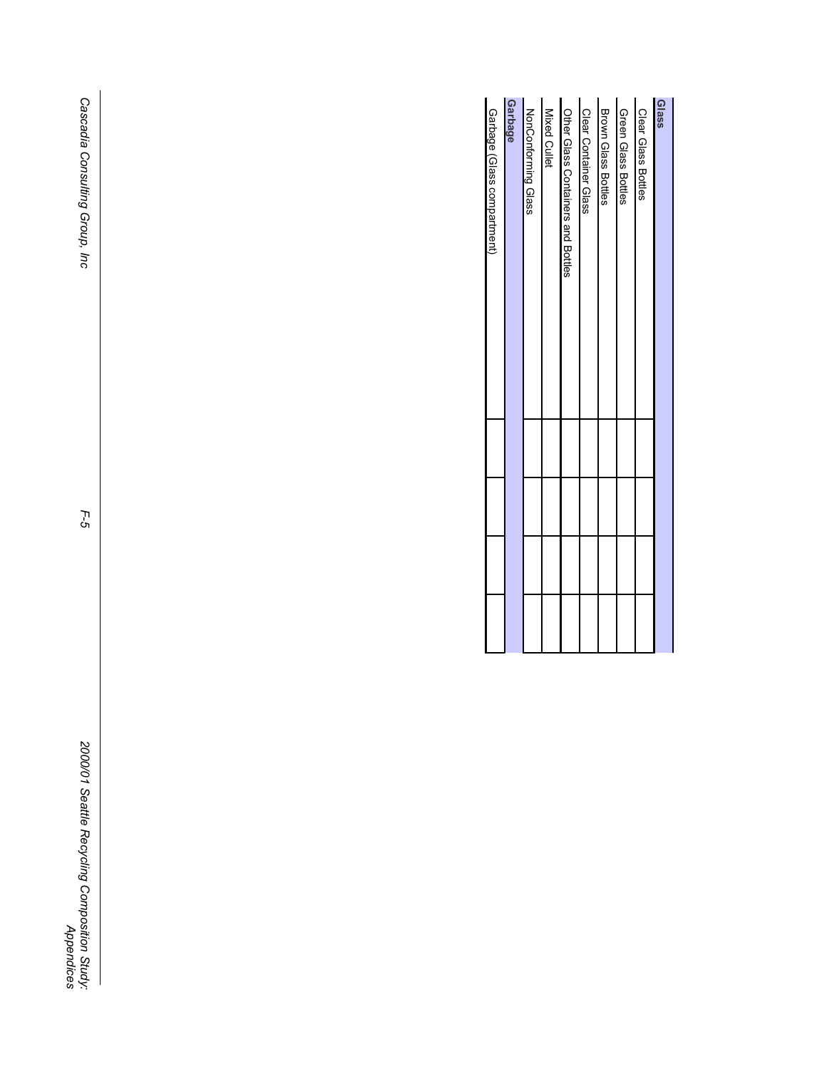| | | | | |
|---|---|---|---|---|
| **Glass** | | | | |
| Clear Glass Bottles | | | | |
| Green Glass Bottles | | | | |
| Brown Glass Bottles | | | | |
| Clear Container Glass | | | | |
| Other Glass Containers and Bottles | | | | |
| Mixed Cullet | | | | |
| NonConforming Glass | | | | |
| **Garbage** | | | | |
| Garbage (Glass compartment) | | | | |